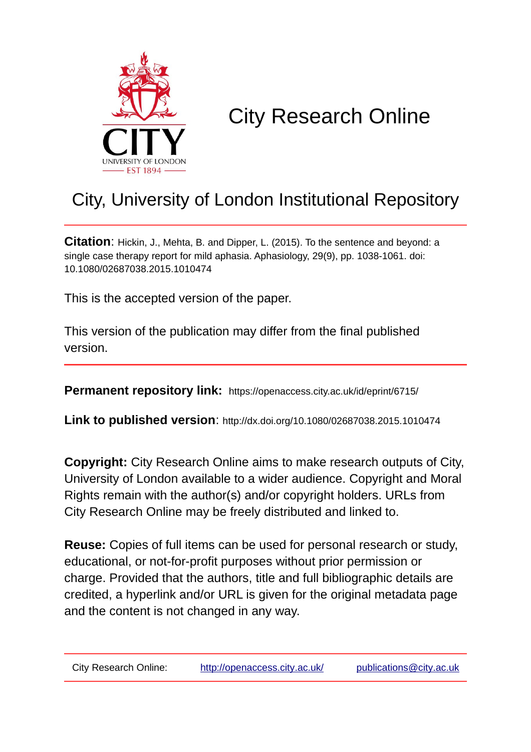# City Research Online

## City, University of London Institutional Repository

**Citation**: Hickin, J., Mehta, B. and Dipper, L. (2015). To the sentence and beyond: a single case therapy report for mild aphasia. Aphasiology, 29(9), pp. 1038-1061. doi: 10.1080/02687038.2015.1010474

This is the accepted version of the paper.

This version of the publication may differ from the final published version.

---

**Permanent repository link:** https://openaccess.city.ac.uk/id/eprint/6715/

**Link to published version**: http://dx.doi.org/10.1080/02687038.2015.1010474

**Copyright:** City Research Online aims to make research outputs of City, University of London available to a wider audience. Copyright and Moral Rights remain with the author(s) and/or copyright holders. URLs from City Research Online may be freely distributed and linked to.

**Reuse:** Copies of full items can be used for personal research or study, educational, or not-for-profit purposes without prior permission or charge. Provided that the authors, title and full bibliographic details are credited, a hyperlink and/or URL is given for the original metadata page and the content is not changed in any way.

---

City Research Online: http://openaccess.city.ac.uk/ publications@city.ac.uk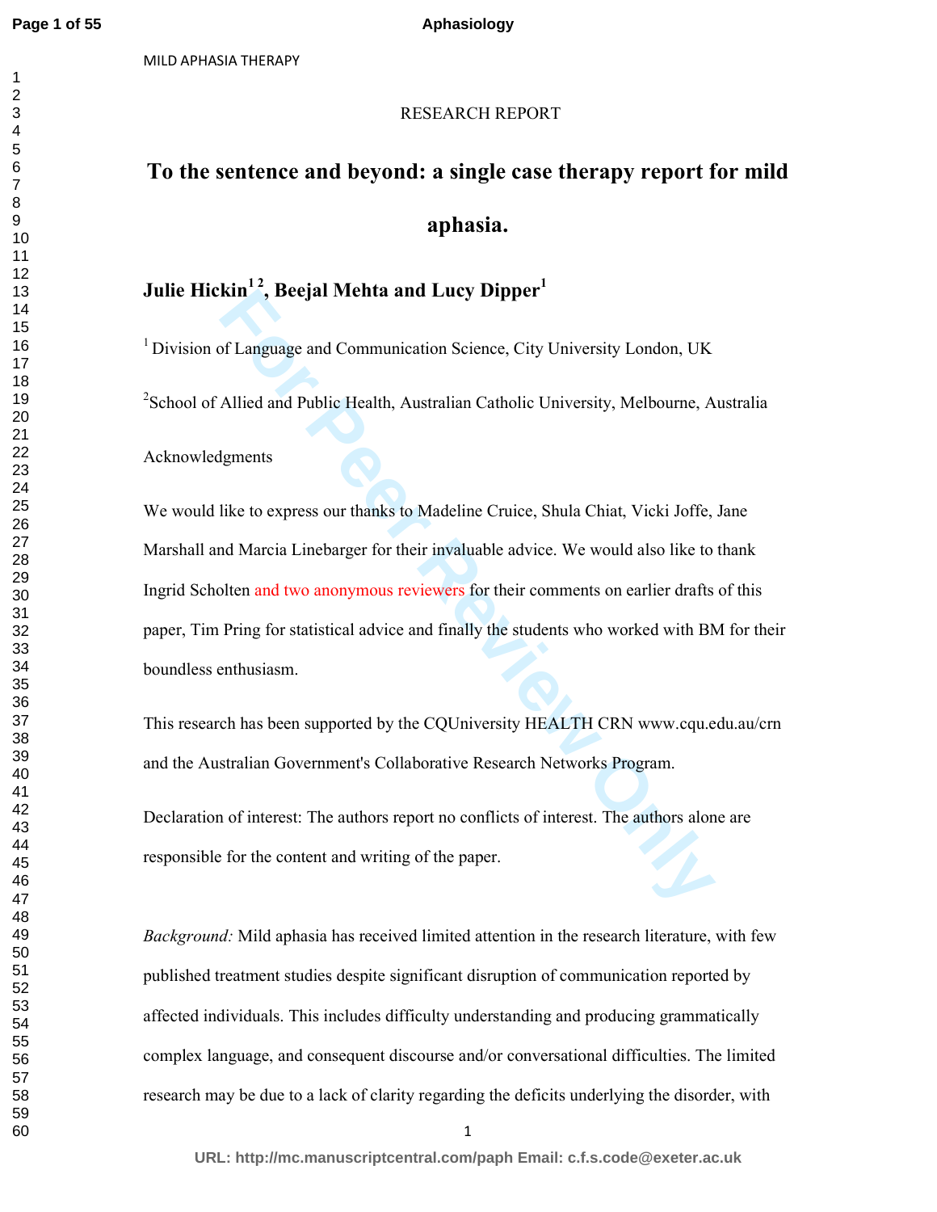RESEARCH REPORT

# To the sentence and beyond: a single case therapy report for mild aphasia.

**Julie Hickin[1 2], Beejal Mehta and Lucy Dipper[1]**

[1] Division of Language and Communication Science, City University London, UK

[2]School of Allied and Public Health, Australian Catholic University, Melbourne, Australia

Acknowledgments

We would like to express our thanks to Madeline Cruice, Shula Chiat, Vicki Joffe, Jane Marshall and Marcia Linebarger for their invaluable advice. We would also like to thank Ingrid Scholten and two anonymous reviewers for their comments on earlier drafts of this paper, Tim Pring for statistical advice and finally the students who worked with BM for their boundless enthusiasm.

This research has been supported by the CQUniversity HEALTH CRN www.cqu.edu.au/crn and the Australian Government's Collaborative Research Networks Program.

Declaration of interest: The authors report no conflicts of interest. The authors alone are responsible for the content and writing of the paper.

*Background:* Mild aphasia has received limited attention in the research literature, with few published treatment studies despite significant disruption of communication reported by affected individuals. This includes difficulty understanding and producing grammatically complex language, and consequent discourse and/or conversational difficulties. The limited research may be due to a lack of clarity regarding the deficits underlying the disorder, with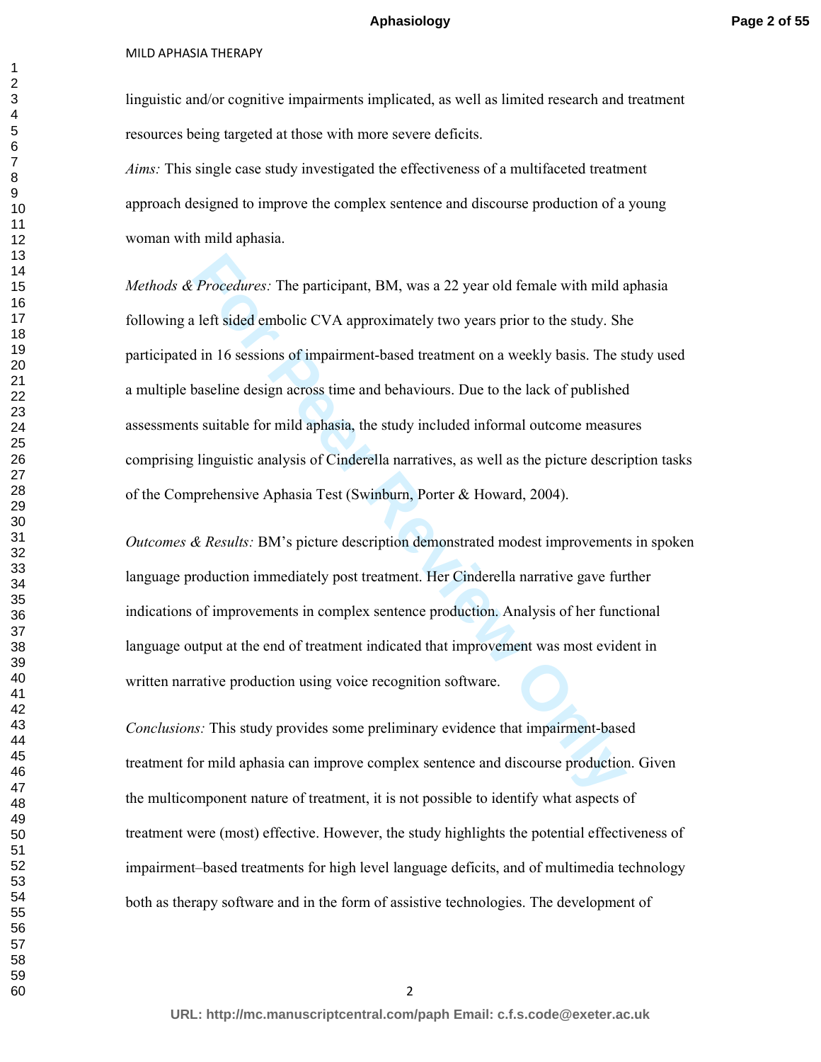linguistic and/or cognitive impairments implicated, as well as limited research and treatment resources being targeted at those with more severe deficits.

*Aims:* This single case study investigated the effectiveness of a multifaceted treatment approach designed to improve the complex sentence and discourse production of a young woman with mild aphasia.

*Methods & Procedures:* The participant, BM, was a 22 year old female with mild aphasia following a left sided embolic CVA approximately two years prior to the study. She participated in 16 sessions of impairment-based treatment on a weekly basis. The study used a multiple baseline design across time and behaviours. Due to the lack of published assessments suitable for mild aphasia, the study included informal outcome measures comprising linguistic analysis of Cinderella narratives, as well as the picture description tasks of the Comprehensive Aphasia Test (Swinburn, Porter & Howard, 2004).

*Outcomes & Results:* BM's picture description demonstrated modest improvements in spoken language production immediately post treatment. Her Cinderella narrative gave further indications of improvements in complex sentence production. Analysis of her functional language output at the end of treatment indicated that improvement was most evident in written narrative production using voice recognition software.

*Conclusions:* This study provides some preliminary evidence that impairment-based treatment for mild aphasia can improve complex sentence and discourse production. Given the multicomponent nature of treatment, it is not possible to identify what aspects of treatment were (most) effective. However, the study highlights the potential effectiveness of impairment–based treatments for high level language deficits, and of multimedia technology both as therapy software and in the form of assistive technologies. The development of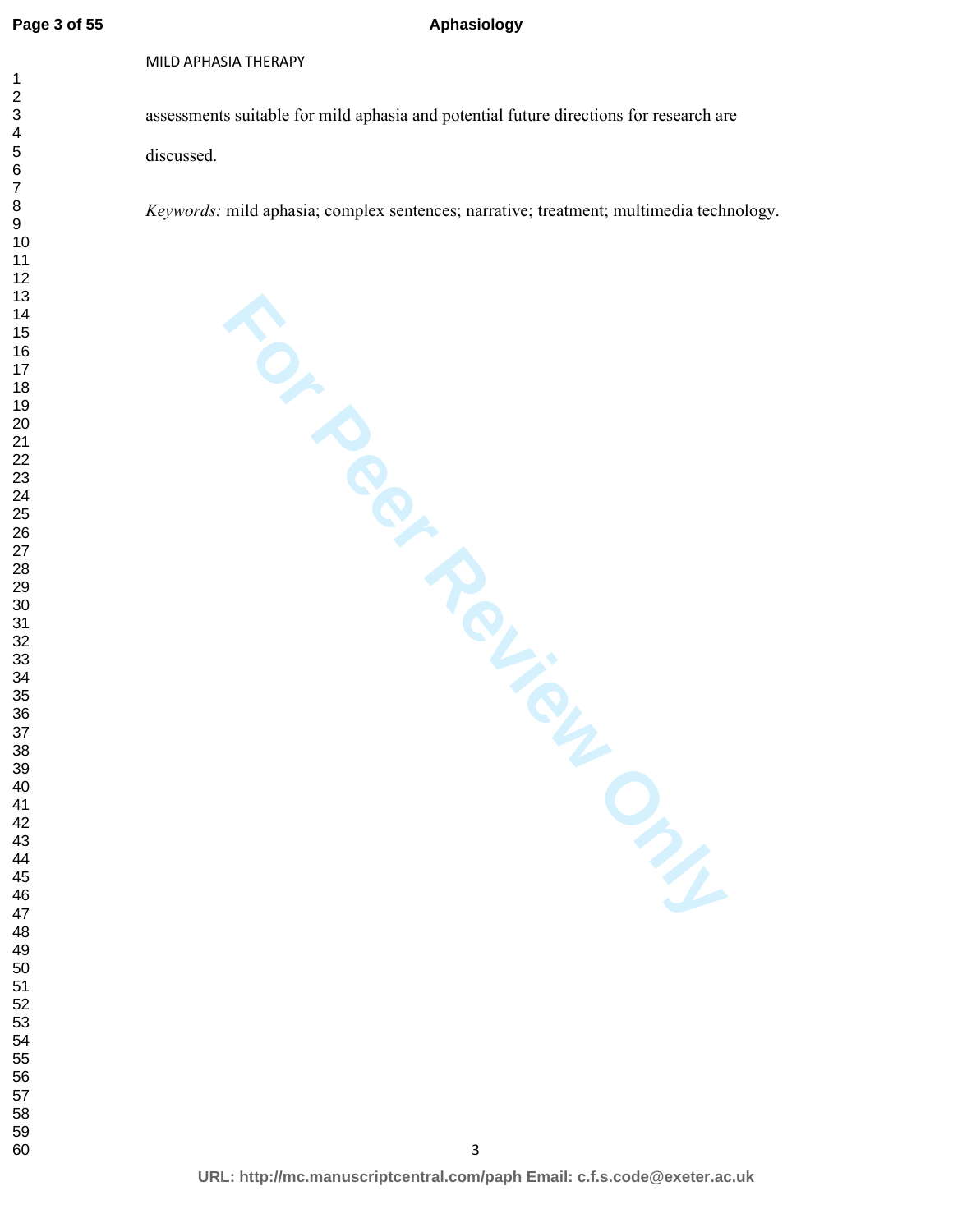assessments suitable for mild aphasia and potential future directions for research are discussed.

*Keywords:* mild aphasia; complex sentences; narrative; treatment; multimedia technology.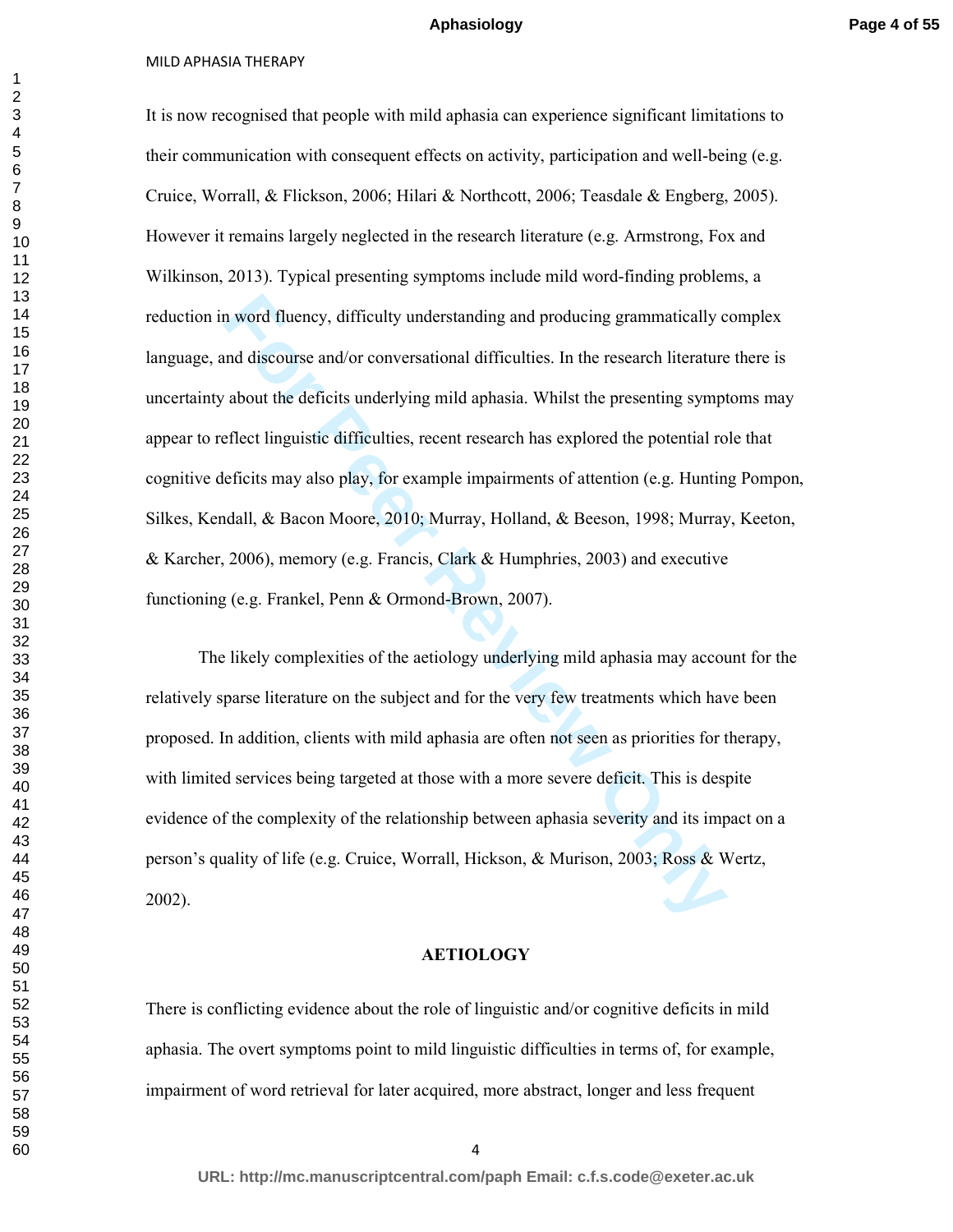It is now recognised that people with mild aphasia can experience significant limitations to their communication with consequent effects on activity, participation and well-being (e.g. Cruice, Worrall, & Flickson, 2006; Hilari & Northcott, 2006; Teasdale & Engberg, 2005). However it remains largely neglected in the research literature (e.g. Armstrong, Fox and Wilkinson, 2013). Typical presenting symptoms include mild word-finding problems, a reduction in word fluency, difficulty understanding and producing grammatically complex language, and discourse and/or conversational difficulties. In the research literature there is uncertainty about the deficits underlying mild aphasia. Whilst the presenting symptoms may appear to reflect linguistic difficulties, recent research has explored the potential role that cognitive deficits may also play, for example impairments of attention (e.g. Hunting Pompon, Silkes, Kendall, & Bacon Moore, 2010; Murray, Holland, & Beeson, 1998; Murray, Keeton, & Karcher, 2006), memory (e.g. Francis, Clark & Humphries, 2003) and executive functioning (e.g. Frankel, Penn & Ormond-Brown, 2007).

The likely complexities of the aetiology underlying mild aphasia may account for the relatively sparse literature on the subject and for the very few treatments which have been proposed. In addition, clients with mild aphasia are often not seen as priorities for therapy, with limited services being targeted at those with a more severe deficit. This is despite evidence of the complexity of the relationship between aphasia severity and its impact on a person's quality of life (e.g. Cruice, Worrall, Hickson, & Murison, 2003; Ross & Wertz, 2002).

## AETIOLOGY

There is conflicting evidence about the role of linguistic and/or cognitive deficits in mild aphasia. The overt symptoms point to mild linguistic difficulties in terms of, for example, impairment of word retrieval for later acquired, more abstract, longer and less frequent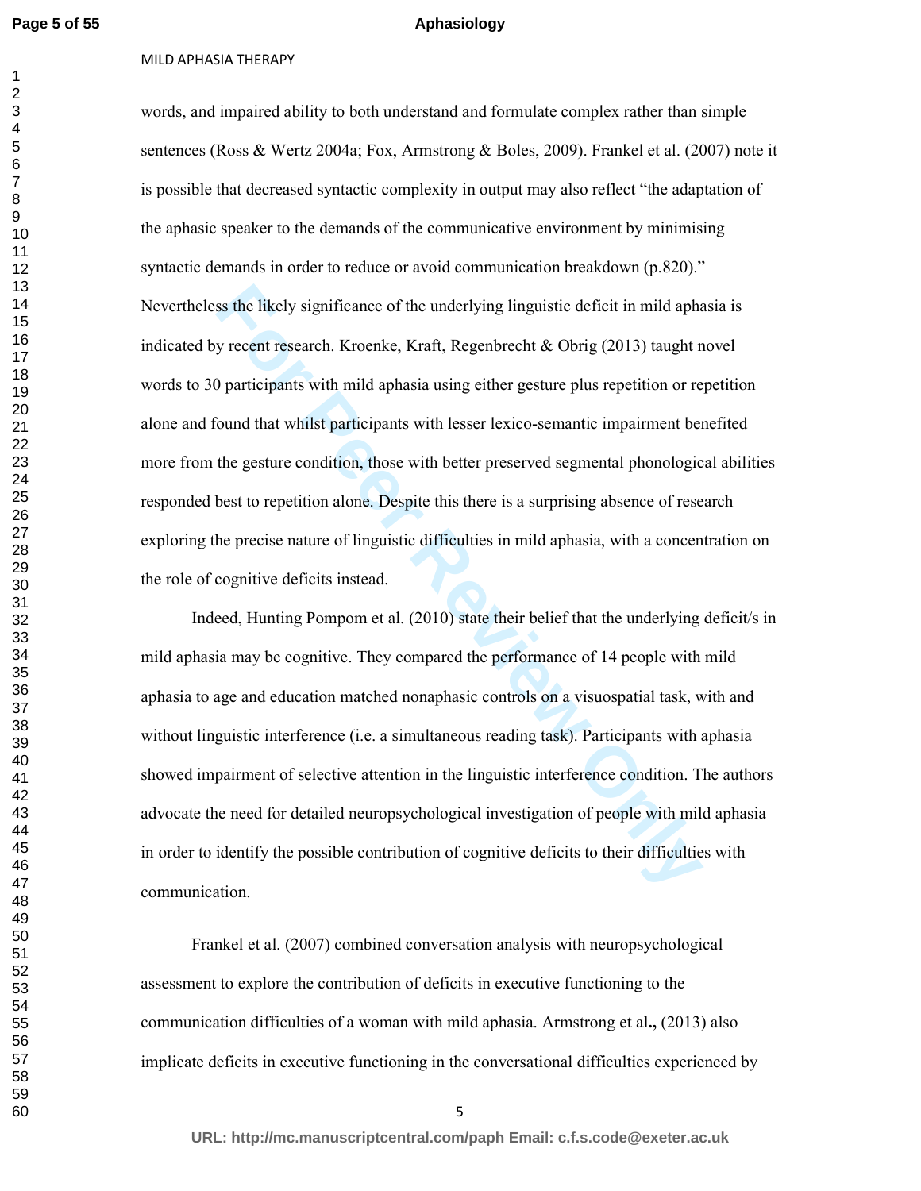words, and impaired ability to both understand and formulate complex rather than simple sentences (Ross & Wertz 2004a; Fox, Armstrong & Boles, 2009). Frankel et al. (2007) note it is possible that decreased syntactic complexity in output may also reflect "the adaptation of the aphasic speaker to the demands of the communicative environment by minimising syntactic demands in order to reduce or avoid communication breakdown (p.820)." Nevertheless the likely significance of the underlying linguistic deficit in mild aphasia is indicated by recent research. Kroenke, Kraft, Regenbrecht & Obrig (2013) taught novel words to 30 participants with mild aphasia using either gesture plus repetition or repetition alone and found that whilst participants with lesser lexico-semantic impairment benefited more from the gesture condition, those with better preserved segmental phonological abilities responded best to repetition alone. Despite this there is a surprising absence of research exploring the precise nature of linguistic difficulties in mild aphasia, with a concentration on the role of cognitive deficits instead.

Indeed, Hunting Pompom et al. (2010) state their belief that the underlying deficit/s in mild aphasia may be cognitive. They compared the performance of 14 people with mild aphasia to age and education matched nonaphasic controls on a visuospatial task, with and without linguistic interference (i.e. a simultaneous reading task). Participants with aphasia showed impairment of selective attention in the linguistic interference condition. The authors advocate the need for detailed neuropsychological investigation of people with mild aphasia in order to identify the possible contribution of cognitive deficits to their difficulties with communication.

Frankel et al. (2007) combined conversation analysis with neuropsychological assessment to explore the contribution of deficits in executive functioning to the communication difficulties of a woman with mild aphasia. Armstrong et al**.,** (2013) also implicate deficits in executive functioning in the conversational difficulties experienced by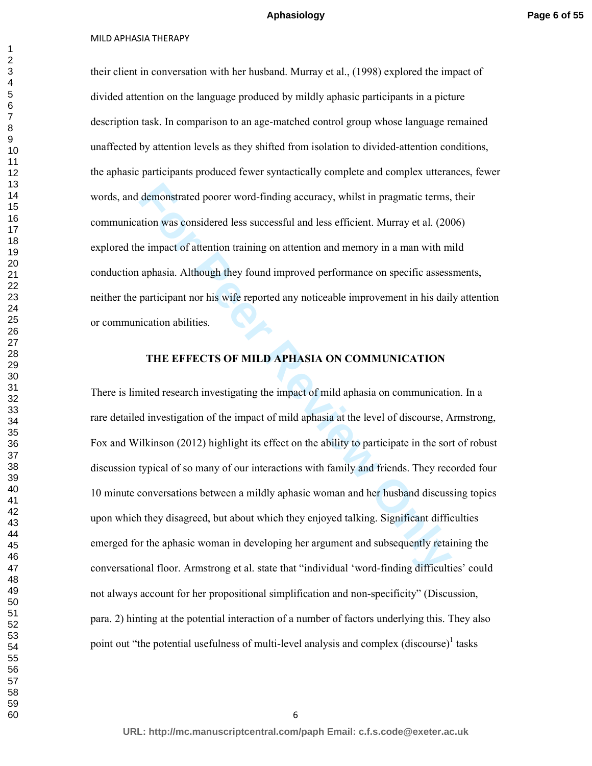their client in conversation with her husband. Murray et al., (1998) explored the impact of divided attention on the language produced by mildly aphasic participants in a picture description task. In comparison to an age-matched control group whose language remained unaffected by attention levels as they shifted from isolation to divided-attention conditions, the aphasic participants produced fewer syntactically complete and complex utterances, fewer words, and demonstrated poorer word-finding accuracy, whilst in pragmatic terms, their communication was considered less successful and less efficient. Murray et al. (2006) explored the impact of attention training on attention and memory in a man with mild conduction aphasia. Although they found improved performance on specific assessments, neither the participant nor his wife reported any noticeable improvement in his daily attention or communication abilities.

## THE EFFECTS OF MILD APHASIA ON COMMUNICATION

There is limited research investigating the impact of mild aphasia on communication. In a rare detailed investigation of the impact of mild aphasia at the level of discourse, Armstrong, Fox and Wilkinson (2012) highlight its effect on the ability to participate in the sort of robust discussion typical of so many of our interactions with family and friends. They recorded four 10 minute conversations between a mildly aphasic woman and her husband discussing topics upon which they disagreed, but about which they enjoyed talking. Significant difficulties emerged for the aphasic woman in developing her argument and subsequently retaining the conversational floor. Armstrong et al. state that "individual 'word-finding difficulties' could not always account for her propositional simplification and non-specificity" (Discussion, para. 2) hinting at the potential interaction of a number of factors underlying this. They also point out "the potential usefulness of multi-level analysis and complex (discourse)[1] tasks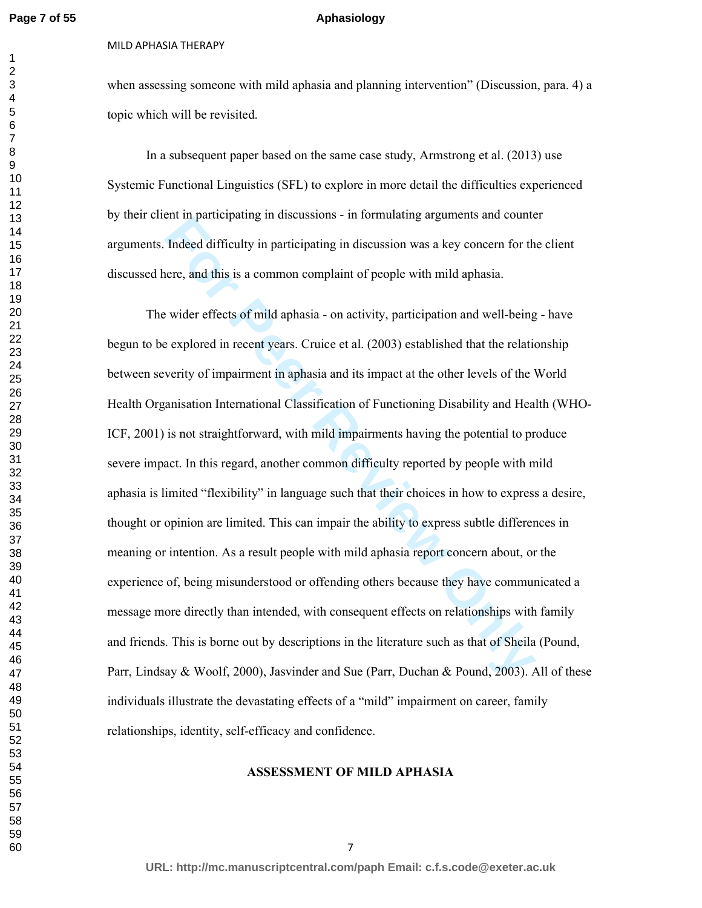when assessing someone with mild aphasia and planning intervention" (Discussion, para. 4) a topic which will be revisited.

In a subsequent paper based on the same case study, Armstrong et al. (2013) use Systemic Functional Linguistics (SFL) to explore in more detail the difficulties experienced by their client in participating in discussions - in formulating arguments and counter arguments. Indeed difficulty in participating in discussion was a key concern for the client discussed here, and this is a common complaint of people with mild aphasia.

The wider effects of mild aphasia - on activity, participation and well-being - have begun to be explored in recent years. Cruice et al. (2003) established that the relationship between severity of impairment in aphasia and its impact at the other levels of the World Health Organisation International Classification of Functioning Disability and Health (WHO-ICF, 2001) is not straightforward, with mild impairments having the potential to produce severe impact. In this regard, another common difficulty reported by people with mild aphasia is limited "flexibility" in language such that their choices in how to express a desire, thought or opinion are limited. This can impair the ability to express subtle differences in meaning or intention. As a result people with mild aphasia report concern about, or the experience of, being misunderstood or offending others because they have communicated a message more directly than intended, with consequent effects on relationships with family and friends. This is borne out by descriptions in the literature such as that of Sheila (Pound, Parr, Lindsay & Woolf, 2000), Jasvinder and Sue (Parr, Duchan & Pound, 2003). All of these individuals illustrate the devastating effects of a "mild" impairment on career, family relationships, identity, self-efficacy and confidence.

## ASSESSMENT OF MILD APHASIA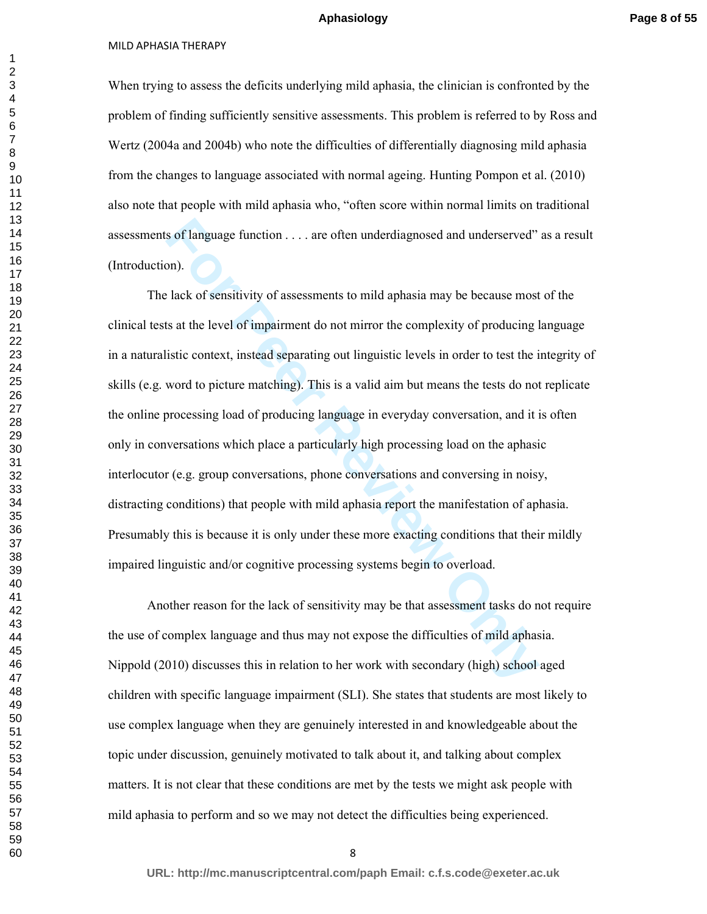When trying to assess the deficits underlying mild aphasia, the clinician is confronted by the problem of finding sufficiently sensitive assessments. This problem is referred to by Ross and Wertz (2004a and 2004b) who note the difficulties of differentially diagnosing mild aphasia from the changes to language associated with normal ageing. Hunting Pompon et al. (2010) also note that people with mild aphasia who, "often score within normal limits on traditional assessments of language function . . . . are often underdiagnosed and underserved" as a result (Introduction).

The lack of sensitivity of assessments to mild aphasia may be because most of the clinical tests at the level of impairment do not mirror the complexity of producing language in a naturalistic context, instead separating out linguistic levels in order to test the integrity of skills (e.g. word to picture matching). This is a valid aim but means the tests do not replicate the online processing load of producing language in everyday conversation, and it is often only in conversations which place a particularly high processing load on the aphasic interlocutor (e.g. group conversations, phone conversations and conversing in noisy, distracting conditions) that people with mild aphasia report the manifestation of aphasia. Presumably this is because it is only under these more exacting conditions that their mildly impaired linguistic and/or cognitive processing systems begin to overload.

Another reason for the lack of sensitivity may be that assessment tasks do not require the use of complex language and thus may not expose the difficulties of mild aphasia. Nippold (2010) discusses this in relation to her work with secondary (high) school aged children with specific language impairment (SLI). She states that students are most likely to use complex language when they are genuinely interested in and knowledgeable about the topic under discussion, genuinely motivated to talk about it, and talking about complex matters. It is not clear that these conditions are met by the tests we might ask people with mild aphasia to perform and so we may not detect the difficulties being experienced.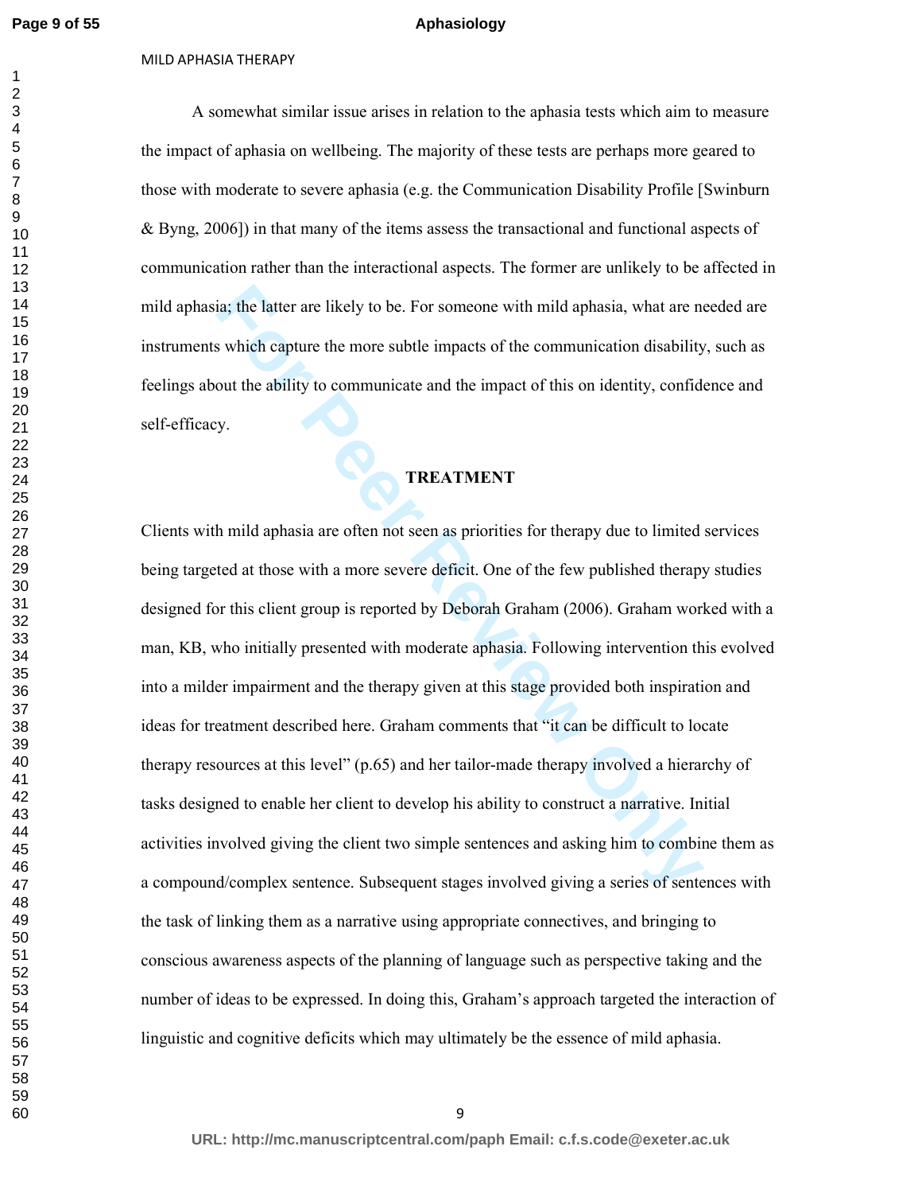A somewhat similar issue arises in relation to the aphasia tests which aim to measure the impact of aphasia on wellbeing. The majority of these tests are perhaps more geared to those with moderate to severe aphasia (e.g. the Communication Disability Profile [Swinburn & Byng, 2006]) in that many of the items assess the transactional and functional aspects of communication rather than the interactional aspects. The former are unlikely to be affected in mild aphasia; the latter are likely to be. For someone with mild aphasia, what are needed are instruments which capture the more subtle impacts of the communication disability, such as feelings about the ability to communicate and the impact of this on identity, confidence and self-efficacy.

## TREATMENT

Clients with mild aphasia are often not seen as priorities for therapy due to limited services being targeted at those with a more severe deficit. One of the few published therapy studies designed for this client group is reported by Deborah Graham (2006). Graham worked with a man, KB, who initially presented with moderate aphasia. Following intervention this evolved into a milder impairment and the therapy given at this stage provided both inspiration and ideas for treatment described here. Graham comments that "it can be difficult to locate therapy resources at this level" (p.65) and her tailor-made therapy involved a hierarchy of tasks designed to enable her client to develop his ability to construct a narrative. Initial activities involved giving the client two simple sentences and asking him to combine them as a compound/complex sentence. Subsequent stages involved giving a series of sentences with the task of linking them as a narrative using appropriate connectives, and bringing to conscious awareness aspects of the planning of language such as perspective taking and the number of ideas to be expressed. In doing this, Graham's approach targeted the interaction of linguistic and cognitive deficits which may ultimately be the essence of mild aphasia.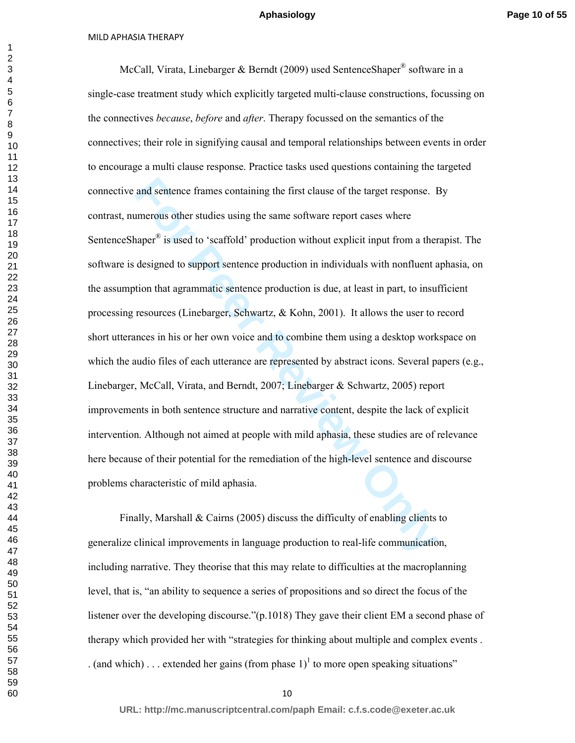McCall, Virata, Linebarger & Berndt (2009) used SentenceShaper® software in a single-case treatment study which explicitly targeted multi-clause constructions, focussing on the connectives *because*, *before* and *after*. Therapy focussed on the semantics of the connectives; their role in signifying causal and temporal relationships between events in order to encourage a multi clause response. Practice tasks used questions containing the targeted connective and sentence frames containing the first clause of the target response. By contrast, numerous other studies using the same software report cases where SentenceShaper® is used to 'scaffold' production without explicit input from a therapist. The software is designed to support sentence production in individuals with nonfluent aphasia, on the assumption that agrammatic sentence production is due, at least in part, to insufficient processing resources (Linebarger, Schwartz, & Kohn, 2001). It allows the user to record short utterances in his or her own voice and to combine them using a desktop workspace on which the audio files of each utterance are represented by abstract icons. Several papers (e.g., Linebarger, McCall, Virata, and Berndt, 2007; Linebarger & Schwartz, 2005) report improvements in both sentence structure and narrative content, despite the lack of explicit intervention. Although not aimed at people with mild aphasia, these studies are of relevance here because of their potential for the remediation of the high-level sentence and discourse problems characteristic of mild aphasia.

Finally, Marshall & Cairns (2005) discuss the difficulty of enabling clients to generalize clinical improvements in language production to real-life communication, including narrative. They theorise that this may relate to difficulties at the macroplanning level, that is, "an ability to sequence a series of propositions and so direct the focus of the listener over the developing discourse."(p.1018) They gave their client EM a second phase of therapy which provided her with "strategies for thinking about multiple and complex events . . (and which) . . . extended her gains (from phase 1)[1] to more open speaking situations"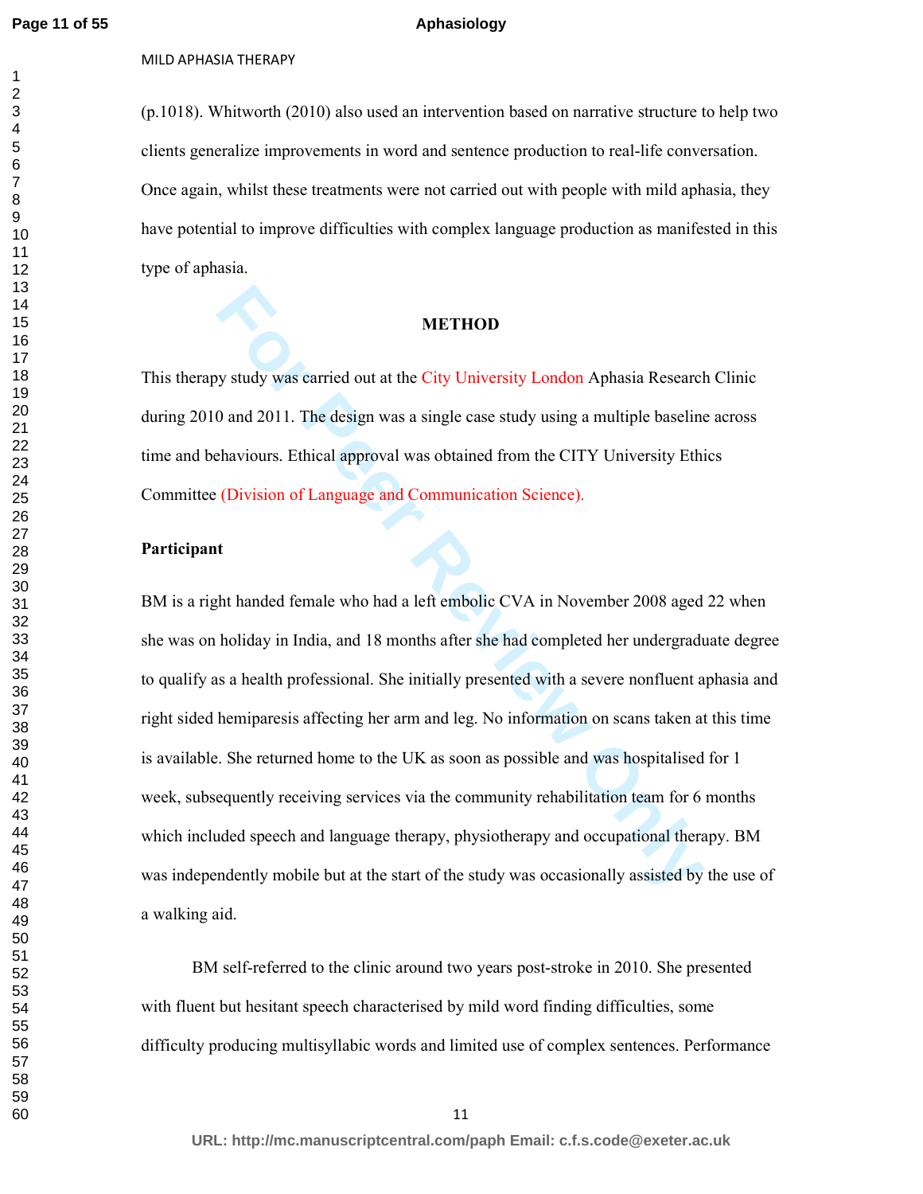(p.1018). Whitworth (2010) also used an intervention based on narrative structure to help two clients generalize improvements in word and sentence production to real-life conversation. Once again, whilst these treatments were not carried out with people with mild aphasia, they have potential to improve difficulties with complex language production as manifested in this type of aphasia.

## METHOD

This therapy study was carried out at the City University London Aphasia Research Clinic during 2010 and 2011. The design was a single case study using a multiple baseline across time and behaviours. Ethical approval was obtained from the CITY University Ethics Committee (Division of Language and Communication Science).

### Participant

BM is a right handed female who had a left embolic CVA in November 2008 aged 22 when she was on holiday in India, and 18 months after she had completed her undergraduate degree to qualify as a health professional. She initially presented with a severe nonfluent aphasia and right sided hemiparesis affecting her arm and leg. No information on scans taken at this time is available. She returned home to the UK as soon as possible and was hospitalised for 1 week, subsequently receiving services via the community rehabilitation team for 6 months which included speech and language therapy, physiotherapy and occupational therapy. BM was independently mobile but at the start of the study was occasionally assisted by the use of a walking aid.

BM self-referred to the clinic around two years post-stroke in 2010. She presented with fluent but hesitant speech characterised by mild word finding difficulties, some difficulty producing multisyllabic words and limited use of complex sentences. Performance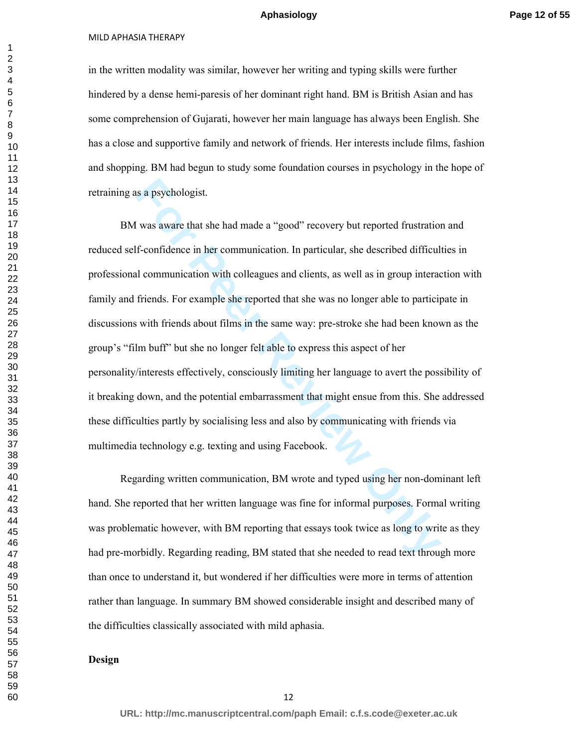in the written modality was similar, however her writing and typing skills were further hindered by a dense hemi-paresis of her dominant right hand. BM is British Asian and has some comprehension of Gujarati, however her main language has always been English. She has a close and supportive family and network of friends. Her interests include films, fashion and shopping. BM had begun to study some foundation courses in psychology in the hope of retraining as a psychologist.

BM was aware that she had made a "good" recovery but reported frustration and reduced self-confidence in her communication. In particular, she described difficulties in professional communication with colleagues and clients, as well as in group interaction with family and friends. For example she reported that she was no longer able to participate in discussions with friends about films in the same way: pre-stroke she had been known as the group's "film buff" but she no longer felt able to express this aspect of her personality/interests effectively, consciously limiting her language to avert the possibility of it breaking down, and the potential embarrassment that might ensue from this. She addressed these difficulties partly by socialising less and also by communicating with friends via multimedia technology e.g. texting and using Facebook.

Regarding written communication, BM wrote and typed using her non-dominant left hand. She reported that her written language was fine for informal purposes. Formal writing was problematic however, with BM reporting that essays took twice as long to write as they had pre-morbidly. Regarding reading, BM stated that she needed to read text through more than once to understand it, but wondered if her difficulties were more in terms of attention rather than language. In summary BM showed considerable insight and described many of the difficulties classically associated with mild aphasia.

**Design**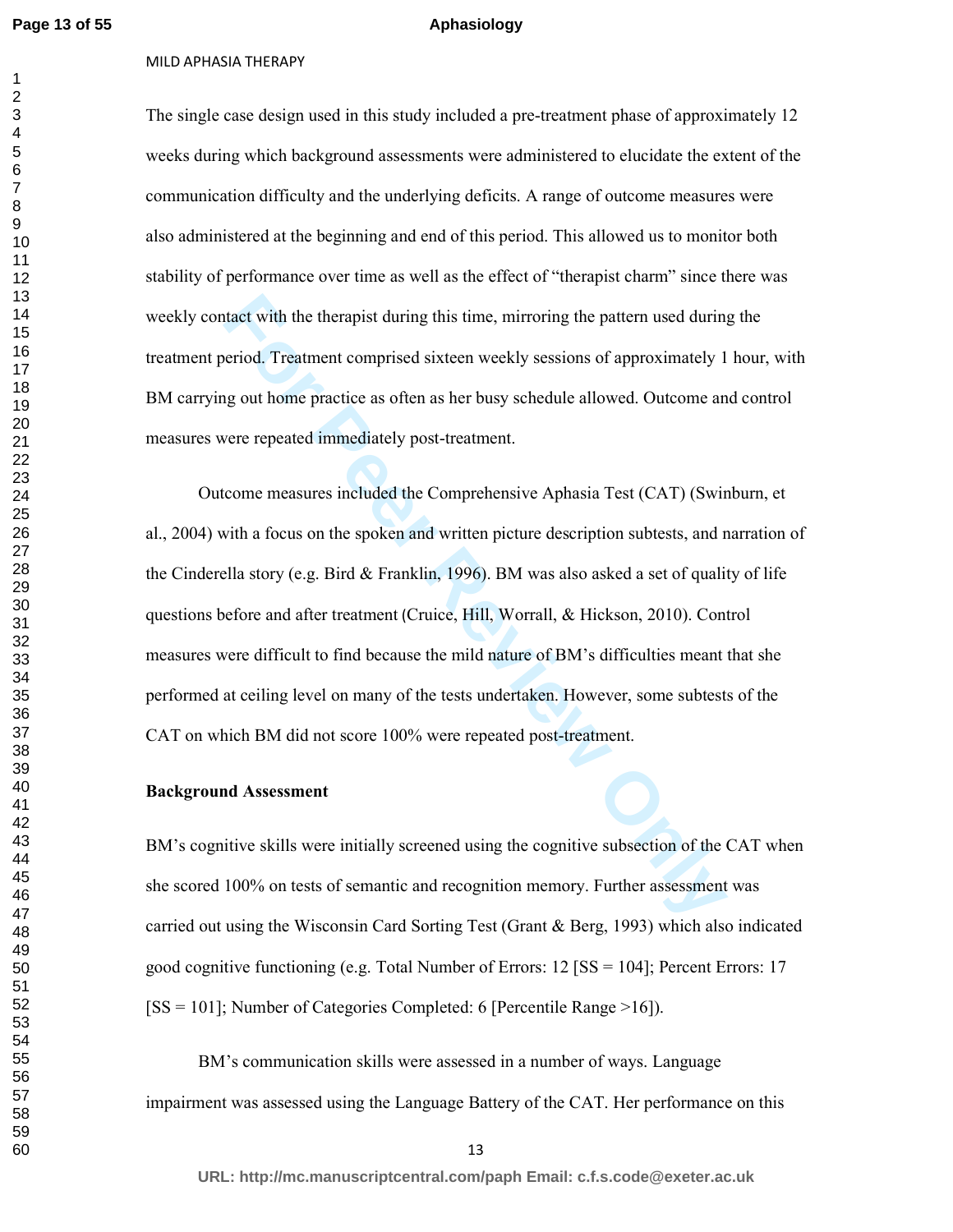The single case design used in this study included a pre-treatment phase of approximately 12 weeks during which background assessments were administered to elucidate the extent of the communication difficulty and the underlying deficits. A range of outcome measures were also administered at the beginning and end of this period. This allowed us to monitor both stability of performance over time as well as the effect of "therapist charm" since there was weekly contact with the therapist during this time, mirroring the pattern used during the treatment period. Treatment comprised sixteen weekly sessions of approximately 1 hour, with BM carrying out home practice as often as her busy schedule allowed. Outcome and control measures were repeated immediately post-treatment.

Outcome measures included the Comprehensive Aphasia Test (CAT) (Swinburn, et al., 2004) with a focus on the spoken and written picture description subtests, and narration of the Cinderella story (e.g. Bird & Franklin, 1996). BM was also asked a set of quality of life questions before and after treatment (Cruice, Hill, Worrall, & Hickson, 2010). Control measures were difficult to find because the mild nature of BM's difficulties meant that she performed at ceiling level on many of the tests undertaken. However, some subtests of the CAT on which BM did not score 100% were repeated post-treatment.

**Background Assessment**

BM's cognitive skills were initially screened using the cognitive subsection of the CAT when she scored 100% on tests of semantic and recognition memory. Further assessment was carried out using the Wisconsin Card Sorting Test (Grant & Berg, 1993) which also indicated good cognitive functioning (e.g. Total Number of Errors: 12 [SS = 104]; Percent Errors: 17 [SS = 101]; Number of Categories Completed: 6 [Percentile Range >16]).

BM's communication skills were assessed in a number of ways. Language impairment was assessed using the Language Battery of the CAT. Her performance on this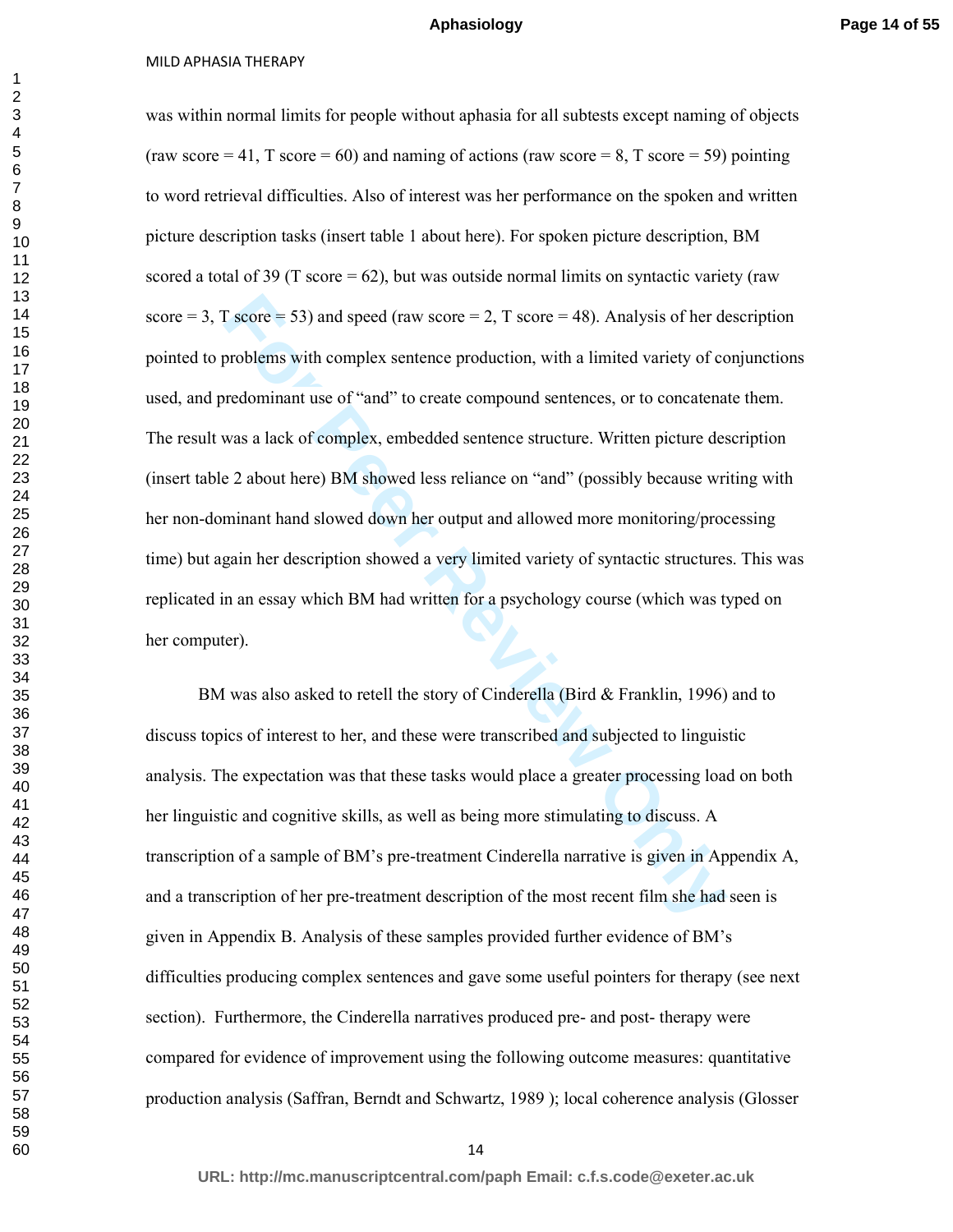was within normal limits for people without aphasia for all subtests except naming of objects (raw score = 41, T score = 60) and naming of actions (raw score = 8, T score = 59) pointing to word retrieval difficulties. Also of interest was her performance on the spoken and written picture description tasks (insert table 1 about here). For spoken picture description, BM scored a total of 39 (T score = 62), but was outside normal limits on syntactic variety (raw score = 3, T score = 53) and speed (raw score = 2, T score = 48). Analysis of her description pointed to problems with complex sentence production, with a limited variety of conjunctions used, and predominant use of "and" to create compound sentences, or to concatenate them. The result was a lack of complex, embedded sentence structure. Written picture description (insert table 2 about here) BM showed less reliance on "and" (possibly because writing with her non-dominant hand slowed down her output and allowed more monitoring/processing time) but again her description showed a very limited variety of syntactic structures. This was replicated in an essay which BM had written for a psychology course (which was typed on her computer).

BM was also asked to retell the story of Cinderella (Bird & Franklin, 1996) and to discuss topics of interest to her, and these were transcribed and subjected to linguistic analysis. The expectation was that these tasks would place a greater processing load on both her linguistic and cognitive skills, as well as being more stimulating to discuss. A transcription of a sample of BM's pre-treatment Cinderella narrative is given in Appendix A, and a transcription of her pre-treatment description of the most recent film she had seen is given in Appendix B. Analysis of these samples provided further evidence of BM's difficulties producing complex sentences and gave some useful pointers for therapy (see next section). Furthermore, the Cinderella narratives produced pre- and post- therapy were compared for evidence of improvement using the following outcome measures: quantitative production analysis (Saffran, Berndt and Schwartz, 1989 ); local coherence analysis (Glosser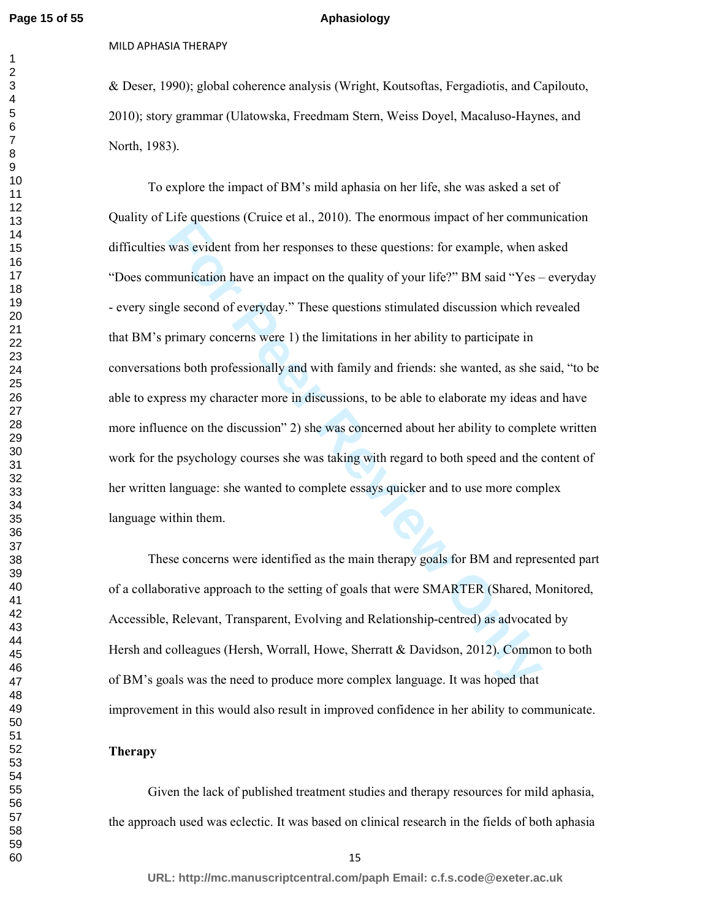& Deser, 1990); global coherence analysis (Wright, Koutsoftas, Fergadiotis, and Capilouto, 2010); story grammar (Ulatowska, Freedmam Stern, Weiss Doyel, Macaluso-Haynes, and North, 1983).

To explore the impact of BM's mild aphasia on her life, she was asked a set of Quality of Life questions (Cruice et al., 2010). The enormous impact of her communication difficulties was evident from her responses to these questions: for example, when asked "Does communication have an impact on the quality of your life?" BM said "Yes – everyday - every single second of everyday." These questions stimulated discussion which revealed that BM's primary concerns were 1) the limitations in her ability to participate in conversations both professionally and with family and friends: she wanted, as she said, "to be able to express my character more in discussions, to be able to elaborate my ideas and have more influence on the discussion" 2) she was concerned about her ability to complete written work for the psychology courses she was taking with regard to both speed and the content of her written language: she wanted to complete essays quicker and to use more complex language within them.

These concerns were identified as the main therapy goals for BM and represented part of a collaborative approach to the setting of goals that were SMARTER (Shared, Monitored, Accessible, Relevant, Transparent, Evolving and Relationship-centred) as advocated by Hersh and colleagues (Hersh, Worrall, Howe, Sherratt & Davidson, 2012). Common to both of BM's goals was the need to produce more complex language. It was hoped that improvement in this would also result in improved confidence in her ability to communicate.

**Therapy**

Given the lack of published treatment studies and therapy resources for mild aphasia, the approach used was eclectic. It was based on clinical research in the fields of both aphasia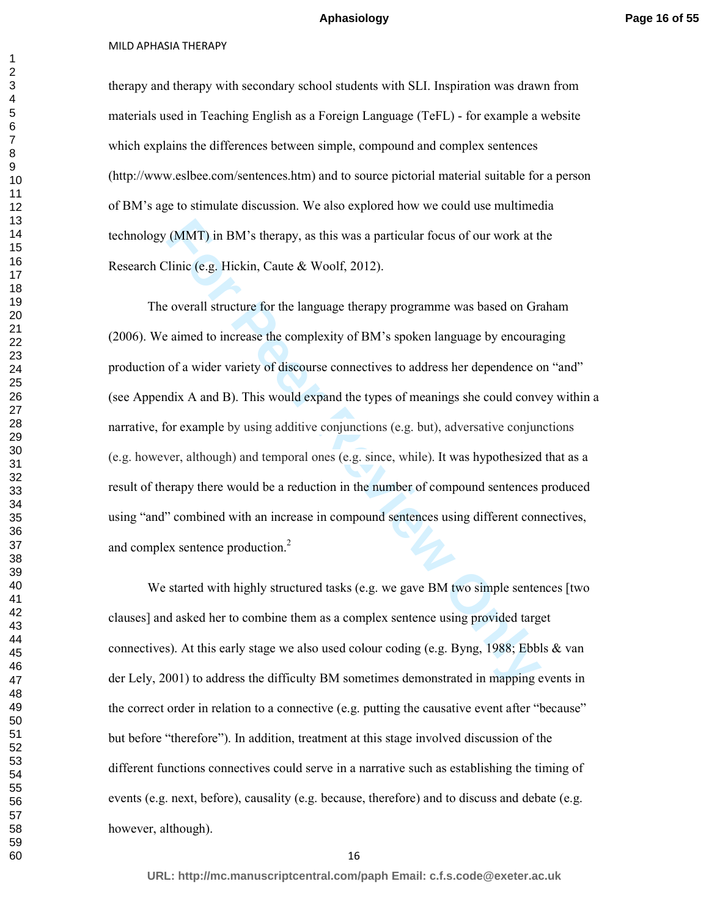therapy and therapy with secondary school students with SLI. Inspiration was drawn from materials used in Teaching English as a Foreign Language (TeFL) - for example a website which explains the differences between simple, compound and complex sentences (http://www.eslbee.com/sentences.htm) and to source pictorial material suitable for a person of BM's age to stimulate discussion. We also explored how we could use multimedia technology (MMT) in BM's therapy, as this was a particular focus of our work at the Research Clinic (e.g. Hickin, Caute & Woolf, 2012).

The overall structure for the language therapy programme was based on Graham (2006). We aimed to increase the complexity of BM's spoken language by encouraging production of a wider variety of discourse connectives to address her dependence on "and" (see Appendix A and B). This would expand the types of meanings she could convey within a narrative, for example by using additive conjunctions (e.g. but), adversative conjunctions (e.g. however, although) and temporal ones (e.g. since, while). It was hypothesized that as a result of therapy there would be a reduction in the number of compound sentences produced using "and" combined with an increase in compound sentences using different connectives, and complex sentence production.[2]

We started with highly structured tasks (e.g. we gave BM two simple sentences [two clauses] and asked her to combine them as a complex sentence using provided target connectives). At this early stage we also used colour coding (e.g. Byng, 1988; Ebbls & van der Lely, 2001) to address the difficulty BM sometimes demonstrated in mapping events in the correct order in relation to a connective (e.g. putting the causative event after "because" but before "therefore"). In addition, treatment at this stage involved discussion of the different functions connectives could serve in a narrative such as establishing the timing of events (e.g. next, before), causality (e.g. because, therefore) and to discuss and debate (e.g. however, although).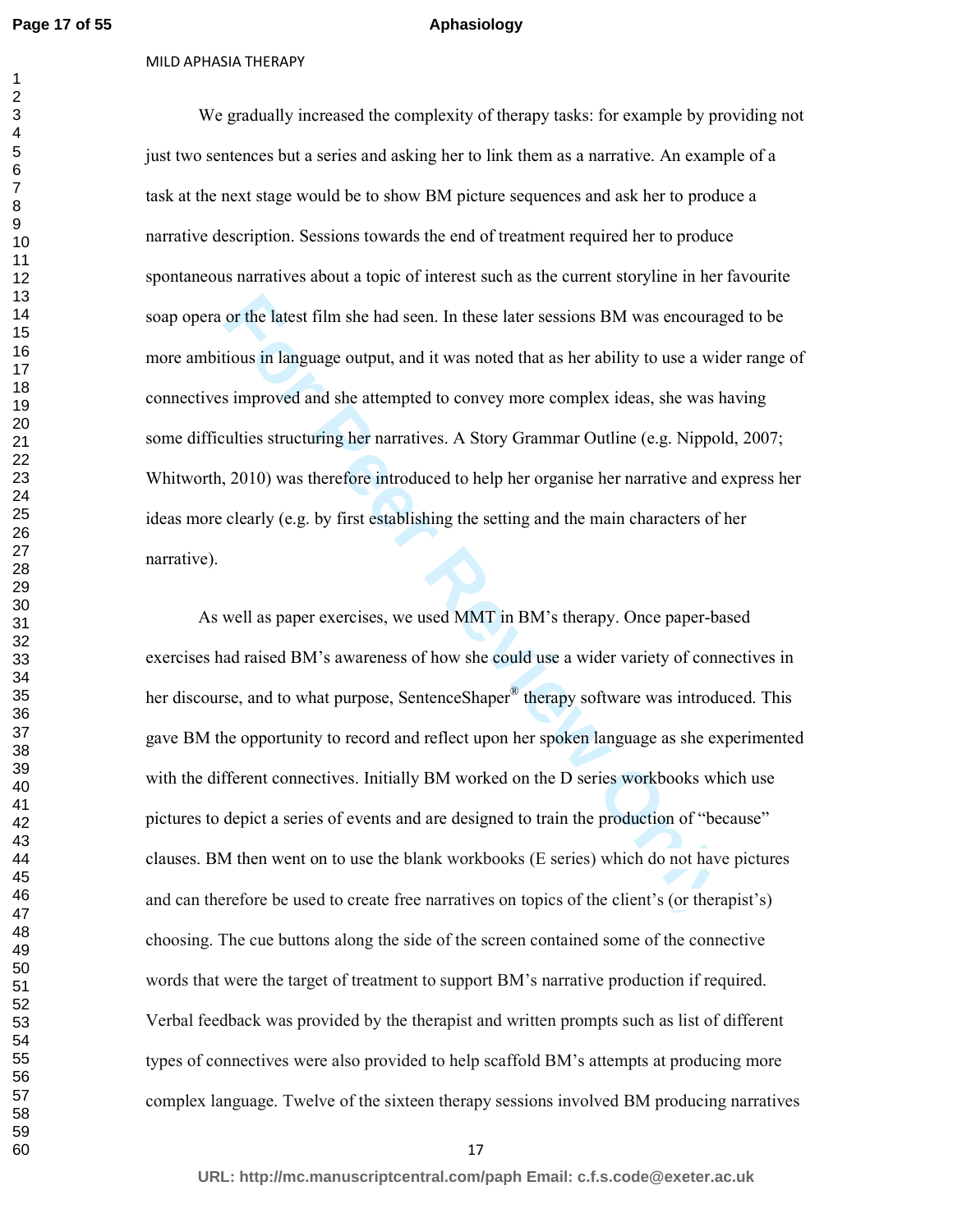We gradually increased the complexity of therapy tasks: for example by providing not just two sentences but a series and asking her to link them as a narrative. An example of a task at the next stage would be to show BM picture sequences and ask her to produce a narrative description. Sessions towards the end of treatment required her to produce spontaneous narratives about a topic of interest such as the current storyline in her favourite soap opera or the latest film she had seen. In these later sessions BM was encouraged to be more ambitious in language output, and it was noted that as her ability to use a wider range of connectives improved and she attempted to convey more complex ideas, she was having some difficulties structuring her narratives. A Story Grammar Outline (e.g. Nippold, 2007; Whitworth, 2010) was therefore introduced to help her organise her narrative and express her ideas more clearly (e.g. by first establishing the setting and the main characters of her narrative).

As well as paper exercises, we used MMT in BM's therapy. Once paper-based exercises had raised BM's awareness of how she could use a wider variety of connectives in her discourse, and to what purpose, SentenceShaper® therapy software was introduced. This gave BM the opportunity to record and reflect upon her spoken language as she experimented with the different connectives. Initially BM worked on the D series workbooks which use pictures to depict a series of events and are designed to train the production of "because" clauses. BM then went on to use the blank workbooks (E series) which do not have pictures and can therefore be used to create free narratives on topics of the client's (or therapist's) choosing. The cue buttons along the side of the screen contained some of the connective words that were the target of treatment to support BM's narrative production if required. Verbal feedback was provided by the therapist and written prompts such as list of different types of connectives were also provided to help scaffold BM's attempts at producing more complex language. Twelve of the sixteen therapy sessions involved BM producing narratives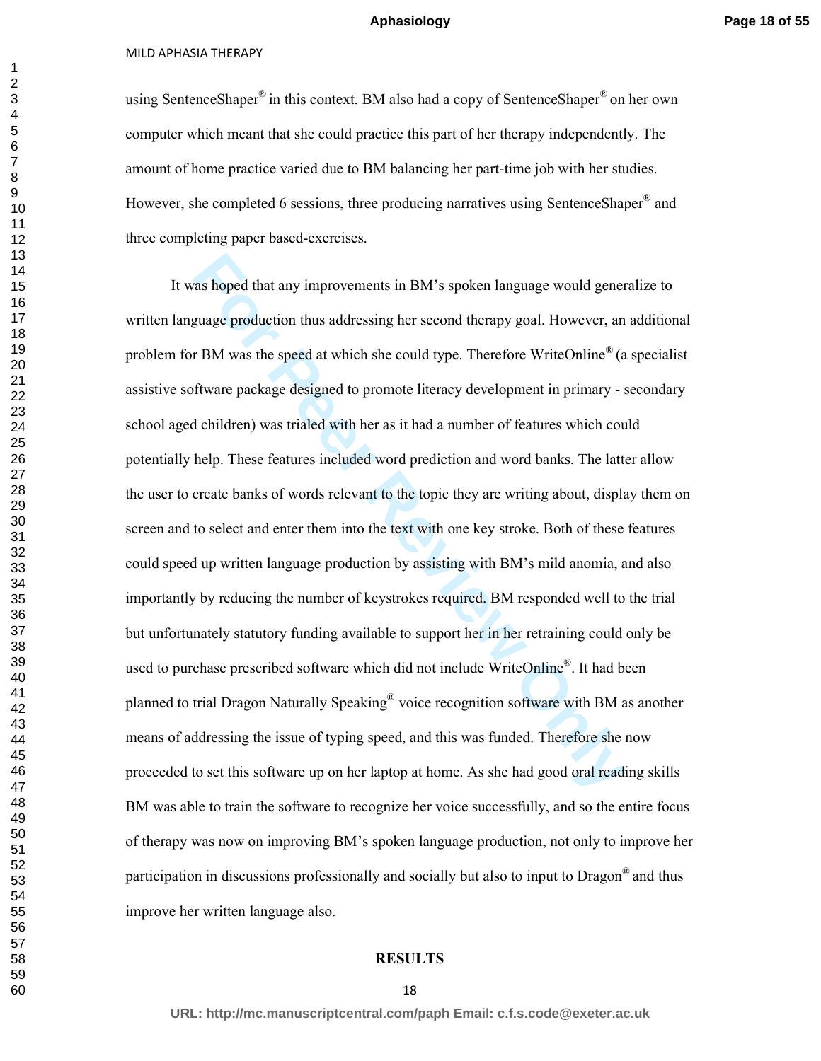using SentenceShaper® in this context. BM also had a copy of SentenceShaper® on her own computer which meant that she could practice this part of her therapy independently. The amount of home practice varied due to BM balancing her part-time job with her studies. However, she completed 6 sessions, three producing narratives using SentenceShaper® and three completing paper based-exercises.

It was hoped that any improvements in BM's spoken language would generalize to written language production thus addressing her second therapy goal. However, an additional problem for BM was the speed at which she could type. Therefore WriteOnline® (a specialist assistive software package designed to promote literacy development in primary - secondary school aged children) was trialed with her as it had a number of features which could potentially help. These features included word prediction and word banks. The latter allow the user to create banks of words relevant to the topic they are writing about, display them on screen and to select and enter them into the text with one key stroke. Both of these features could speed up written language production by assisting with BM's mild anomia, and also importantly by reducing the number of keystrokes required. BM responded well to the trial but unfortunately statutory funding available to support her in her retraining could only be used to purchase prescribed software which did not include WriteOnline®. It had been planned to trial Dragon Naturally Speaking® voice recognition software with BM as another means of addressing the issue of typing speed, and this was funded. Therefore she now proceeded to set this software up on her laptop at home. As she had good oral reading skills BM was able to train the software to recognize her voice successfully, and so the entire focus of therapy was now on improving BM's spoken language production, not only to improve her participation in discussions professionally and socially but also to input to Dragon® and thus improve her written language also.

## RESULTS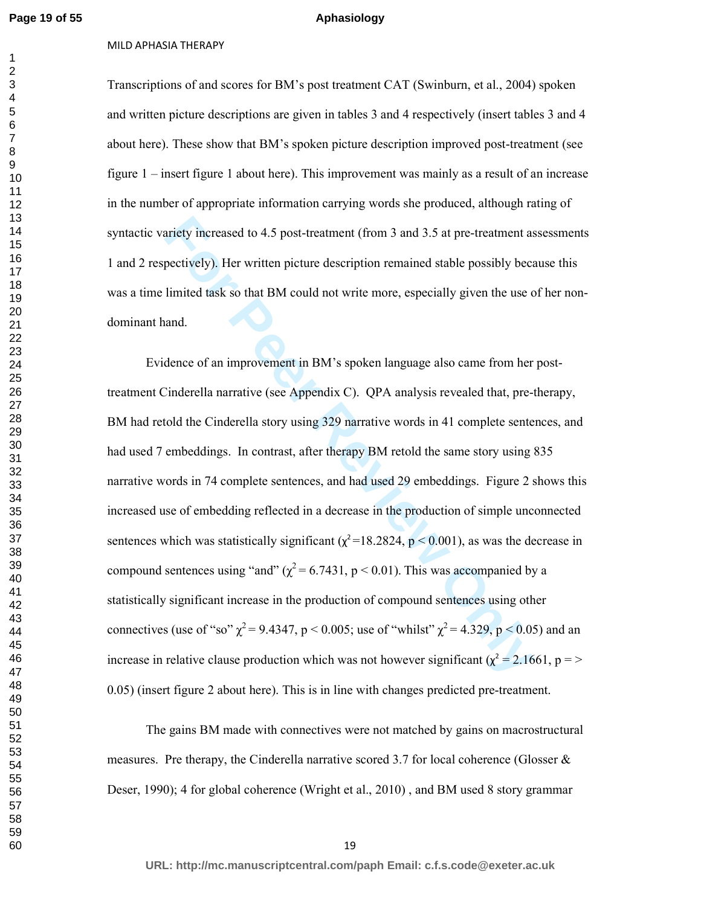Transcriptions of and scores for BM's post treatment CAT (Swinburn, et al., 2004) spoken and written picture descriptions are given in tables 3 and 4 respectively (insert tables 3 and 4 about here). These show that BM's spoken picture description improved post-treatment (see figure 1 – insert figure 1 about here). This improvement was mainly as a result of an increase in the number of appropriate information carrying words she produced, although rating of syntactic variety increased to 4.5 post-treatment (from 3 and 3.5 at pre-treatment assessments 1 and 2 respectively). Her written picture description remained stable possibly because this was a time limited task so that BM could not write more, especially given the use of her non-dominant hand.

Evidence of an improvement in BM's spoken language also came from her post-treatment Cinderella narrative (see Appendix C). QPA analysis revealed that, pre-therapy, BM had retold the Cinderella story using 329 narrative words in 41 complete sentences, and had used 7 embeddings. In contrast, after therapy BM retold the same story using 835 narrative words in 74 complete sentences, and had used 29 embeddings. Figure 2 shows this increased use of embedding reflected in a decrease in the production of simple unconnected sentences which was statistically significant ($\chi^2$=18.2824, $p < 0.001$), as was the decrease in compound sentences using "and" ($\chi^2 = 6.7431$, $p < 0.01$). This was accompanied by a statistically significant increase in the production of compound sentences using other connectives (use of "so" $\chi^2 = 9.4347$, $p < 0.005$; use of "whilst" $\chi^2 = 4.329$, $p < 0.05$) and an increase in relative clause production which was not however significant ($\chi^2 = 2.1661$, p = > 0.05) (insert figure 2 about here). This is in line with changes predicted pre-treatment.

The gains BM made with connectives were not matched by gains on macrostructural measures. Pre therapy, the Cinderella narrative scored 3.7 for local coherence (Glosser & Deser, 1990); 4 for global coherence (Wright et al., 2010) , and BM used 8 story grammar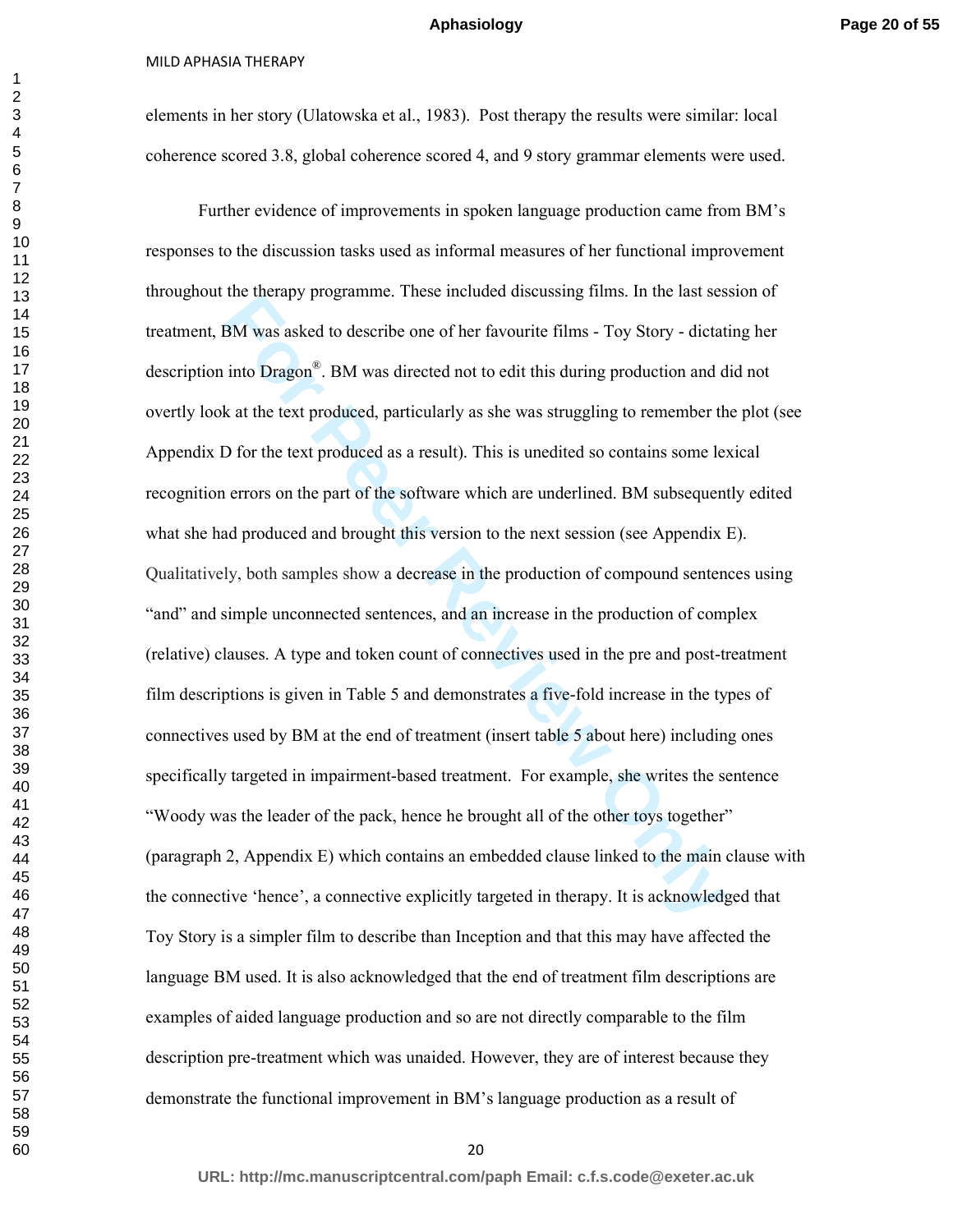elements in her story (Ulatowska et al., 1983). Post therapy the results were similar: local coherence scored 3.8, global coherence scored 4, and 9 story grammar elements were used.

Further evidence of improvements in spoken language production came from BM's responses to the discussion tasks used as informal measures of her functional improvement throughout the therapy programme. These included discussing films. In the last session of treatment, BM was asked to describe one of her favourite films - Toy Story - dictating her description into Dragon®. BM was directed not to edit this during production and did not overtly look at the text produced, particularly as she was struggling to remember the plot (see Appendix D for the text produced as a result). This is unedited so contains some lexical recognition errors on the part of the software which are underlined. BM subsequently edited what she had produced and brought this version to the next session (see Appendix E). Qualitatively, both samples show a decrease in the production of compound sentences using "and" and simple unconnected sentences, and an increase in the production of complex (relative) clauses. A type and token count of connectives used in the pre and post-treatment film descriptions is given in Table 5 and demonstrates a five-fold increase in the types of connectives used by BM at the end of treatment (insert table 5 about here) including ones specifically targeted in impairment-based treatment. For example, she writes the sentence "Woody was the leader of the pack, hence he brought all of the other toys together" (paragraph 2, Appendix E) which contains an embedded clause linked to the main clause with the connective 'hence', a connective explicitly targeted in therapy. It is acknowledged that Toy Story is a simpler film to describe than Inception and that this may have affected the language BM used. It is also acknowledged that the end of treatment film descriptions are examples of aided language production and so are not directly comparable to the film description pre-treatment which was unaided. However, they are of interest because they demonstrate the functional improvement in BM's language production as a result of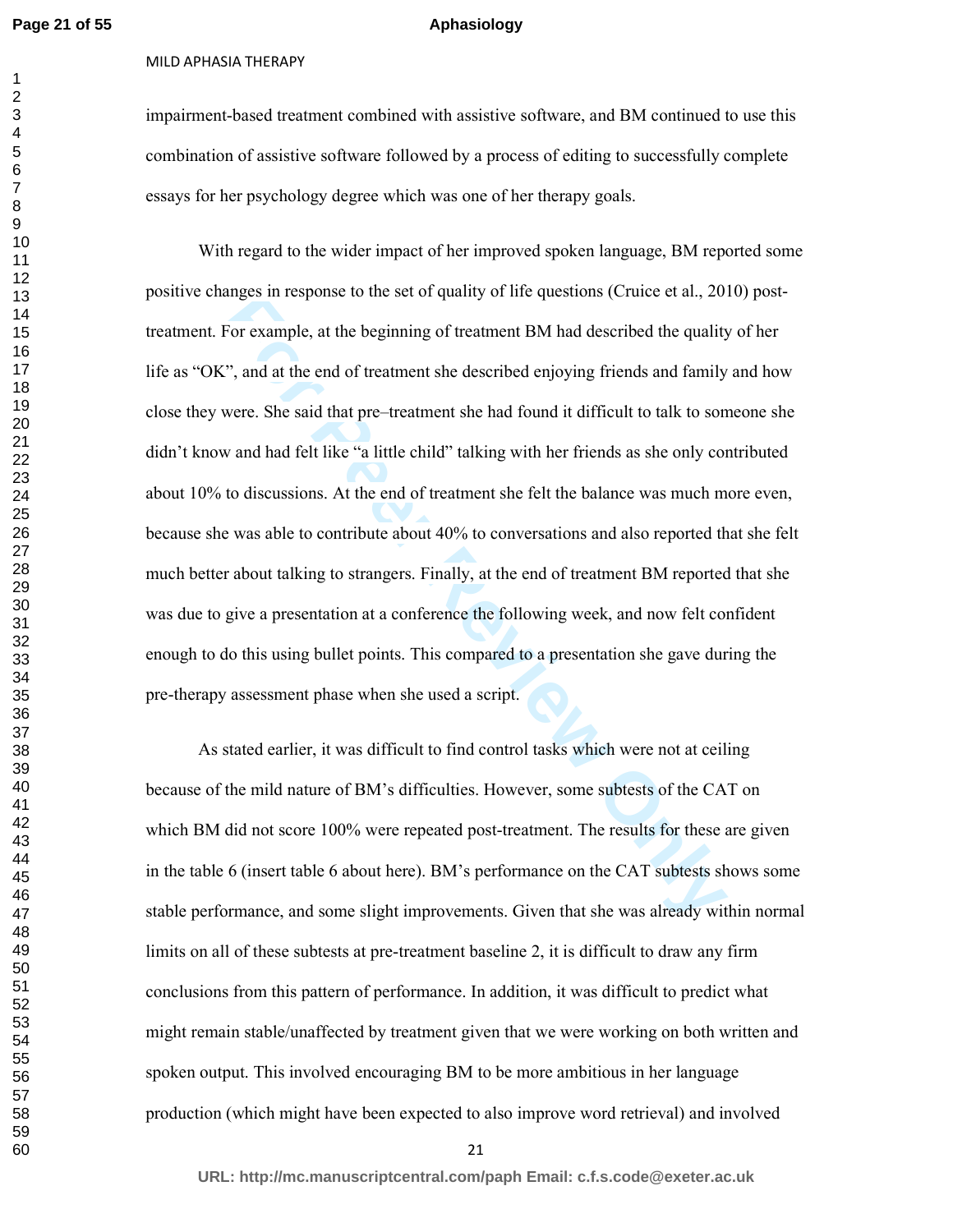impairment-based treatment combined with assistive software, and BM continued to use this combination of assistive software followed by a process of editing to successfully complete essays for her psychology degree which was one of her therapy goals.

With regard to the wider impact of her improved spoken language, BM reported some positive changes in response to the set of quality of life questions (Cruice et al., 2010) post-treatment. For example, at the beginning of treatment BM had described the quality of her life as "OK", and at the end of treatment she described enjoying friends and family and how close they were. She said that pre–treatment she had found it difficult to talk to someone she didn't know and had felt like "a little child" talking with her friends as she only contributed about 10% to discussions. At the end of treatment she felt the balance was much more even, because she was able to contribute about 40% to conversations and also reported that she felt much better about talking to strangers. Finally, at the end of treatment BM reported that she was due to give a presentation at a conference the following week, and now felt confident enough to do this using bullet points. This compared to a presentation she gave during the pre-therapy assessment phase when she used a script.

As stated earlier, it was difficult to find control tasks which were not at ceiling because of the mild nature of BM's difficulties. However, some subtests of the CAT on which BM did not score 100% were repeated post-treatment. The results for these are given in the table 6 (insert table 6 about here). BM's performance on the CAT subtests shows some stable performance, and some slight improvements. Given that she was already within normal limits on all of these subtests at pre-treatment baseline 2, it is difficult to draw any firm conclusions from this pattern of performance. In addition, it was difficult to predict what might remain stable/unaffected by treatment given that we were working on both written and spoken output. This involved encouraging BM to be more ambitious in her language production (which might have been expected to also improve word retrieval) and involved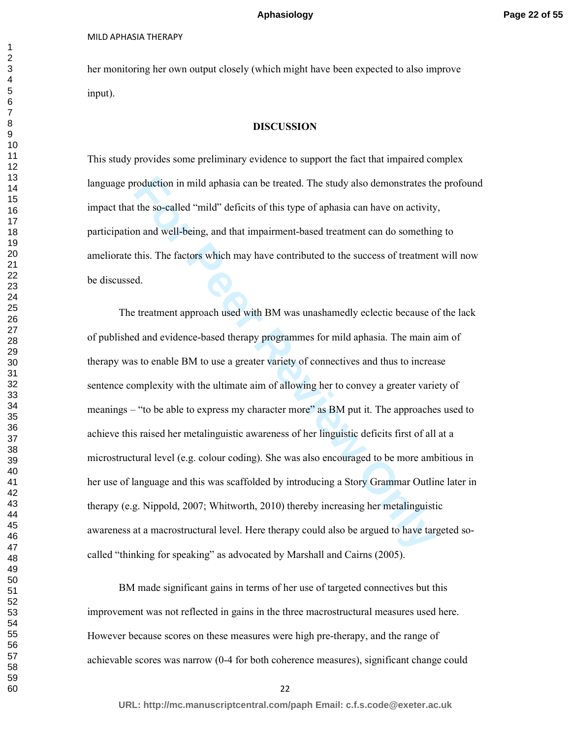her monitoring her own output closely (which might have been expected to also improve input).

## DISCUSSION

This study provides some preliminary evidence to support the fact that impaired complex language production in mild aphasia can be treated. The study also demonstrates the profound impact that the so-called "mild" deficits of this type of aphasia can have on activity, participation and well-being, and that impairment-based treatment can do something to ameliorate this. The factors which may have contributed to the success of treatment will now be discussed.

The treatment approach used with BM was unashamedly eclectic because of the lack of published and evidence-based therapy programmes for mild aphasia. The main aim of therapy was to enable BM to use a greater variety of connectives and thus to increase sentence complexity with the ultimate aim of allowing her to convey a greater variety of meanings – "to be able to express my character more" as BM put it. The approaches used to achieve this raised her metalinguistic awareness of her linguistic deficits first of all at a microstructural level (e.g. colour coding). She was also encouraged to be more ambitious in her use of language and this was scaffolded by introducing a Story Grammar Outline later in therapy (e.g. Nippold, 2007; Whitworth, 2010) thereby increasing her metalinguistic awareness at a macrostructural level. Here therapy could also be argued to have targeted so-called "thinking for speaking" as advocated by Marshall and Cairns (2005).

BM made significant gains in terms of her use of targeted connectives but this improvement was not reflected in gains in the three macrostructural measures used here. However because scores on these measures were high pre-therapy, and the range of achievable scores was narrow (0-4 for both coherence measures), significant change could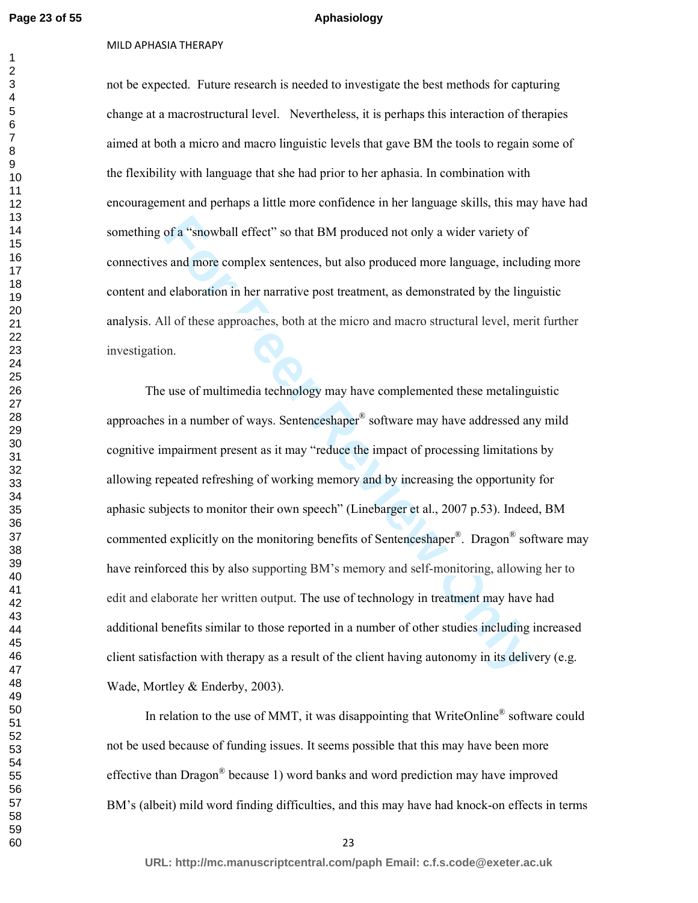not be expected. Future research is needed to investigate the best methods for capturing change at a macrostructural level. Nevertheless, it is perhaps this interaction of therapies aimed at both a micro and macro linguistic levels that gave BM the tools to regain some of the flexibility with language that she had prior to her aphasia. In combination with encouragement and perhaps a little more confidence in her language skills, this may have had something of a "snowball effect" so that BM produced not only a wider variety of connectives and more complex sentences, but also produced more language, including more content and elaboration in her narrative post treatment, as demonstrated by the linguistic analysis. All of these approaches, both at the micro and macro structural level, merit further investigation.

The use of multimedia technology may have complemented these metalinguistic approaches in a number of ways. Sentenceshaper® software may have addressed any mild cognitive impairment present as it may "reduce the impact of processing limitations by allowing repeated refreshing of working memory and by increasing the opportunity for aphasic subjects to monitor their own speech" (Linebarger et al., 2007 p.53). Indeed, BM commented explicitly on the monitoring benefits of Sentenceshaper®. Dragon® software may have reinforced this by also supporting BM's memory and self-monitoring, allowing her to edit and elaborate her written output. The use of technology in treatment may have had additional benefits similar to those reported in a number of other studies including increased client satisfaction with therapy as a result of the client having autonomy in its delivery (e.g. Wade, Mortley & Enderby, 2003).

In relation to the use of MMT, it was disappointing that WriteOnline® software could not be used because of funding issues. It seems possible that this may have been more effective than Dragon® because 1) word banks and word prediction may have improved BM's (albeit) mild word finding difficulties, and this may have had knock-on effects in terms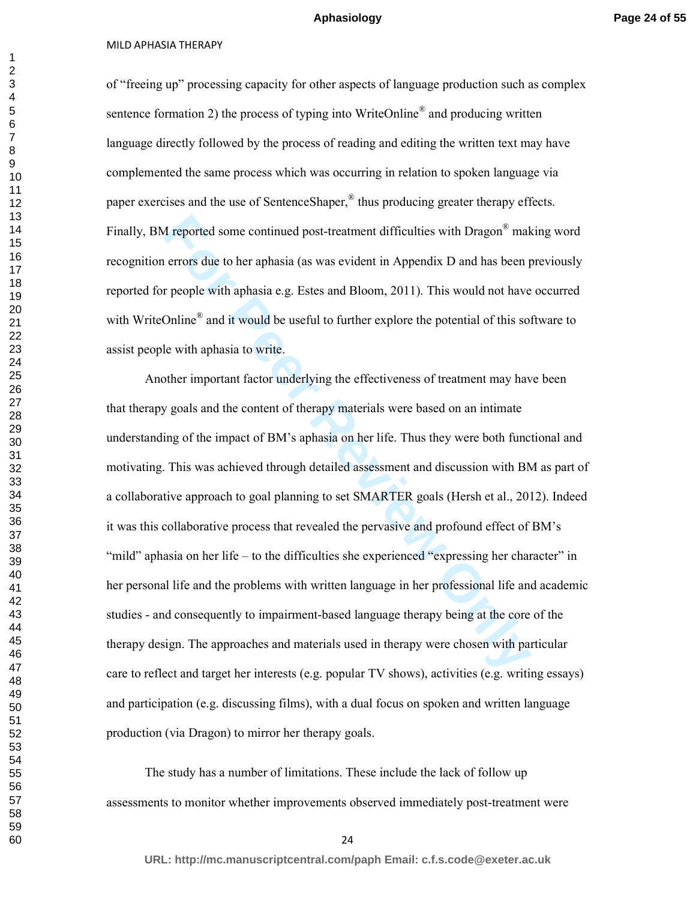of "freeing up" processing capacity for other aspects of language production such as complex sentence formation 2) the process of typing into WriteOnline® and producing written language directly followed by the process of reading and editing the written text may have complemented the same process which was occurring in relation to spoken language via paper exercises and the use of SentenceShaper,® thus producing greater therapy effects. Finally, BM reported some continued post-treatment difficulties with Dragon® making word recognition errors due to her aphasia (as was evident in Appendix D and has been previously reported for people with aphasia e.g. Estes and Bloom, 2011). This would not have occurred with WriteOnline® and it would be useful to further explore the potential of this software to assist people with aphasia to write.

Another important factor underlying the effectiveness of treatment may have been that therapy goals and the content of therapy materials were based on an intimate understanding of the impact of BM's aphasia on her life. Thus they were both functional and motivating. This was achieved through detailed assessment and discussion with BM as part of a collaborative approach to goal planning to set SMARTER goals (Hersh et al., 2012). Indeed it was this collaborative process that revealed the pervasive and profound effect of BM's "mild" aphasia on her life – to the difficulties she experienced "expressing her character" in her personal life and the problems with written language in her professional life and academic studies - and consequently to impairment-based language therapy being at the core of the therapy design. The approaches and materials used in therapy were chosen with particular care to reflect and target her interests (e.g. popular TV shows), activities (e.g. writing essays) and participation (e.g. discussing films), with a dual focus on spoken and written language production (via Dragon) to mirror her therapy goals.

The study has a number of limitations. These include the lack of follow up assessments to monitor whether improvements observed immediately post-treatment were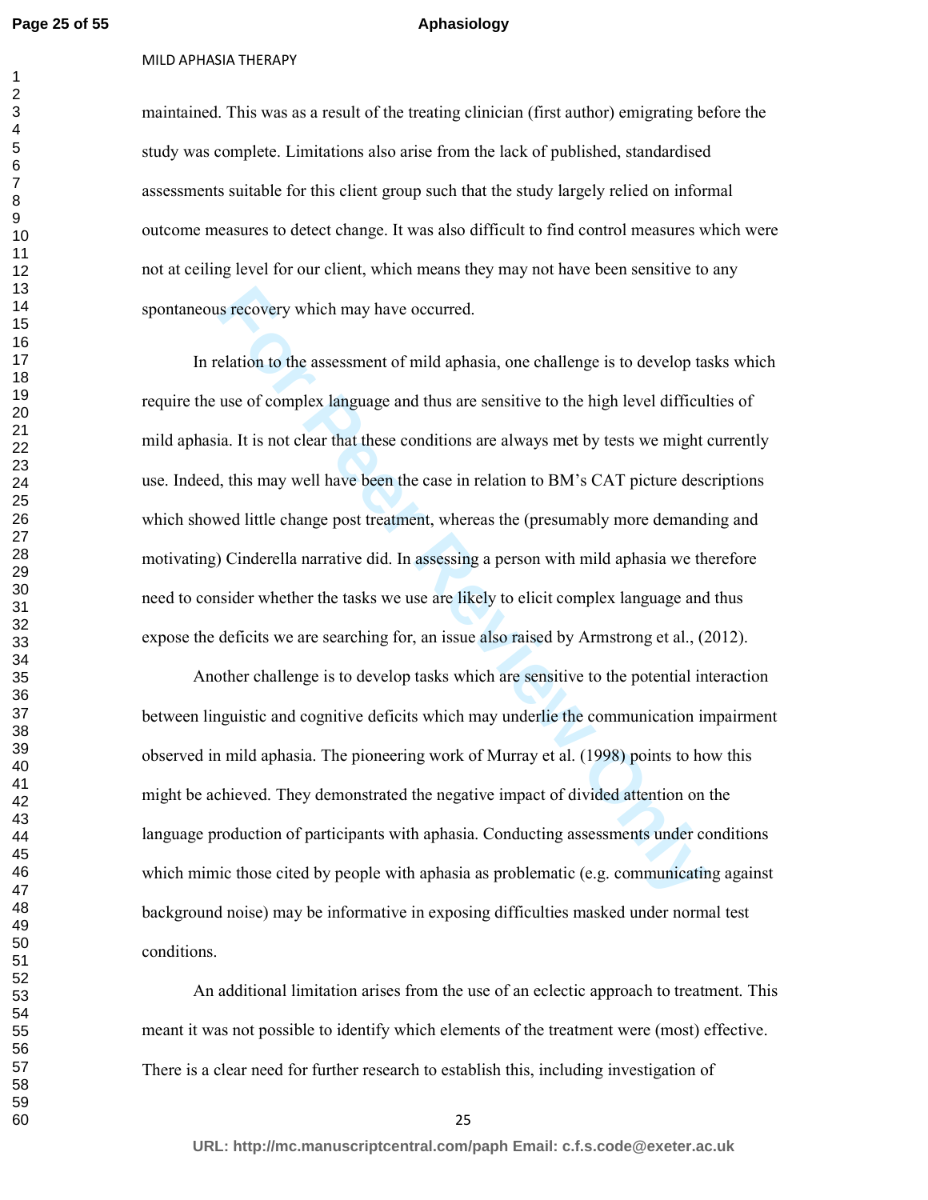maintained. This was as a result of the treating clinician (first author) emigrating before the study was complete. Limitations also arise from the lack of published, standardised assessments suitable for this client group such that the study largely relied on informal outcome measures to detect change. It was also difficult to find control measures which were not at ceiling level for our client, which means they may not have been sensitive to any spontaneous recovery which may have occurred.

In relation to the assessment of mild aphasia, one challenge is to develop tasks which require the use of complex language and thus are sensitive to the high level difficulties of mild aphasia. It is not clear that these conditions are always met by tests we might currently use. Indeed, this may well have been the case in relation to BM's CAT picture descriptions which showed little change post treatment, whereas the (presumably more demanding and motivating) Cinderella narrative did. In assessing a person with mild aphasia we therefore need to consider whether the tasks we use are likely to elicit complex language and thus expose the deficits we are searching for, an issue also raised by Armstrong et al., (2012).

Another challenge is to develop tasks which are sensitive to the potential interaction between linguistic and cognitive deficits which may underlie the communication impairment observed in mild aphasia. The pioneering work of Murray et al. (1998) points to how this might be achieved. They demonstrated the negative impact of divided attention on the language production of participants with aphasia. Conducting assessments under conditions which mimic those cited by people with aphasia as problematic (e.g. communicating against background noise) may be informative in exposing difficulties masked under normal test conditions.

An additional limitation arises from the use of an eclectic approach to treatment. This meant it was not possible to identify which elements of the treatment were (most) effective. There is a clear need for further research to establish this, including investigation of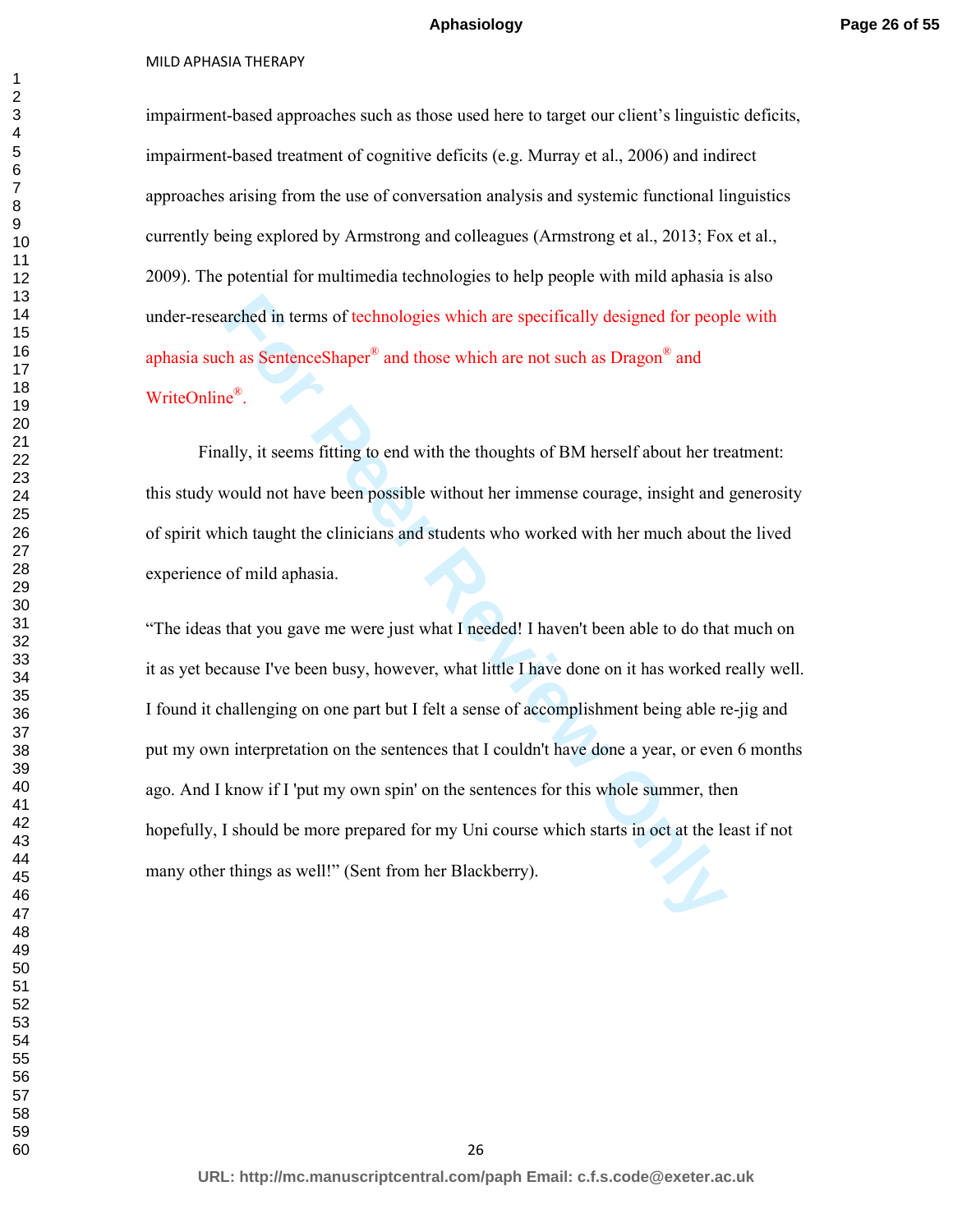impairment-based approaches such as those used here to target our client's linguistic deficits, impairment-based treatment of cognitive deficits (e.g. Murray et al., 2006) and indirect approaches arising from the use of conversation analysis and systemic functional linguistics currently being explored by Armstrong and colleagues (Armstrong et al., 2013; Fox et al., 2009). The potential for multimedia technologies to help people with mild aphasia is also under-researched in terms of technologies which are specifically designed for people with aphasia such as SentenceShaper® and those which are not such as Dragon® and WriteOnline®.

Finally, it seems fitting to end with the thoughts of BM herself about her treatment: this study would not have been possible without her immense courage, insight and generosity of spirit which taught the clinicians and students who worked with her much about the lived experience of mild aphasia.

"The ideas that you gave me were just what I needed! I haven't been able to do that much on it as yet because I've been busy, however, what little I have done on it has worked really well. I found it challenging on one part but I felt a sense of accomplishment being able re-jig and put my own interpretation on the sentences that I couldn't have done a year, or even 6 months ago. And I know if I 'put my own spin' on the sentences for this whole summer, then hopefully, I should be more prepared for my Uni course which starts in oct at the least if not many other things as well!" (Sent from her Blackberry).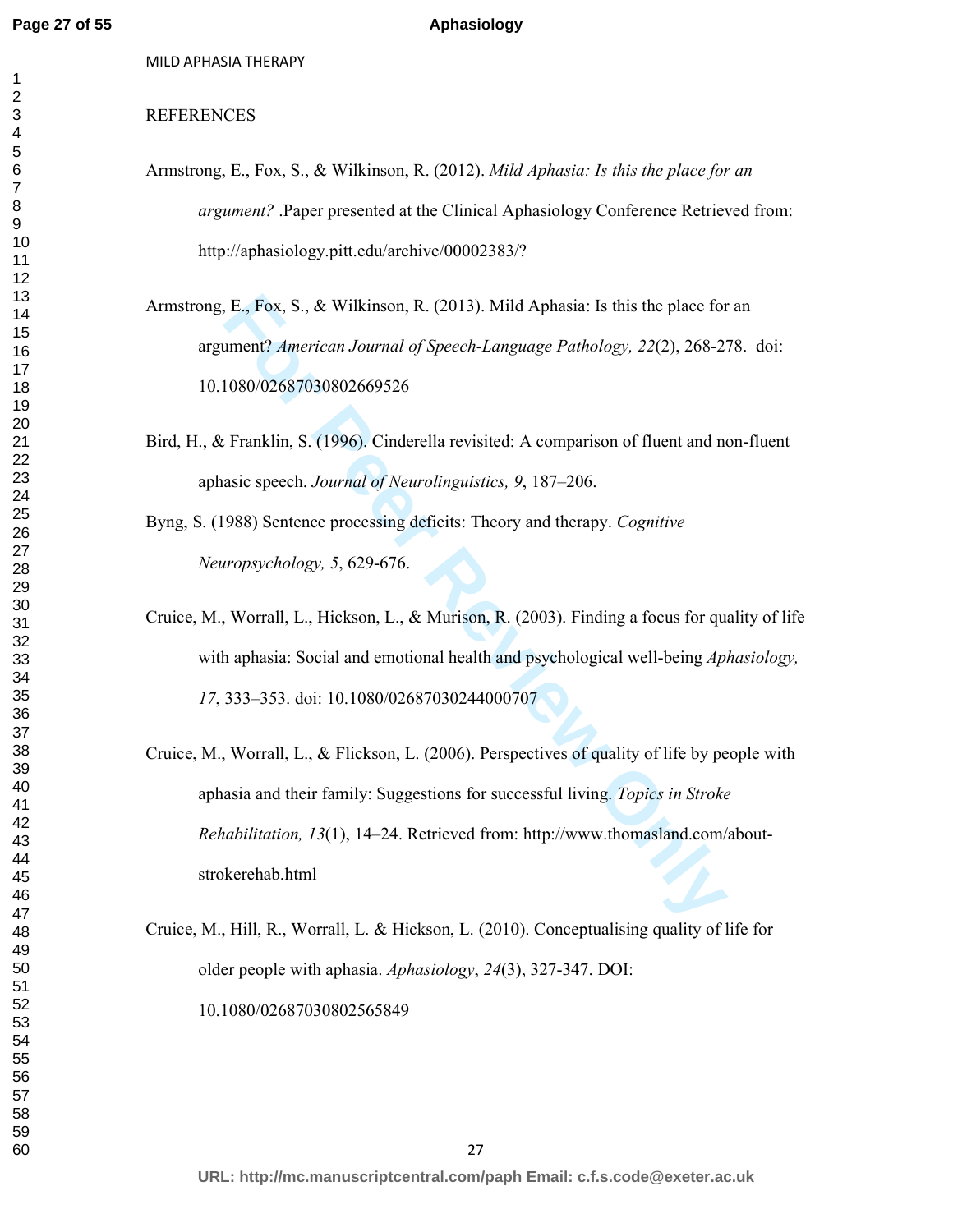REFERENCES

Armstrong, E., Fox, S., & Wilkinson, R. (2012). *Mild Aphasia: Is this the place for an argument?* .Paper presented at the Clinical Aphasiology Conference Retrieved from: http://aphasiology.pitt.edu/archive/00002383/?

Armstrong, E., Fox, S., & Wilkinson, R. (2013). Mild Aphasia: Is this the place for an argument? *American Journal of Speech-Language Pathology, 22*(2), 268-278. doi: 10.1080/02687030802669526

Bird, H., & Franklin, S. (1996). Cinderella revisited: A comparison of fluent and non-fluent aphasic speech. *Journal of Neurolinguistics, 9*, 187–206.

Byng, S. (1988) Sentence processing deficits: Theory and therapy. *Cognitive Neuropsychology, 5*, 629-676.

Cruice, M., Worrall, L., Hickson, L., & Murison, R. (2003). Finding a focus for quality of life with aphasia: Social and emotional health and psychological well-being *Aphasiology, 17*, 333–353. doi: 10.1080/02687030244000707

Cruice, M., Worrall, L., & Flickson, L. (2006). Perspectives of quality of life by people with aphasia and their family: Suggestions for successful living. *Topics in Stroke Rehabilitation, 13*(1), 14–24. Retrieved from: http://www.thomasland.com/about-strokerehab.html

Cruice, M., Hill, R., Worrall, L. & Hickson, L. (2010). Conceptualising quality of life for older people with aphasia. *Aphasiology*, *24*(3), 327-347. DOI: 10.1080/02687030802565849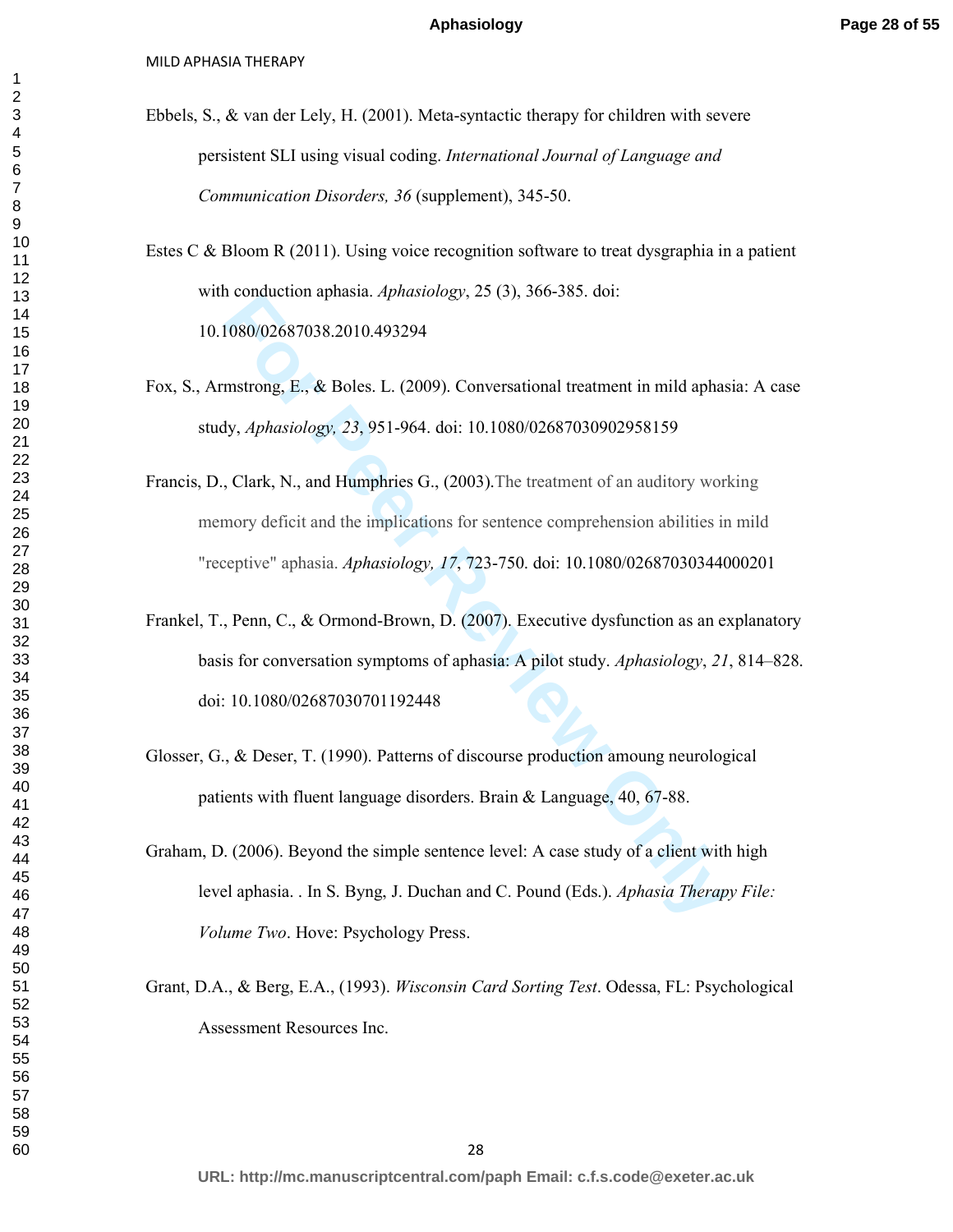Ebbels, S., & van der Lely, H. (2001). Meta-syntactic therapy for children with severe persistent SLI using visual coding. *International Journal of Language and Communication Disorders, 36* (supplement), 345-50.

Estes C & Bloom R (2011). Using voice recognition software to treat dysgraphia in a patient with conduction aphasia. *Aphasiology*, 25 (3), 366-385. doi: 10.1080/02687038.2010.493294

Fox, S., Armstrong, E., & Boles. L. (2009). Conversational treatment in mild aphasia: A case study, *Aphasiology, 23*, 951-964. doi: 10.1080/02687030902958159

Francis, D., Clark, N., and Humphries G., (2003).The treatment of an auditory working memory deficit and the implications for sentence comprehension abilities in mild "receptive" aphasia. *Aphasiology, 17*, 723-750. doi: 10.1080/02687030344000201

Frankel, T., Penn, C., & Ormond-Brown, D. (2007). Executive dysfunction as an explanatory basis for conversation symptoms of aphasia: A pilot study. *Aphasiology*, *21*, 814–828. doi: 10.1080/02687030701192448

Glosser, G., & Deser, T. (1990). Patterns of discourse production amoung neurological patients with fluent language disorders. Brain & Language, 40, 67-88.

Graham, D. (2006). Beyond the simple sentence level: A case study of a client with high level aphasia. . In S. Byng, J. Duchan and C. Pound (Eds.). *Aphasia Therapy File: Volume Two*. Hove: Psychology Press.

Grant, D.A., & Berg, E.A., (1993). *Wisconsin Card Sorting Test*. Odessa, FL: Psychological Assessment Resources Inc.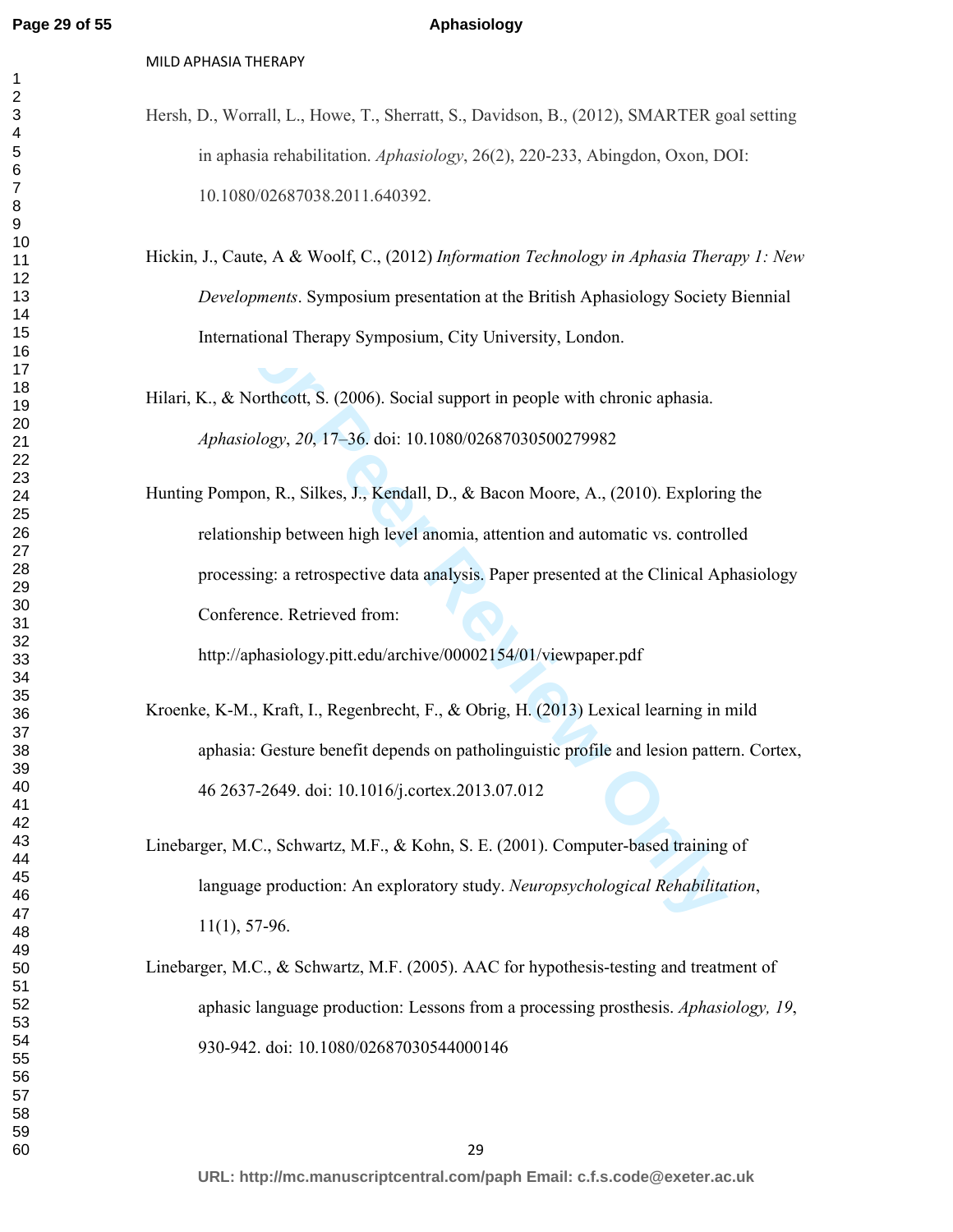Hersh, D., Worrall, L., Howe, T., Sherratt, S., Davidson, B., (2012), SMARTER goal setting in aphasia rehabilitation. *Aphasiology*, 26(2), 220-233, Abingdon, Oxon, DOI: 10.1080/02687038.2011.640392.

Hickin, J., Caute, A & Woolf, C., (2012) *Information Technology in Aphasia Therapy 1: New Developments*. Symposium presentation at the British Aphasiology Society Biennial International Therapy Symposium, City University, London.

Hilari, K., & Northcott, S. (2006). Social support in people with chronic aphasia. *Aphasiology*, *20*, 17–36. doi: 10.1080/02687030500279982

Hunting Pompon, R., Silkes, J., Kendall, D., & Bacon Moore, A., (2010). Exploring the relationship between high level anomia, attention and automatic vs. controlled processing: a retrospective data analysis. Paper presented at the Clinical Aphasiology Conference. Retrieved from: http://aphasiology.pitt.edu/archive/00002154/01/viewpaper.pdf

Kroenke, K-M., Kraft, I., Regenbrecht, F., & Obrig, H. (2013) Lexical learning in mild aphasia: Gesture benefit depends on patholinguistic profile and lesion pattern. Cortex, 46 2637-2649. doi: 10.1016/j.cortex.2013.07.012

Linebarger, M.C., Schwartz, M.F., & Kohn, S. E. (2001). Computer-based training of language production: An exploratory study. *Neuropsychological Rehabilitation*, 11(1), 57-96.

Linebarger, M.C., & Schwartz, M.F. (2005). AAC for hypothesis-testing and treatment of aphasic language production: Lessons from a processing prosthesis. *Aphasiology, 19*, 930-942. doi: 10.1080/02687030544000146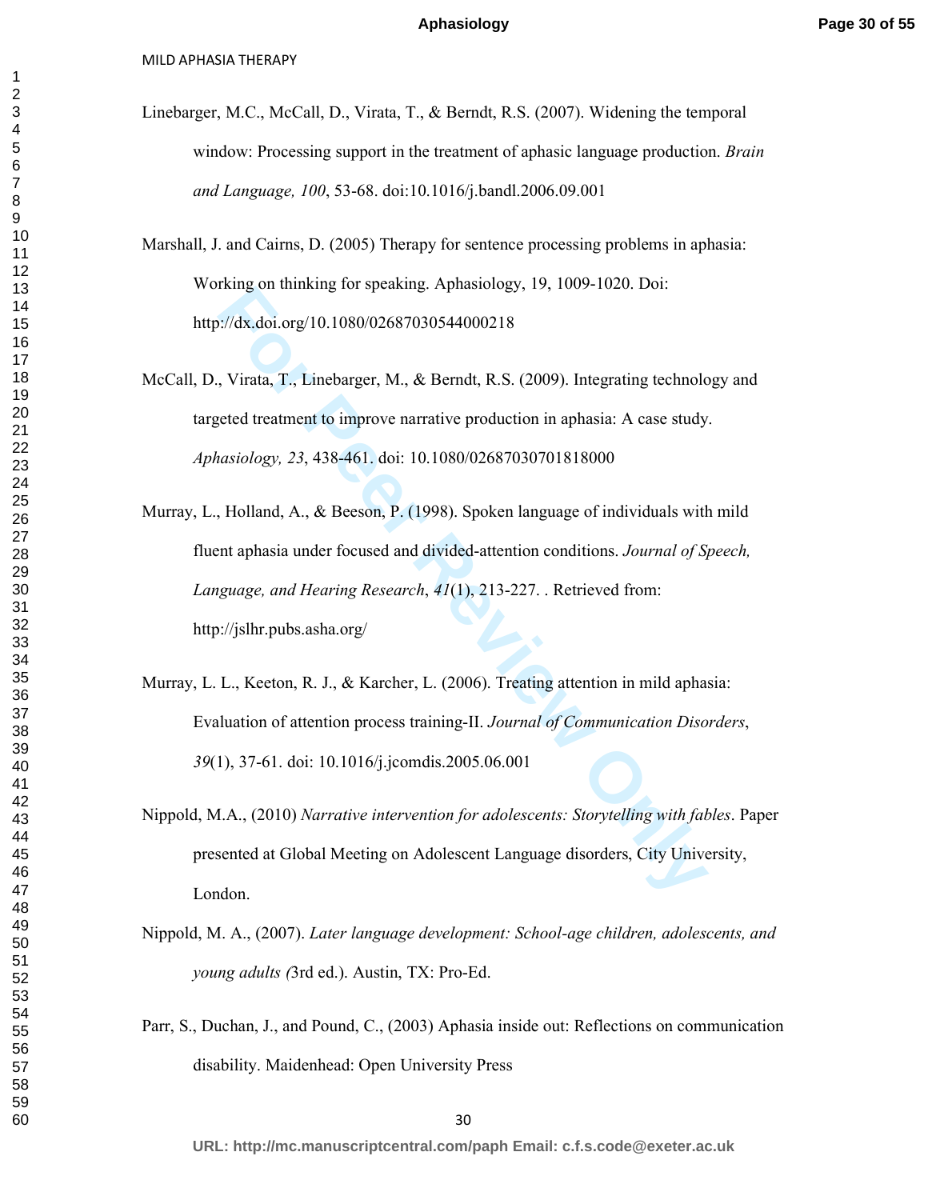Linebarger, M.C., McCall, D., Virata, T., & Berndt, R.S. (2007). Widening the temporal window: Processing support in the treatment of aphasic language production. *Brain and Language, 100*, 53-68. doi:10.1016/j.bandl.2006.09.001

Marshall, J. and Cairns, D. (2005) Therapy for sentence processing problems in aphasia: Working on thinking for speaking. Aphasiology, 19, 1009-1020. Doi: http://dx.doi.org/10.1080/02687030544000218

McCall, D., Virata, T., Linebarger, M., & Berndt, R.S. (2009). Integrating technology and targeted treatment to improve narrative production in aphasia: A case study. *Aphasiology, 23*, 438-461. doi: 10.1080/02687030701818000

Murray, L., Holland, A., & Beeson, P. (1998). Spoken language of individuals with mild fluent aphasia under focused and divided-attention conditions. *Journal of Speech, Language, and Hearing Research*, *41*(1), 213-227. . Retrieved from: http://jslhr.pubs.asha.org/

Murray, L. L., Keeton, R. J., & Karcher, L. (2006). Treating attention in mild aphasia: Evaluation of attention process training-II. *Journal of Communication Disorders*, *39*(1), 37-61. doi: 10.1016/j.jcomdis.2005.06.001

Nippold, M.A., (2010) *Narrative intervention for adolescents: Storytelling with fables*. Paper presented at Global Meeting on Adolescent Language disorders, City University, London.

Nippold, M. A., (2007). *Later language development: School-age children, adolescents, and young adults (*3rd ed.). Austin, TX: Pro-Ed.

Parr, S., Duchan, J., and Pound, C., (2003) Aphasia inside out: Reflections on communication disability. Maidenhead: Open University Press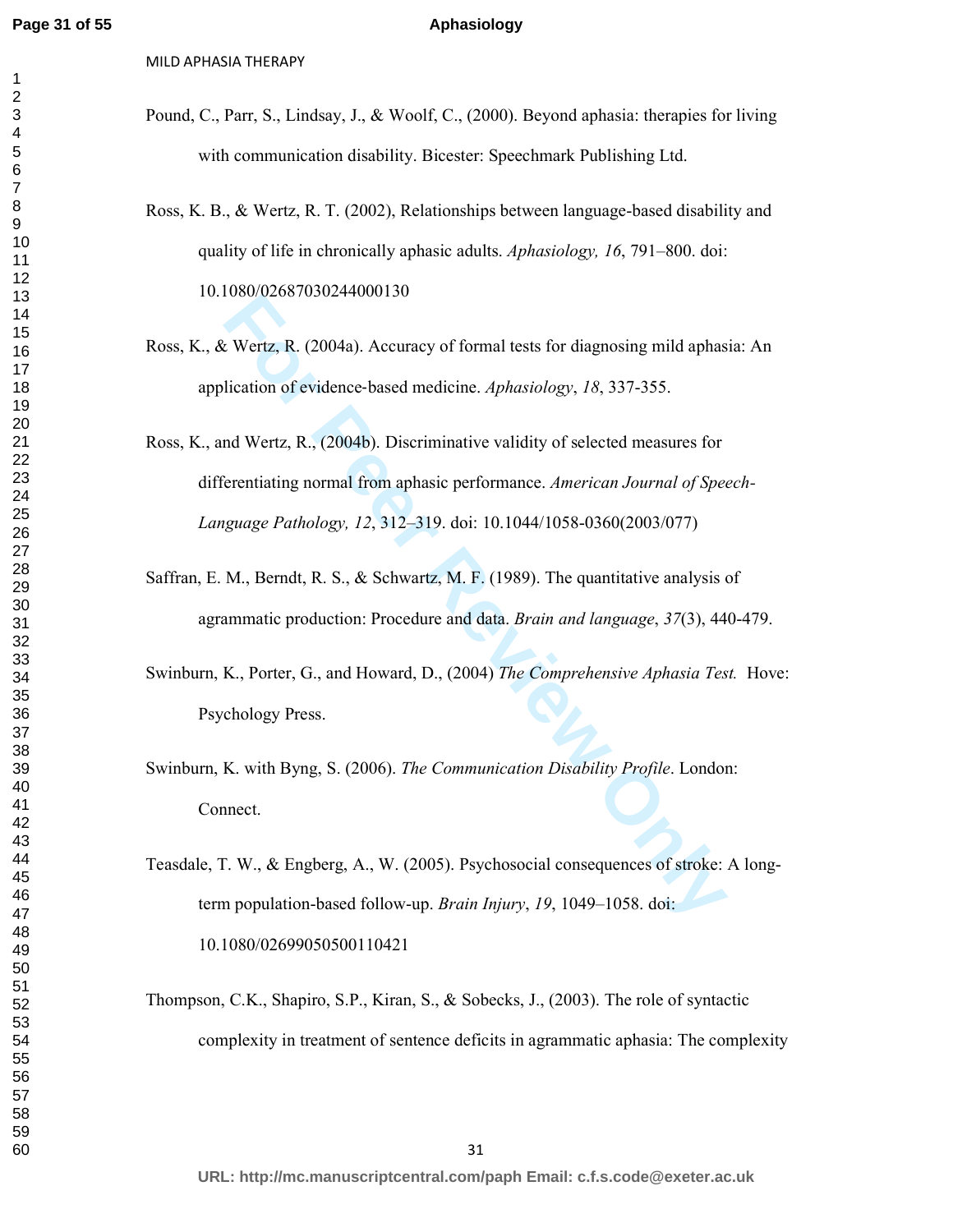Pound, C., Parr, S., Lindsay, J., & Woolf, C., (2000). Beyond aphasia: therapies for living with communication disability. Bicester: Speechmark Publishing Ltd.

Ross, K. B., & Wertz, R. T. (2002), Relationships between language-based disability and quality of life in chronically aphasic adults. *Aphasiology, 16*, 791–800. doi: 10.1080/02687030244000130

Ross, K., & Wertz, R. (2004a). Accuracy of formal tests for diagnosing mild aphasia: An application of evidence-based medicine. *Aphasiology*, *18*, 337-355.

Ross, K., and Wertz, R., (2004b). Discriminative validity of selected measures for differentiating normal from aphasic performance. *American Journal of Speech-Language Pathology, 12*, 312–319. doi: 10.1044/1058-0360(2003/077)

Saffran, E. M., Berndt, R. S., & Schwartz, M. F. (1989). The quantitative analysis of agrammatic production: Procedure and data. *Brain and language*, *37*(3), 440-479.

Swinburn, K., Porter, G., and Howard, D., (2004) *The Comprehensive Aphasia Test.* Hove: Psychology Press.

Swinburn, K. with Byng, S. (2006). *The Communication Disability Profile*. London: Connect.

Teasdale, T. W., & Engberg, A., W. (2005). Psychosocial consequences of stroke: A long-term population-based follow-up. *Brain Injury*, *19*, 1049–1058. doi: 10.1080/02699050500110421

Thompson, C.K., Shapiro, S.P., Kiran, S., & Sobecks, J., (2003). The role of syntactic complexity in treatment of sentence deficits in agrammatic aphasia: The complexity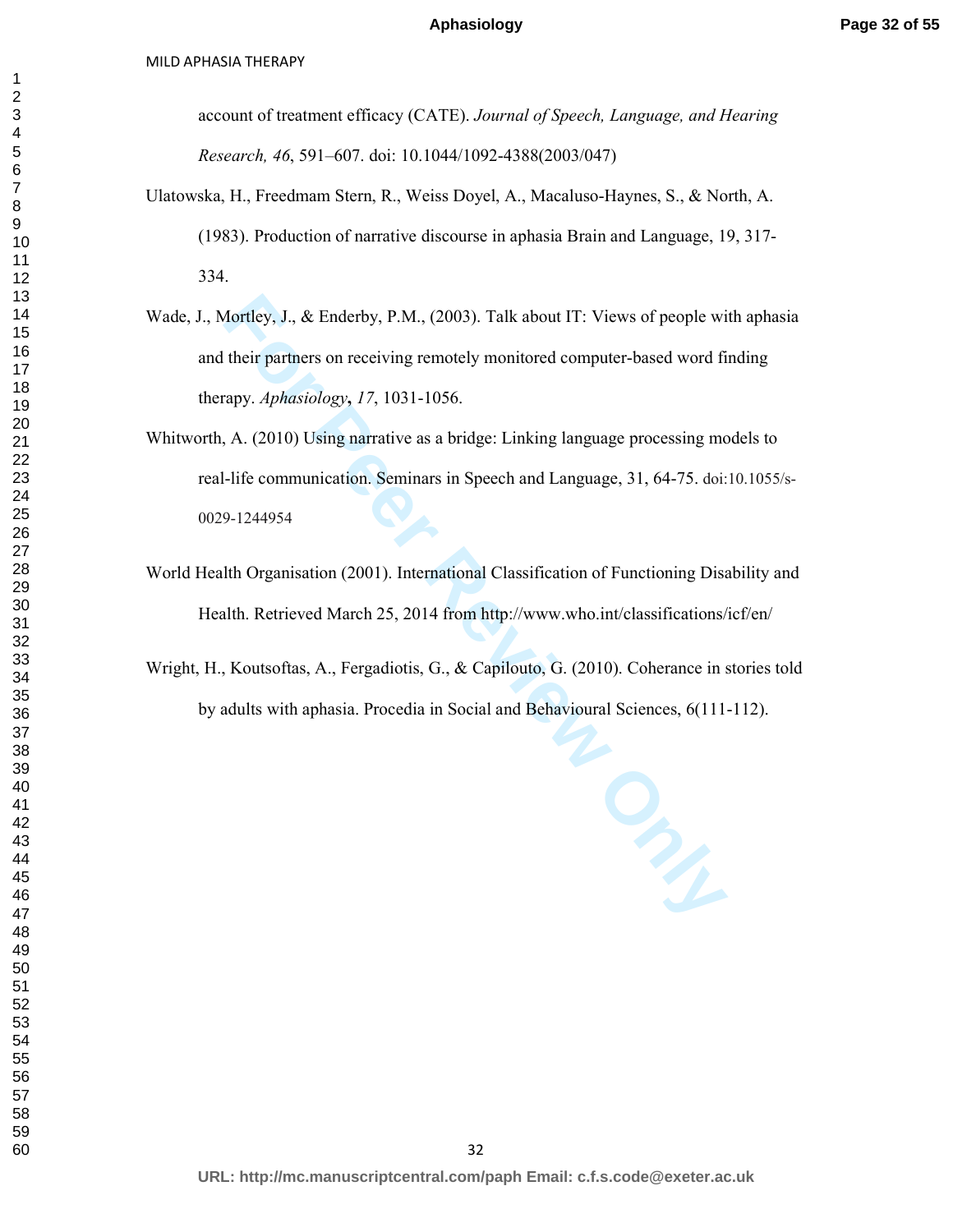account of treatment efficacy (CATE). *Journal of Speech, Language, and Hearing Research, 46*, 591–607. doi: 10.1044/1092-4388(2003/047)

Ulatowska, H., Freedmam Stern, R., Weiss Doyel, A., Macaluso-Haynes, S., & North, A. (1983). Production of narrative discourse in aphasia Brain and Language, 19, 317-334.

Wade, J., Mortley, J., & Enderby, P.M., (2003). Talk about IT: Views of people with aphasia and their partners on receiving remotely monitored computer-based word finding therapy. *Aphasiology*, *17*, 1031-1056.

Whitworth, A. (2010) Using narrative as a bridge: Linking language processing models to real-life communication. Seminars in Speech and Language, 31, 64-75. doi:10.1055/s-0029-1244954

World Health Organisation (2001). International Classification of Functioning Disability and Health. Retrieved March 25, 2014 from http://www.who.int/classifications/icf/en/

Wright, H., Koutsoftas, A., Fergadiotis, G., & Capilouto, G. (2010). Coherance in stories told by adults with aphasia. Procedia in Social and Behavioural Sciences, 6(111-112).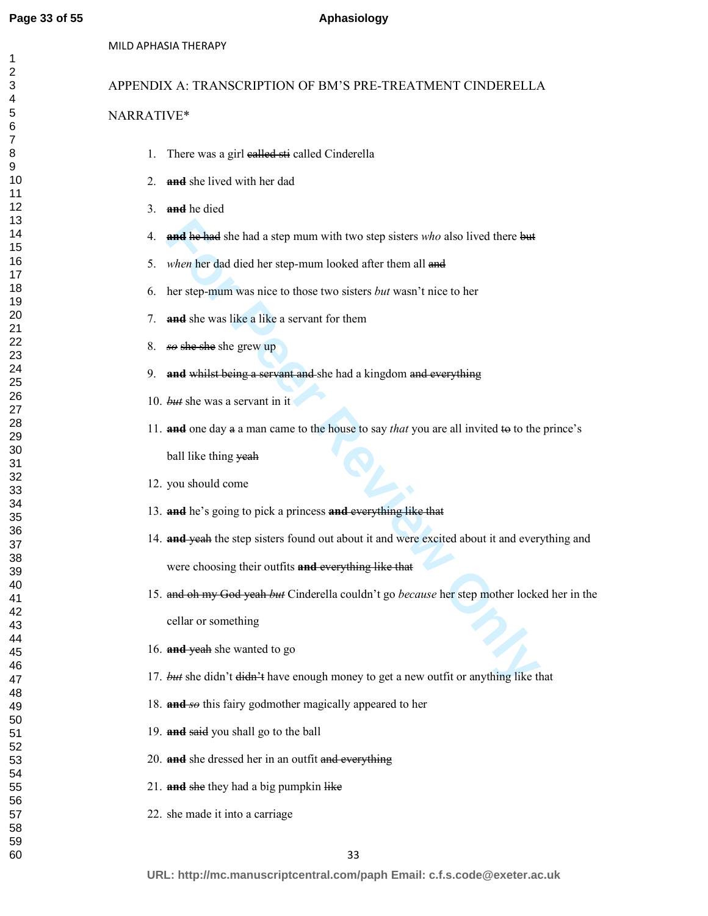APPENDIX A: TRANSCRIPTION OF BM'S PRE-TREATMENT CINDERELLA NARRATIVE*

1. There was a girl ~~called sti~~ called Cinderella
2. **~~and~~** she lived with her dad
3. **~~and~~** he died
4. **~~and~~** ~~he had~~ she had a step mum with two step sisters *who* also lived there ~~but~~
5. *when* her dad died her step-mum looked after them all ~~and~~
6. her step-mum was nice to those two sisters *but* wasn't nice to her
7. **~~and~~** she was like a like a servant for them
8. *~~so~~* ~~she she~~ she grew up
9. **~~and~~** ~~whilst being a servant and~~ she had a kingdom ~~and everything~~
10. *~~but~~* she was a servant in it
11. **~~and~~** one day ~~a~~ a man came to the house to say *that* you are all invited ~~to~~ to the prince's ball like thing ~~yeah~~
12. you should come
13. **~~and~~** he's going to pick a princess **~~and~~** ~~everything like that~~
14. **~~and~~** ~~yeah~~ the step sisters found out about it and were excited about it and everything and were choosing their outfits **~~and~~** ~~everything like that~~
15. ~~and oh my God yeah~~ *but* Cinderella couldn't go *because* her step mother locked her in the cellar or something
16. **~~and~~** ~~yeah~~ she wanted to go
17. *~~but~~* she didn't ~~didn't~~ have enough money to get a new outfit or anything like that
18. **~~and~~** *so* this fairy godmother magically appeared to her
19. **~~and~~** ~~said~~ you shall go to the ball
20. **~~and~~** she dressed her in an outfit ~~and everything~~
21. **~~and~~** ~~she~~ they had a big pumpkin ~~like~~
22. she made it into a carriage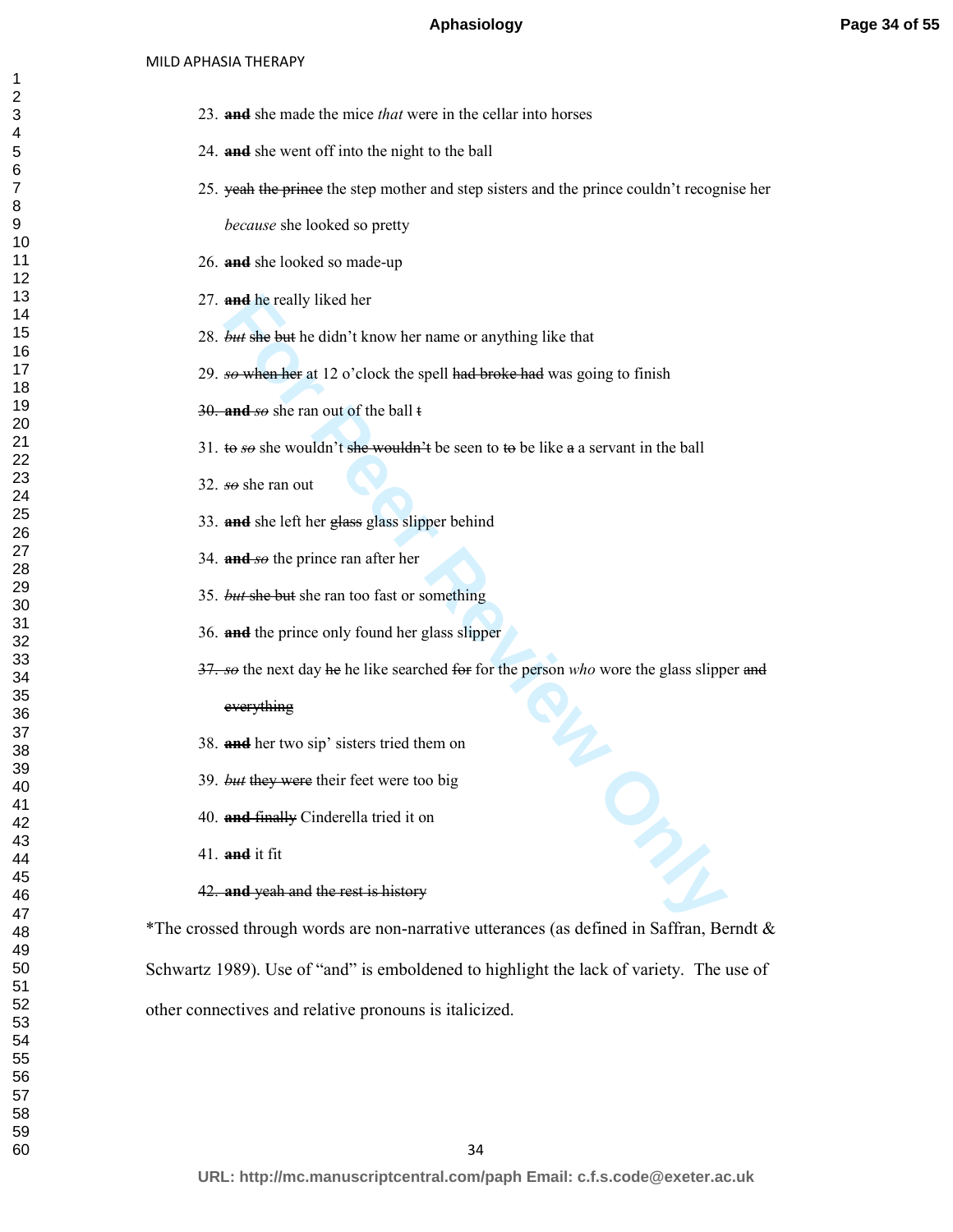23. **~~and~~** she made the mice *that* were in the cellar into horses

24. **~~and~~** she went off into the night to the ball

25. ~~yeah~~ ~~the prince~~ the step mother and step sisters and the prince couldn't recognise her *because* she looked so pretty

26. **~~and~~** she looked so made-up

27. **~~and~~** he really liked her

28. *~~but~~* ~~she~~ ~~but~~ he didn't know her name or anything like that

29. *~~so~~* ~~when her~~ at 12 o'clock the spell ~~had broke had~~ was going to finish

~~30.~~ **~~and~~** *~~so~~* she ran out of the ball ~~t~~

31. ~~to~~ *~~so~~* she wouldn't ~~she wouldn't~~ be seen to ~~to~~ be like ~~a~~ a servant in the ball

32. *~~so~~* she ran out

33. **~~and~~** she left her ~~glass~~ glass slipper behind

34. **~~and~~** *~~so~~* the prince ran after her

35. *~~but~~* ~~she but~~ she ran too fast or something

36. **~~and~~** the prince only found her glass slipper

~~37.~~ *~~so~~* the next day ~~he~~ he like searched ~~for~~ for the person *who* wore the glass slipper ~~and everything~~

38. **~~and~~** her two sip' sisters tried them on

39. *~~but~~* ~~they were~~ their feet were too big

40. **~~and~~** ~~finally~~ Cinderella tried it on

41. **~~and~~** it fit

~~42.~~ **~~and~~** ~~yeah and the rest is history~~

*The crossed through words are non-narrative utterances (as defined in Saffran, Berndt & Schwartz 1989). Use of "and" is emboldened to highlight the lack of variety. The use of other connectives and relative pronouns is italicized.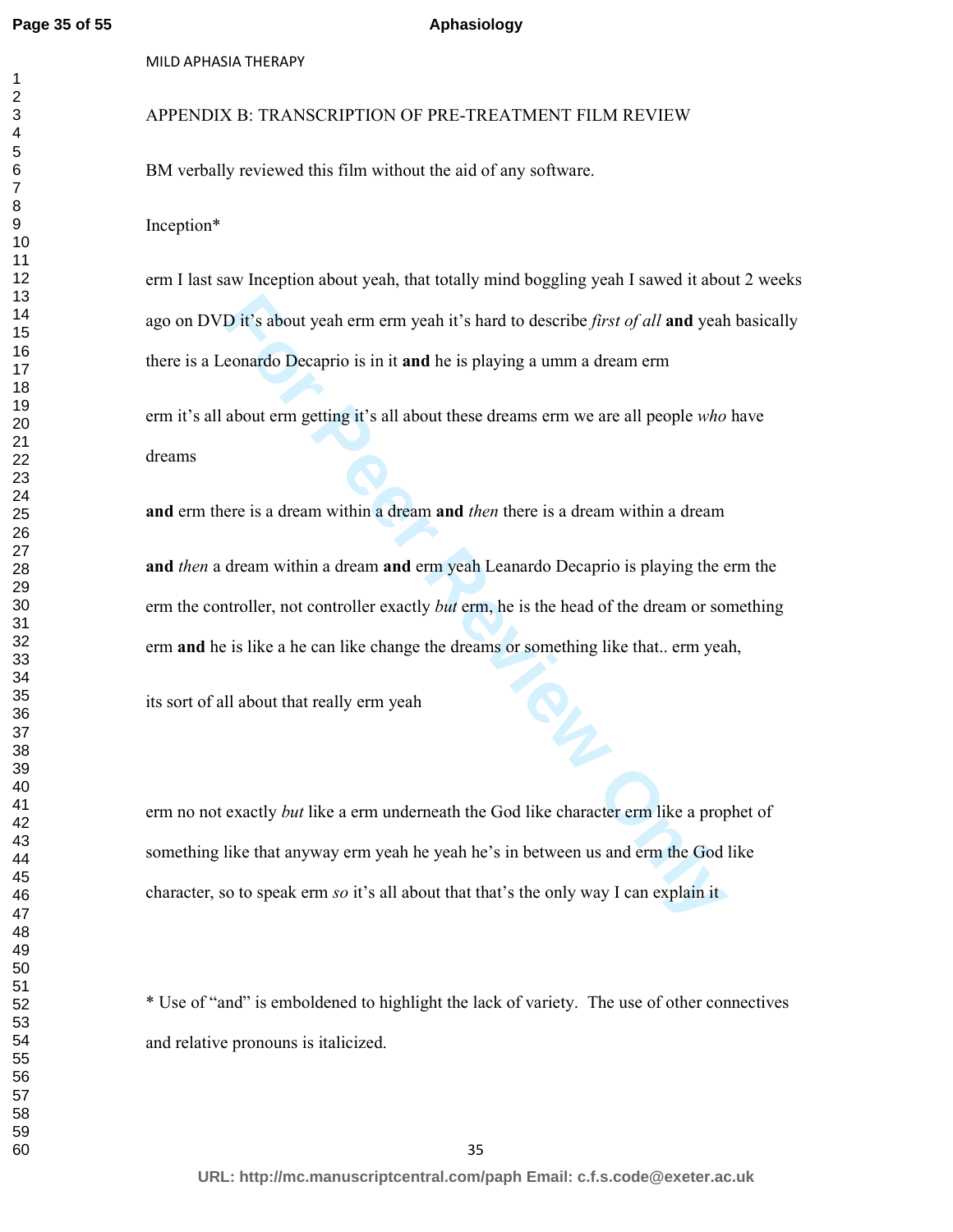APPENDIX B: TRANSCRIPTION OF PRE-TREATMENT FILM REVIEW

BM verbally reviewed this film without the aid of any software.

Inception*

erm I last saw Inception about yeah, that totally mind boggling yeah I sawed it about 2 weeks ago on DVD it's about yeah erm erm yeah it's hard to describe *first of all* **and** yeah basically there is a Leonardo Decaprio is in it **and** he is playing a umm a dream erm

erm it's all about erm getting it's all about these dreams erm we are all people *who* have dreams

**and** erm there is a dream within a dream **and** *then* there is a dream within a dream

**and** *then* a dream within a dream **and** erm yeah Leanardo Decaprio is playing the erm the erm the controller, not controller exactly *but* erm, he is the head of the dream or something erm **and** he is like a he can like change the dreams or something like that.. erm yeah,

its sort of all about that really erm yeah

erm no not exactly *but* like a erm underneath the God like character erm like a prophet of something like that anyway erm yeah he yeah he's in between us and erm the God like character, so to speak erm *so* it's all about that that's the only way I can explain it

* Use of "and" is emboldened to highlight the lack of variety. The use of other connectives and relative pronouns is italicized.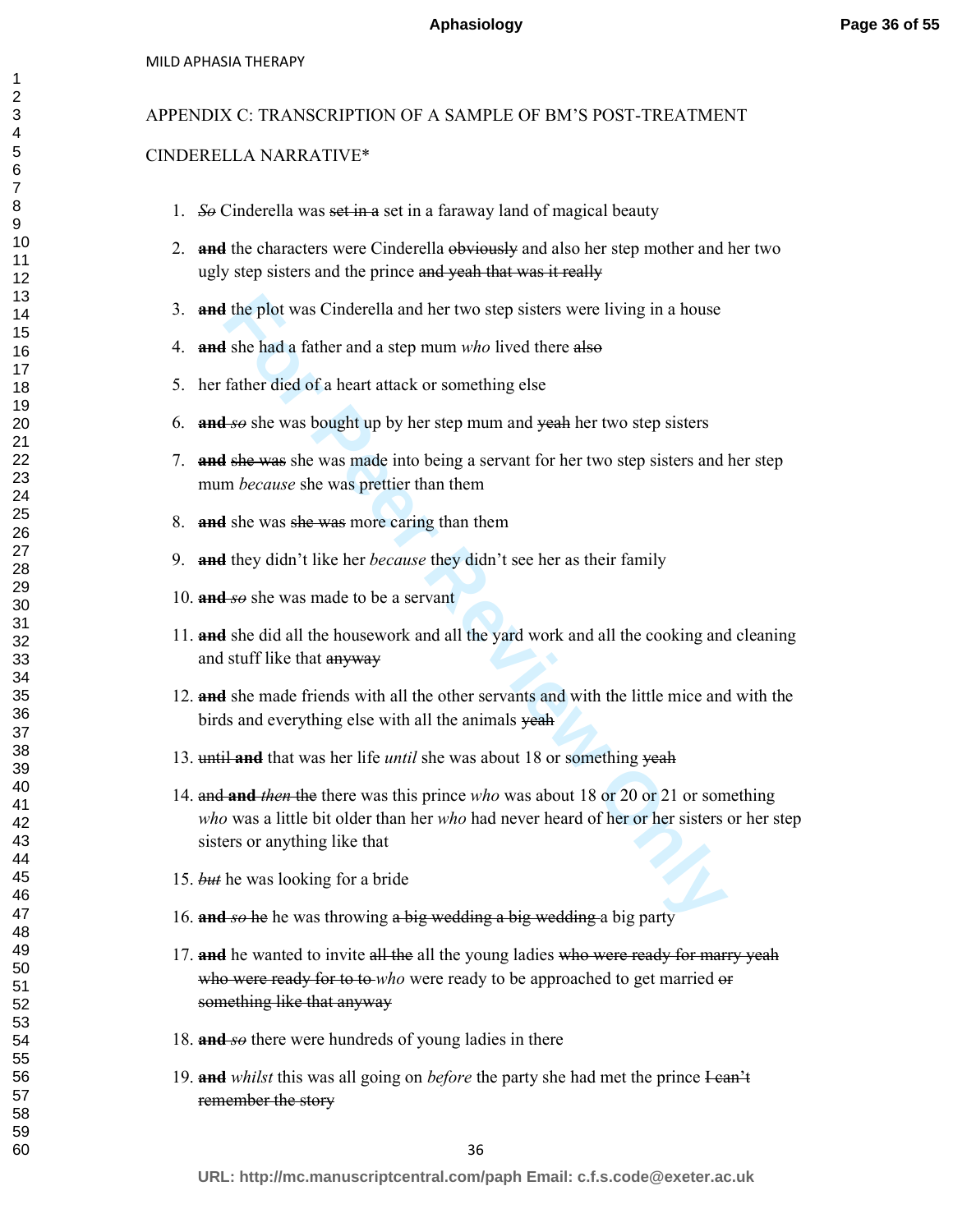APPENDIX C: TRANSCRIPTION OF A SAMPLE OF BM'S POST-TREATMENT CINDERELLA NARRATIVE*

1. ~~*So*~~ Cinderella was ~~set in a~~ set in a faraway land of magical beauty
2. ~~**and**~~ the characters were Cinderella ~~obviously~~ and also her step mother and her two ugly step sisters and the prince ~~and yeah that was it really~~
3. ~~**and**~~ the plot was Cinderella and her two step sisters were living in a house
4. ~~**and**~~ she had a father and a step mum *who* lived there ~~also~~
5. her father died of a heart attack or something else
6. ~~**and**~~ ~~*so*~~ she was bought up by her step mum and ~~yeah~~ her two step sisters
7. ~~**and**~~ ~~she was~~ she was made into being a servant for her two step sisters and her step mum *because* she was prettier than them
8. ~~**and**~~ she was ~~she was~~ more caring than them
9. ~~**and**~~ they didn't like her *because* they didn't see her as their family
10. ~~**and**~~ ~~*so*~~ she was made to be a servant
11. ~~**and**~~ she did all the housework and all the yard work and all the cooking and cleaning and stuff like that ~~anyway~~
12. ~~**and**~~ she made friends with all the other servants and with the little mice and with the birds and everything else with all the animals ~~yeah~~
13. ~~until~~ ~~**and**~~ that was her life *until* she was about 18 or something ~~yeah~~
14. ~~and~~ ~~**and**~~ ~~*then*~~ ~~the~~ there was this prince *who* was about 18 or 20 or 21 or something *who* was a little bit older than her *who* had never heard of her or her sisters or her step sisters or anything like that
15. ~~*but*~~ he was looking for a bride
16. ~~**and**~~ ~~*so*~~ ~~he~~ he was throwing ~~a big wedding a big wedding~~ a big party
17. ~~**and**~~ he wanted to invite ~~all the~~ all the young ladies ~~who were ready for marry yeah who were ready for to to~~ *who* were ready to be approached to get married ~~or something like that anyway~~
18. ~~**and**~~ ~~*so*~~ there were hundreds of young ladies in there
19. ~~**and**~~ *whilst* this was all going on *before* the party she had met the prince ~~I can't remember the story~~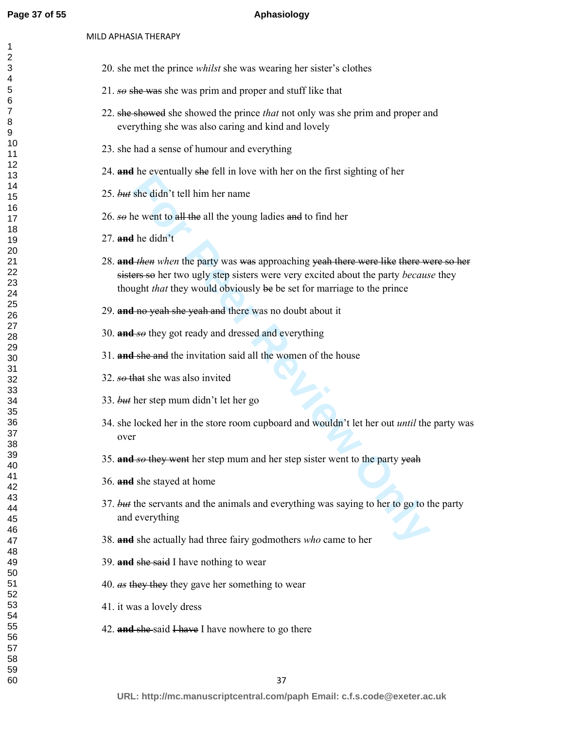20. she met the prince *whilst* she was wearing her sister's clothes

21. ~~*so* she was~~ she was prim and proper and stuff like that

22. ~~she showed~~ she showed the prince *that* not only was she prim and proper and everything she was also caring and kind and lovely

23. she had a sense of humour and everything

24. ~~**and**~~ he eventually ~~she~~ fell in love with her on the first sighting of her

25. ~~*but*~~ she didn't tell him her name

26. ~~*so*~~ he went to ~~all the~~ all the young ladies ~~and~~ to find her

27. ~~**and**~~ he didn't

28. ~~**and** *then*~~ *when* the party was ~~was~~ approaching ~~yeah there were like there were so her sisters so~~ her two ugly step sisters were very excited about the party *because* they thought *that* they would obviously ~~be~~ be set for marriage to the prince

29. ~~**and** no yeah she yeah and~~ there was no doubt about it

30. ~~**and** *so*~~ they got ready and dressed and everything

31. ~~**and** she and~~ the invitation said all the women of the house

32. ~~*so* that~~ she was also invited

33. ~~*but*~~ her step mum didn't let her go

34. she locked her in the store room cupboard and wouldn't let her out *until* the party was over

35. ~~**and** *so* they went~~ her step mum and her step sister went to the party ~~yeah~~

36. ~~**and**~~ she stayed at home

37. ~~*but*~~ the servants and the animals and everything was saying to her to go to the party and everything

38. ~~**and**~~ she actually had three fairy godmothers *who* came to her

39. ~~**and** she said~~ I have nothing to wear

40. ~~*as* they they~~ they gave her something to wear

41. it was a lovely dress

42. ~~**and** she~~ said ~~I have~~ I have nowhere to go there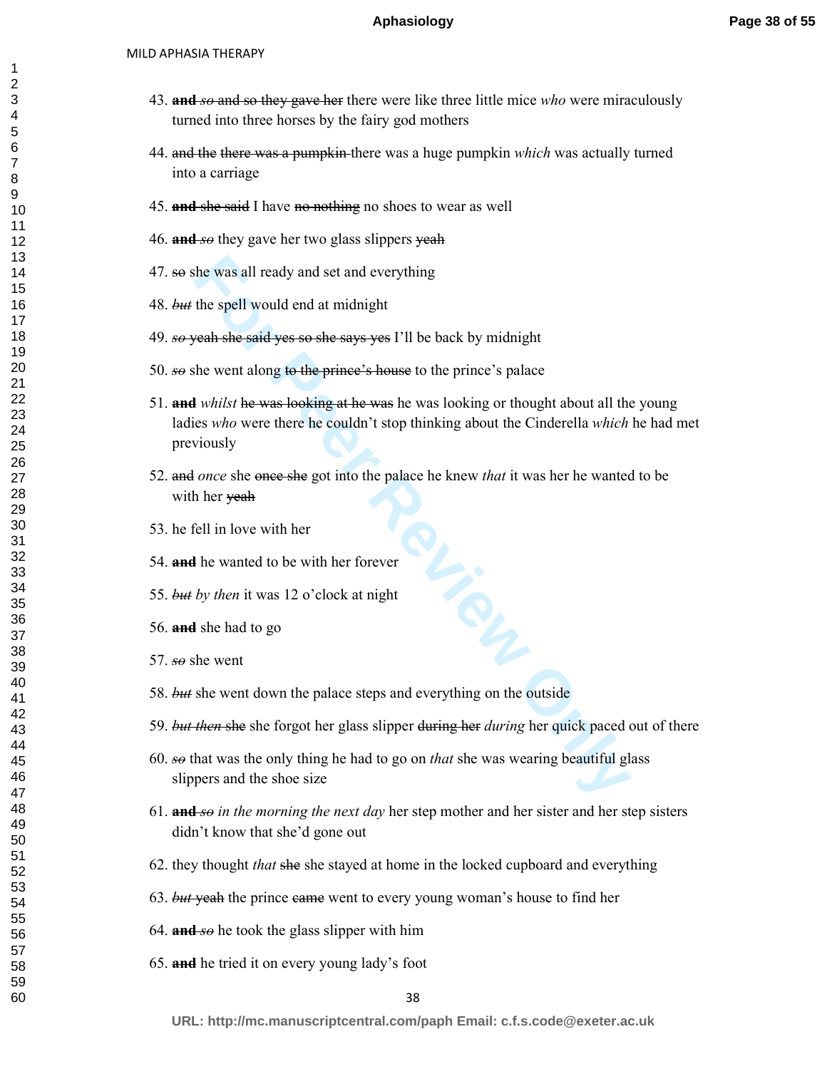43. ~~**and**~~ ~~*so*~~ ~~and so they gave her~~ there were like three little mice *who* were miraculously turned into three horses by the fairy god mothers

44. ~~and the~~ ~~there was a pumpkin~~ there was a huge pumpkin *which* was actually turned into a carriage

45. ~~**and**~~ ~~she said~~ I have ~~no nothing~~ no shoes to wear as well

46. ~~**and**~~ ~~*so*~~ they gave her two glass slippers ~~yeah~~

47. ~~so~~ she was all ready and set and everything

48. ~~*but*~~ the spell would end at midnight

49. ~~*so*~~ ~~yeah she said yes so she says yes~~ I'll be back by midnight

50. ~~*so*~~ she went along ~~to the prince's house~~ to the prince's palace

51. ~~**and**~~ *whilst* ~~he was looking at he was~~ he was looking or thought about all the young ladies *who* were there he couldn't stop thinking about the Cinderella *which* he had met previously

52. ~~and~~ *once* she ~~once she~~ got into the palace he knew *that* it was her he wanted to be with her ~~yeah~~

53. he fell in love with her

54. ~~**and**~~ he wanted to be with her forever

55. ~~*but*~~ *by then* it was 12 o'clock at night

56. ~~**and**~~ she had to go

57. ~~*so*~~ she went

58. ~~*but*~~ she went down the palace steps and everything on the outside

59. ~~*but then*~~ ~~she~~ she forgot her glass slipper ~~during her~~ *during* her quick paced out of there

60. ~~*so*~~ that was the only thing he had to go on *that* she was wearing beautiful glass slippers and the shoe size

61. ~~**and**~~ ~~*so*~~ *in the morning the next day* her step mother and her sister and her step sisters didn't know that she'd gone out

62. they thought *that* ~~she~~ she stayed at home in the locked cupboard and everything

63. ~~*but*~~ ~~yeah~~ the prince ~~came~~ went to every young woman's house to find her

64. ~~**and**~~ ~~*so*~~ he took the glass slipper with him

65. ~~**and**~~ he tried it on every young lady's foot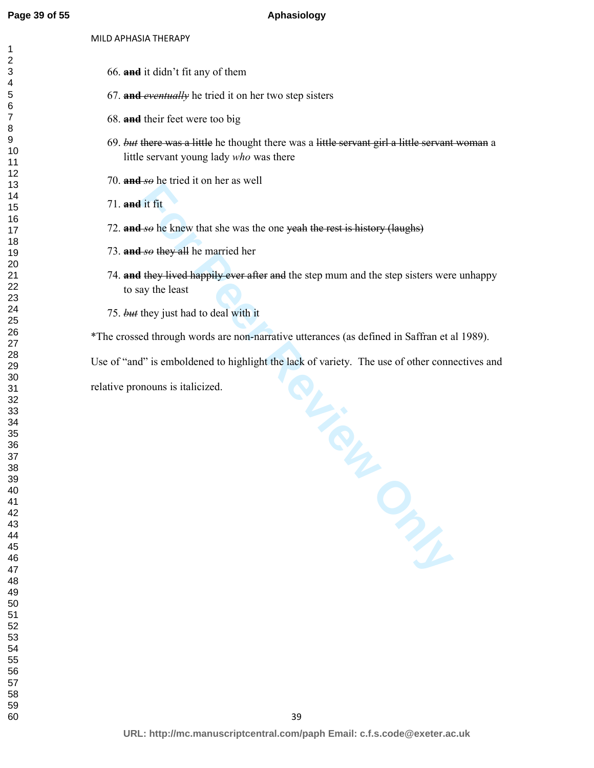66. ~~**and**~~ it didn't fit any of them

67. ~~**and** *eventually*~~ he tried it on her two step sisters

68. ~~**and**~~ their feet were too big

69. ~~*but*~~ ~~there was a little~~ he thought there was a ~~little servant girl a little servant woman~~ a little servant young lady *who* was there

70. ~~**and** *so*~~ he tried it on her as well

71. ~~**and**~~ it fit

72. ~~**and** *so*~~ he knew that she was the one ~~yeah the rest is history (laughs)~~

73. ~~**and** *so*~~ ~~they all~~ he married her

74. ~~**and**~~ ~~they lived happily ever after~~ ~~and~~ the step mum and the step sisters were unhappy to say the least

75. ~~*but*~~ they just had to deal with it

*The crossed through words are non-narrative utterances (as defined in Saffran et al 1989). Use of "and" is emboldened to highlight the lack of variety. The use of other connectives and relative pronouns is italicized.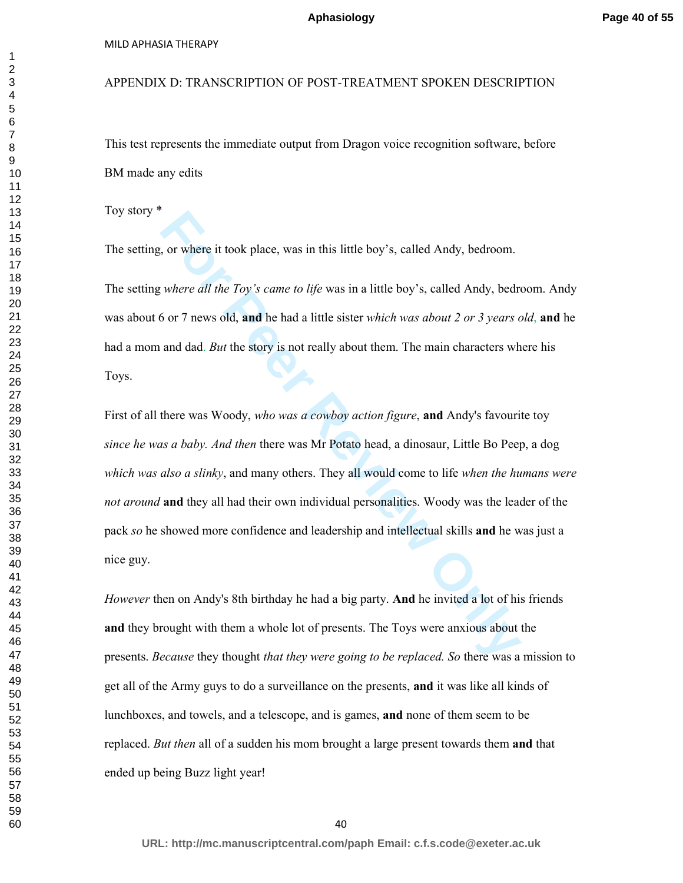APPENDIX D: TRANSCRIPTION OF POST-TREATMENT SPOKEN DESCRIPTION

This test represents the immediate output from Dragon voice recognition software, before BM made any edits

Toy story *

The setting, or where it took place, was in this little boy's, called Andy, bedroom.

The setting *where all the Toy's came to life* was in a little boy's, called Andy, bedroom. Andy was about 6 or 7 news old, **and** he had a little sister *which was about 2 or 3 years old*, **and** he had a mom and dad. *But* the story is not really about them. The main characters where his Toys.

First of all there was Woody, *who was a cowboy action figure*, **and** Andy's favourite toy *since he was a baby. And then* there was Mr Potato head, a dinosaur, Little Bo Peep, a dog *which was also a slinky*, and many others. They all would come to life *when the humans were not around* **and** they all had their own individual personalities. Woody was the leader of the pack *so* he showed more confidence and leadership and intellectual skills **and** he was just a nice guy.

*However* then on Andy's 8th birthday he had a big party. **And** he invited a lot of his friends **and** they brought with them a whole lot of presents. The Toys were anxious about the presents. *Because* they thought *that they were going to be replaced. So* there was a mission to get all of the Army guys to do a surveillance on the presents, **and** it was like all kinds of lunchboxes, and towels, and a telescope, and is games, **and** none of them seem to be replaced. *But then* all of a sudden his mom brought a large present towards them **and** that ended up being Buzz light year!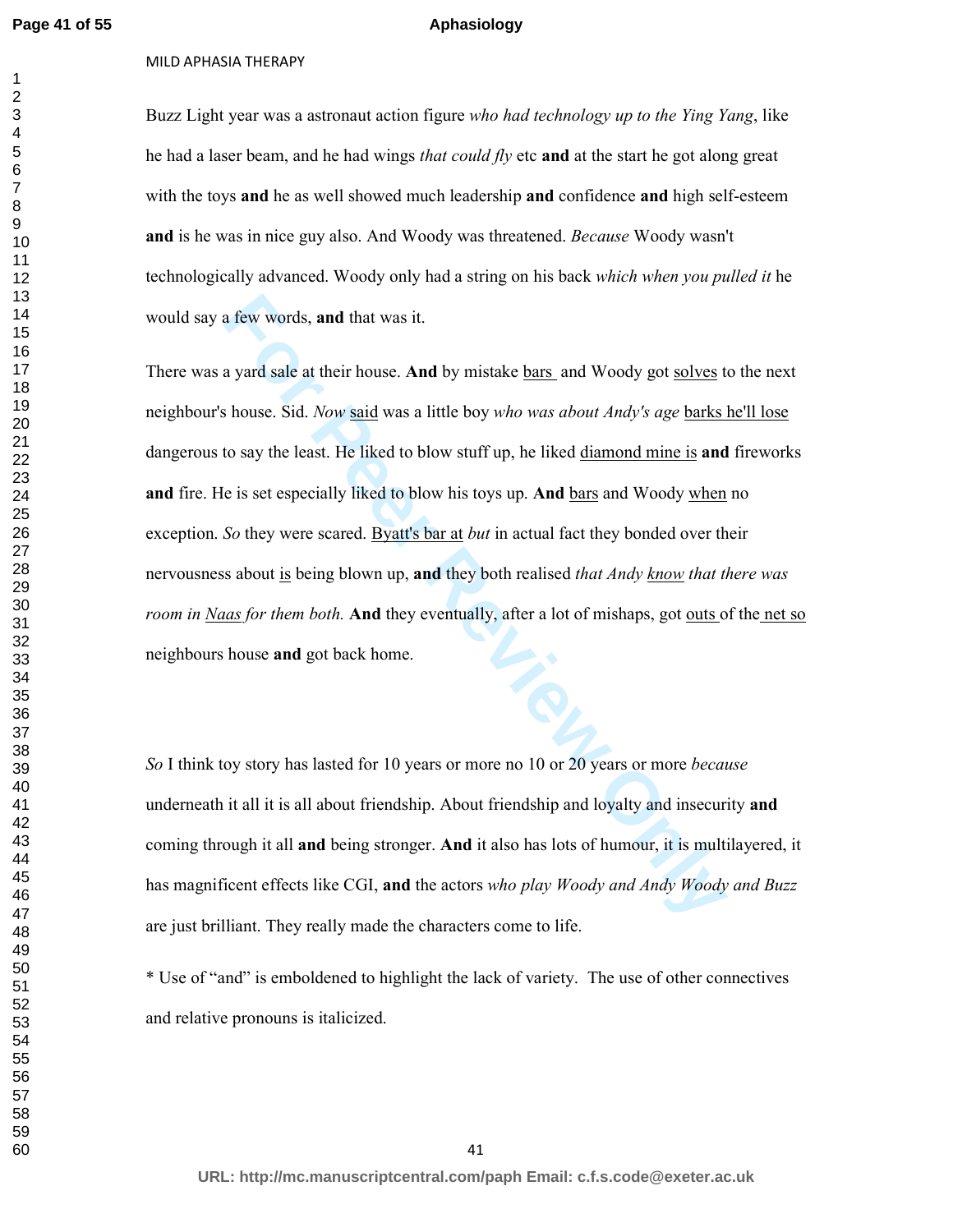Buzz Light year was a astronaut action figure *who had technology up to the Ying Yang*, like he had a laser beam, and he had wings *that could fly* etc **and** at the start he got along great with the toys **and** he as well showed much leadership **and** confidence **and** high self-esteem **and** is he was in nice guy also. And Woody was threatened. *Because* Woody wasn't technologically advanced. Woody only had a string on his back *which when you pulled it* he would say a few words, **and** that was it.

There was a yard sale at their house. **And** by mistake <u>bars</u> and Woody got <u>solves</u> to the next neighbour's house. Sid. *Now* <u>said</u> was a little boy *who was about Andy's age* <u>barks he'll lose</u> dangerous to say the least. He liked to blow stuff up, he liked <u>diamond mine is</u> **and** fireworks **and** fire. He is set especially liked to blow his toys up. **And** <u>bars</u> and Woody <u>when</u> no exception. *So* they were scared. <u>Byatt's bar at</u> *but* in actual fact they bonded over their nervousness about <u>is</u> being blown up, **and** they both realised *that Andy <u>know</u> that there was room in <u>Naas</u> for them both.* **And** they eventually, after a lot of mishaps, got <u>outs</u> of the <u>net so</u> neighbours house **and** got back home.

*So* I think toy story has lasted for 10 years or more no 10 or 20 years or more *because* underneath it all it is all about friendship. About friendship and loyalty and insecurity **and** coming through it all **and** being stronger. **And** it also has lots of humour, it is multilayered, it has magnificent effects like CGI, **and** the actors *who play Woody and Andy Woody and Buzz* are just brilliant. They really made the characters come to life.

* Use of "and" is emboldened to highlight the lack of variety. The use of other connectives and relative pronouns is italicized.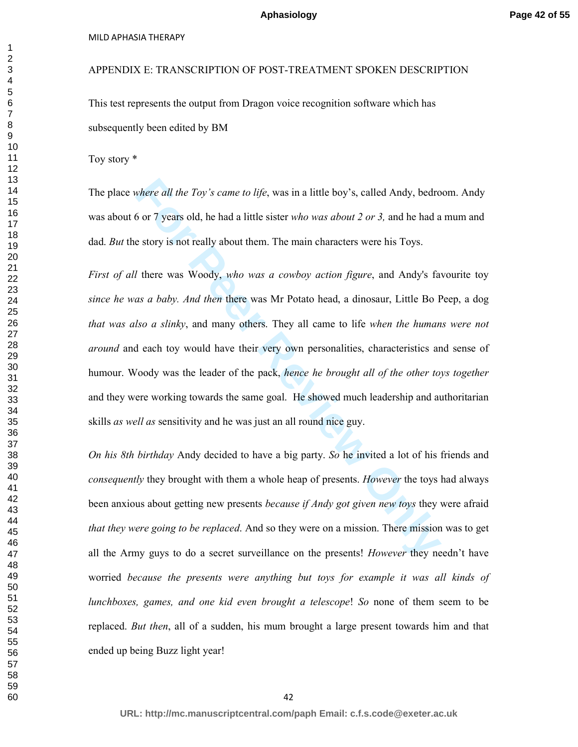APPENDIX E: TRANSCRIPTION OF POST-TREATMENT SPOKEN DESCRIPTION

This test represents the output from Dragon voice recognition software which has subsequently been edited by BM

Toy story *

The place *where all the Toy's came to life*, was in a little boy's, called Andy, bedroom. Andy was about 6 or 7 years old, he had a little sister *who was about 2 or 3,* and he had a mum and dad. *But* the story is not really about them. The main characters were his Toys.

*First of all* there was Woody, *who was a cowboy action figure*, and Andy's favourite toy *since he was a baby. And then* there was Mr Potato head, a dinosaur, Little Bo Peep, a dog *that was also a slinky*, and many others. They all came to life *when the humans were not around* and each toy would have their very own personalities, characteristics and sense of humour. Woody was the leader of the pack, *hence he brought all of the other toys together* and they were working towards the same goal. He showed much leadership and authoritarian skills *as well as* sensitivity and he was just an all round nice guy.

*On his 8th birthday* Andy decided to have a big party. *So* he invited a lot of his friends and *consequently* they brought with them a whole heap of presents. *However* the toys had always been anxious about getting new presents *because if Andy got given new toys* they were afraid *that they were going to be replaced*. And so they were on a mission. There mission was to get all the Army guys to do a secret surveillance on the presents! *However* they needn't have worried *because the presents were anything but toys for example it was all kinds of lunchboxes, games, and one kid even brought a telescope*! *So* none of them seem to be replaced. *But then*, all of a sudden, his mum brought a large present towards him and that ended up being Buzz light year!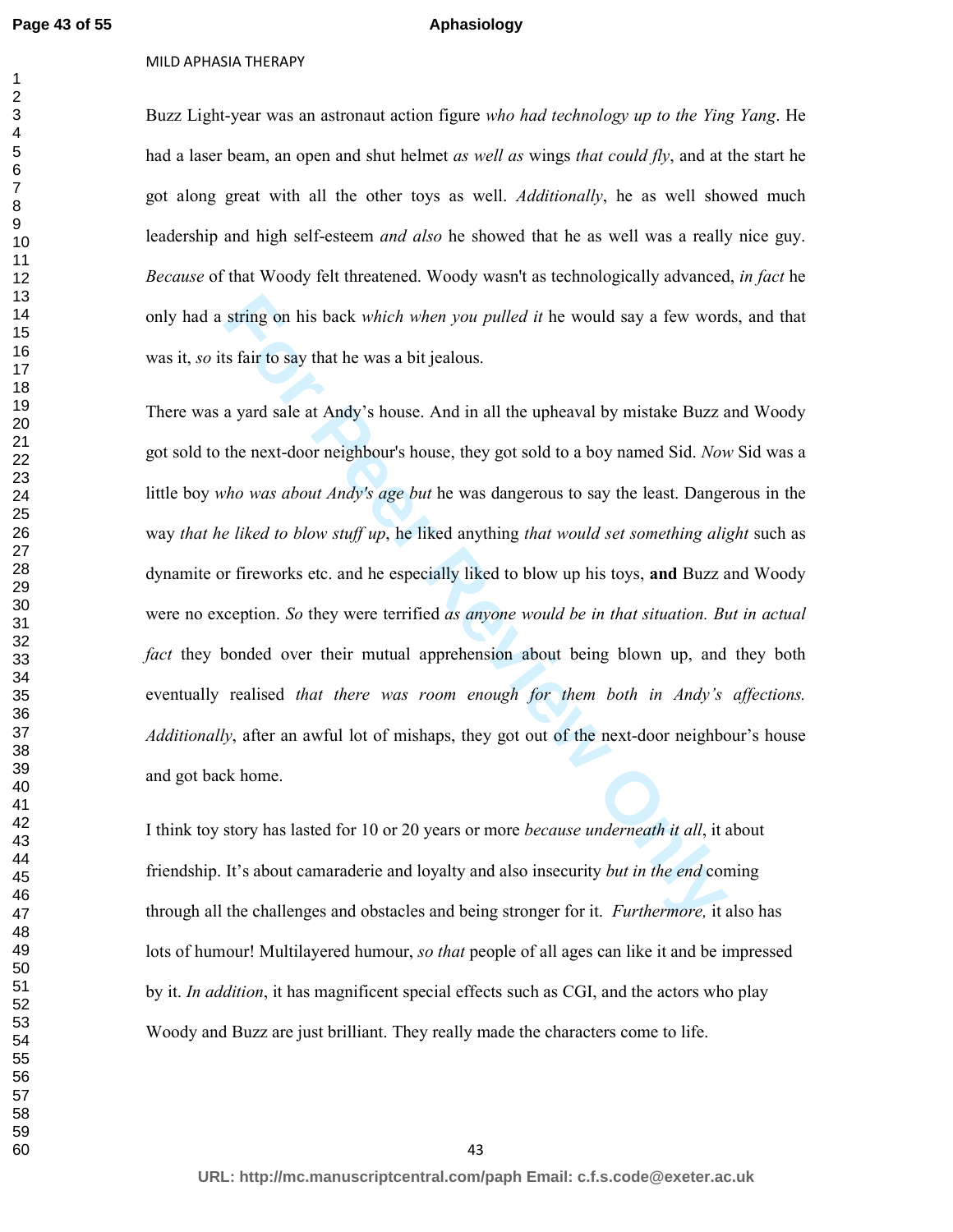Buzz Light-year was an astronaut action figure *who had technology up to the Ying Yang*. He had a laser beam, an open and shut helmet *as well as* wings *that could fly*, and at the start he got along great with all the other toys as well. *Additionally*, he as well showed much leadership and high self-esteem *and also* he showed that he as well was a really nice guy. *Because* of that Woody felt threatened. Woody wasn't as technologically advanced, *in fact* he only had a string on his back *which when you pulled it* he would say a few words, and that was it, *so* its fair to say that he was a bit jealous.

There was a yard sale at Andy's house. And in all the upheaval by mistake Buzz and Woody got sold to the next-door neighbour's house, they got sold to a boy named Sid. *Now* Sid was a little boy *who was about Andy's age but* he was dangerous to say the least. Dangerous in the way *that he liked to blow stuff up*, he liked anything *that would set something alight* such as dynamite or fireworks etc. and he especially liked to blow up his toys, **and** Buzz and Woody were no exception. *So* they were terrified *as anyone would be in that situation. But in actual fact* they bonded over their mutual apprehension about being blown up, and they both eventually realised *that there was room enough for them both in Andy's affections. Additionally*, after an awful lot of mishaps, they got out of the next-door neighbour's house and got back home.

I think toy story has lasted for 10 or 20 years or more *because underneath it all*, it about friendship. It's about camaraderie and loyalty and also insecurity *but in the end* coming through all the challenges and obstacles and being stronger for it. *Furthermore,* it also has lots of humour! Multilayered humour, *so that* people of all ages can like it and be impressed by it. *In addition*, it has magnificent special effects such as CGI, and the actors who play Woody and Buzz are just brilliant. They really made the characters come to life.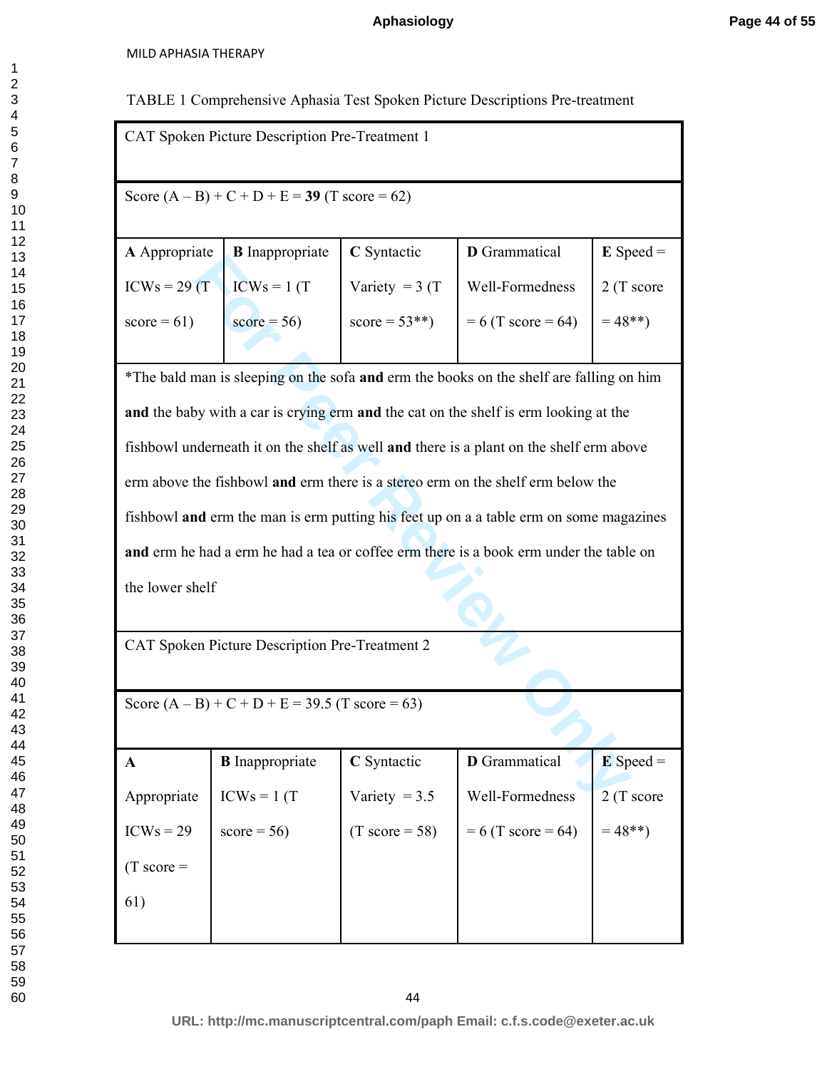TABLE 1 Comprehensive Aphasia Test Spoken Picture Descriptions Pre-treatment

| CAT Spoken Picture Description Pre-Treatment 1 | | | | |
|---|---|---|---|---|
| Score (A – B) + C + D + E = **39** (T score = 62) | | | | |
| **A** Appropriate ICWs = 29 (T score = 61) | **B** Inappropriate ICWs = 1 (T score = 56) | **C** Syntactic Variety = 3 (T score = 53**) | **D** Grammatical Well-Formedness = 6 (T score = 64) | **E** Speed = 2 (T score = 48**) |
| *The bald man is sleeping on the sofa **and** erm the books on the shelf are falling on him **and** the baby with a car is crying erm **and** the cat on the shelf is erm looking at the fishbowl underneath it on the shelf as well **and** there is a plant on the shelf erm above erm above the fishbowl **and** erm there is a stereo erm on the shelf erm below the fishbowl **and** erm the man is erm putting his feet up on a a table erm on some magazines **and** erm he had a erm he had a tea or coffee erm there is a book erm under the table on the lower shelf | | | | |
| CAT Spoken Picture Description Pre-Treatment 2 | | | | |
| Score (A – B) + C + D + E = 39.5 (T score = 63) | | | | |
| **A** Appropriate ICWs = 29 (T score = 61) | **B** Inappropriate ICWs = 1 (T score = 56) | **C** Syntactic Variety = 3.5 (T score = 58) | **D** Grammatical Well-Formedness = 6 (T score = 64) | **E** Speed = 2 (T score = 48**) |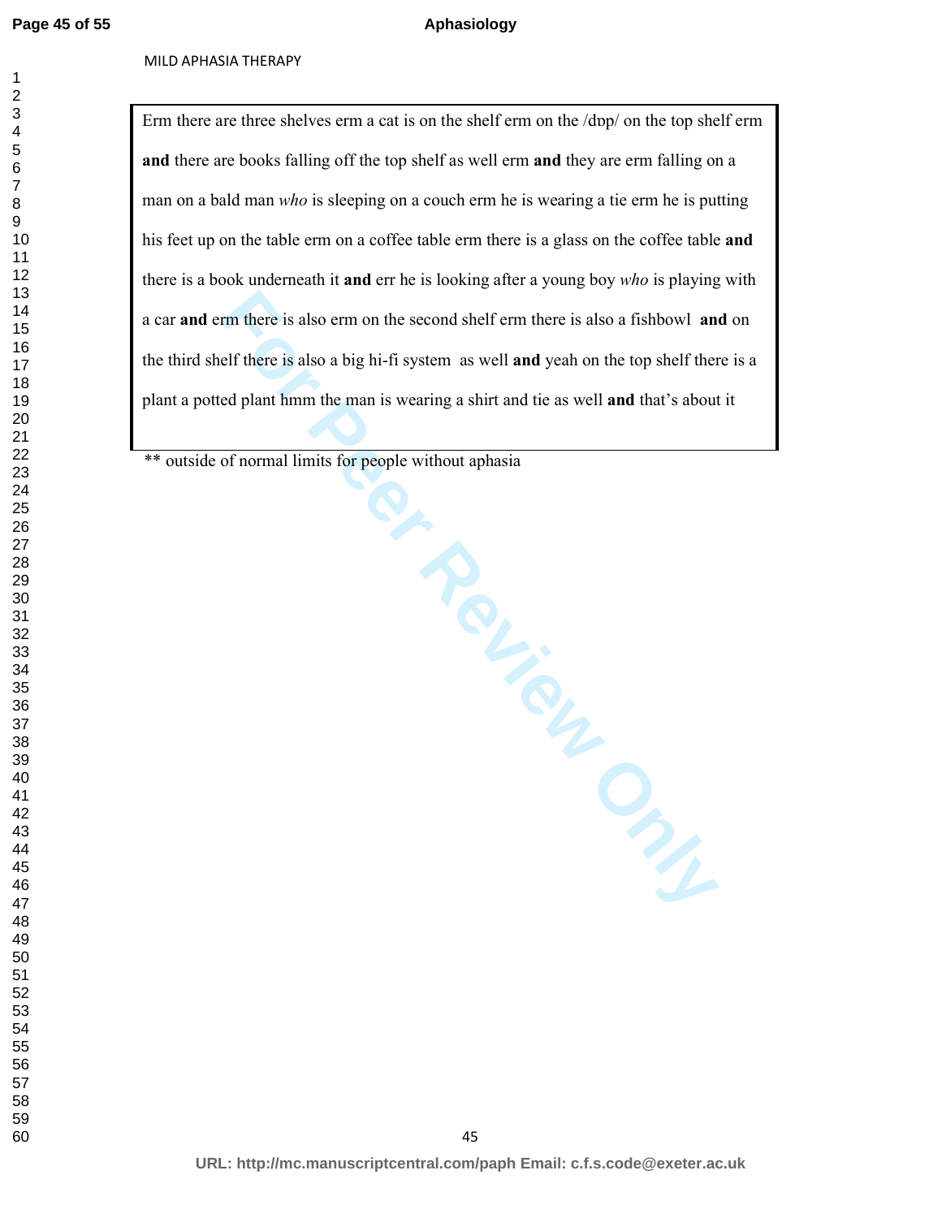Erm there are three shelves erm a cat is on the shelf erm on the /dɒp/ on the top shelf erm **and** there are books falling off the top shelf as well erm **and** they are erm falling on a man on a bald man *who* is sleeping on a couch erm he is wearing a tie erm he is putting his feet up on the table erm on a coffee table erm there is a glass on the coffee table **and** there is a book underneath it **and** err he is looking after a young boy *who* is playing with a car **and** erm there is also erm on the second shelf erm there is also a fishbowl **and** on the third shelf there is also a big hi-fi system as well **and** yeah on the top shelf there is a plant a potted plant hmm the man is wearing a shirt and tie as well **and** that's about it

** outside of normal limits for people without aphasia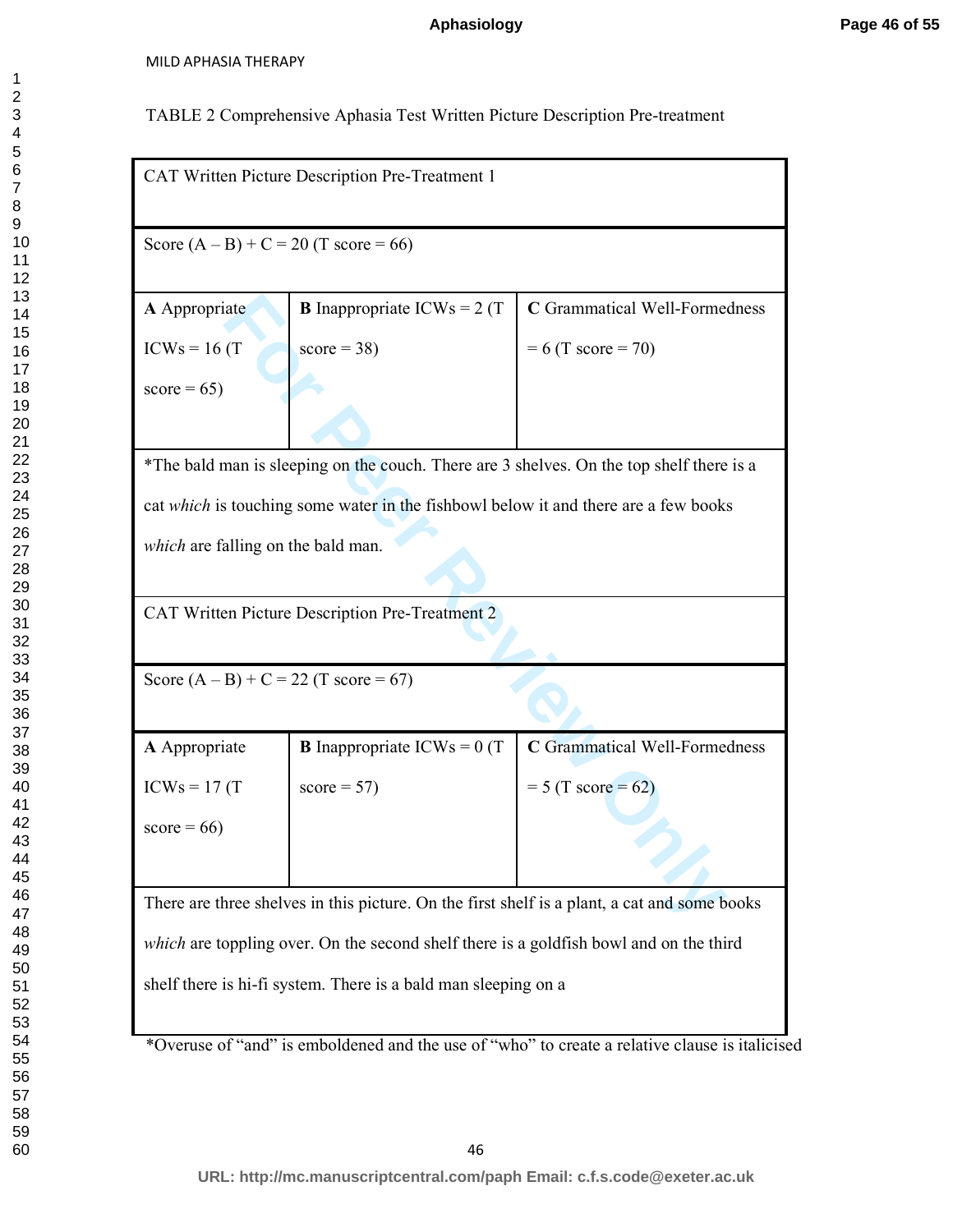TABLE 2 Comprehensive Aphasia Test Written Picture Description Pre-treatment

| CAT Written Picture Description Pre-Treatment 1 | | |
|---|---|---|
| Score (A – B) + C = 20 (T score = 66) | | |
| **A** Appropriate ICWs = 16 (T score = 65) | **B** Inappropriate ICWs = 2 (T score = 38) | **C** Grammatical Well-Formedness = 6 (T score = 70) |
| *The bald man is sleeping on the couch. There are 3 shelves. On the top shelf there is a cat *which* is touching some water in the fishbowl below it and there are a few books *which* are falling on the bald man. | | |
| CAT Written Picture Description Pre-Treatment 2 | | |
| Score (A – B) + C = 22 (T score = 67) | | |
| **A** Appropriate ICWs = 17 (T score = 66) | **B** Inappropriate ICWs = 0 (T score = 57) | **C** Grammatical Well-Formedness = 5 (T score = 62) |
| There are three shelves in this picture. On the first shelf is a plant, a cat and some books *which* are toppling over. On the second shelf there is a goldfish bowl and on the third shelf there is hi-fi system. There is a bald man sleeping on a | | |

*Overuse of "and" is emboldened and the use of "who" to create a relative clause is italicised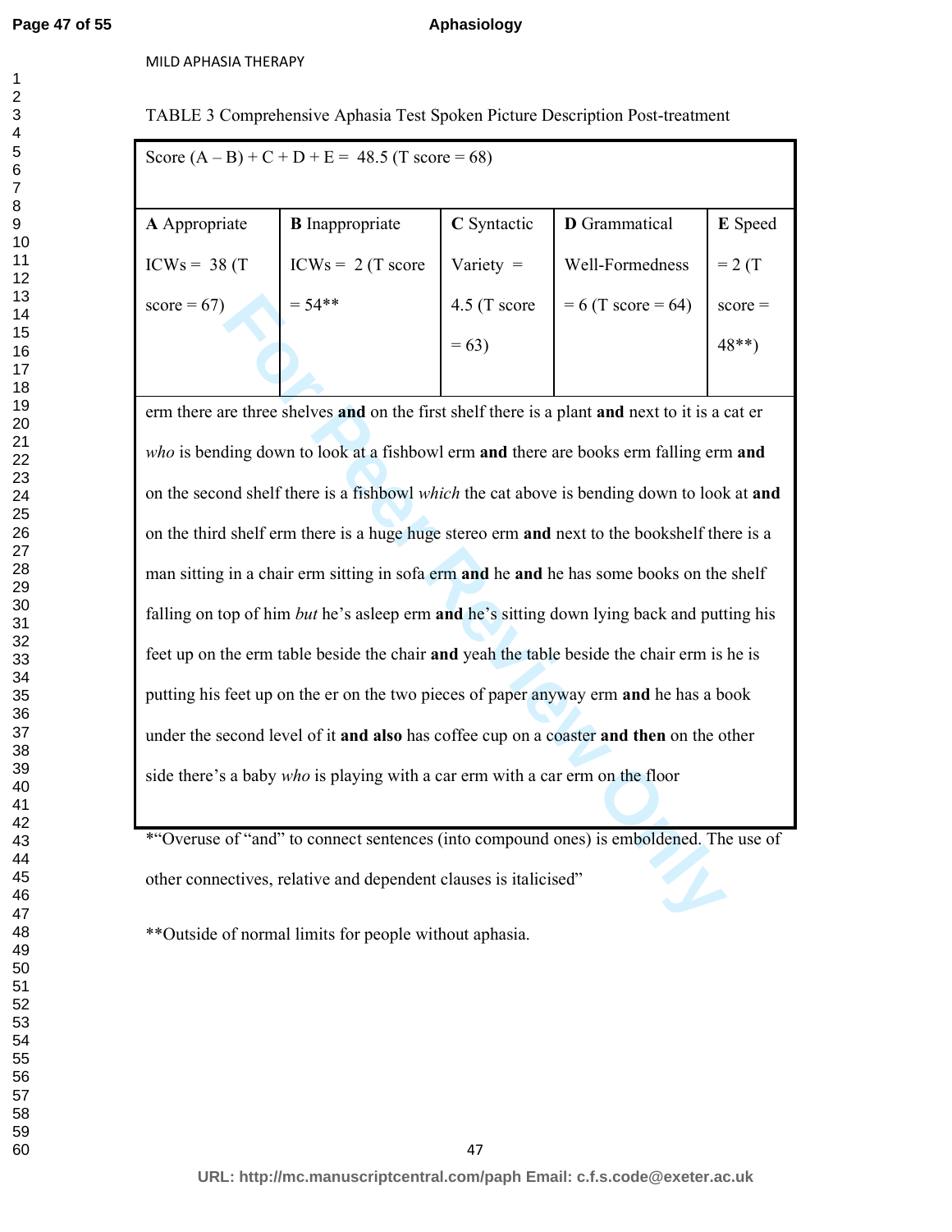TABLE 3 Comprehensive Aphasia Test Spoken Picture Description Post-treatment

| Score (A – B) + C + D + E = 48.5 (T score = 68) | | | | |
|---|---|---|---|---|
| **A** Appropriate ICWs = 38 (T score = 67) | **B** Inappropriate ICWs = 2 (T score = 54** | **C** Syntactic Variety = 4.5 (T score = 63) | **D** Grammatical Well-Formedness = 6 (T score = 64) | **E** Speed = 2 (T score = 48**) |
| erm there are three shelves **and** on the first shelf there is a plant **and** next to it is a cat er *who* is bending down to look at a fishbowl erm **and** there are books erm falling erm **and** on the second shelf there is a fishbowl *which* the cat above is bending down to look at **and** on the third shelf erm there is a huge huge stereo erm **and** next to the bookshelf there is a man sitting in a chair erm sitting in sofa erm **and** he **and** he has some books on the shelf falling on top of him *but* he's asleep erm **and** he's sitting down lying back and putting his feet up on the erm table beside the chair **and** yeah the table beside the chair erm is he is putting his feet up on the er on the two pieces of paper anyway erm **and** he has a book under the second level of it **and also** has coffee cup on a coaster **and then** on the other side there's a baby *who* is playing with a car erm with a car erm on the floor | | | | |

*"Overuse of "and" to connect sentences (into compound ones) is emboldened. The use of other connectives, relative and dependent clauses is italicised"

**Outside of normal limits for people without aphasia.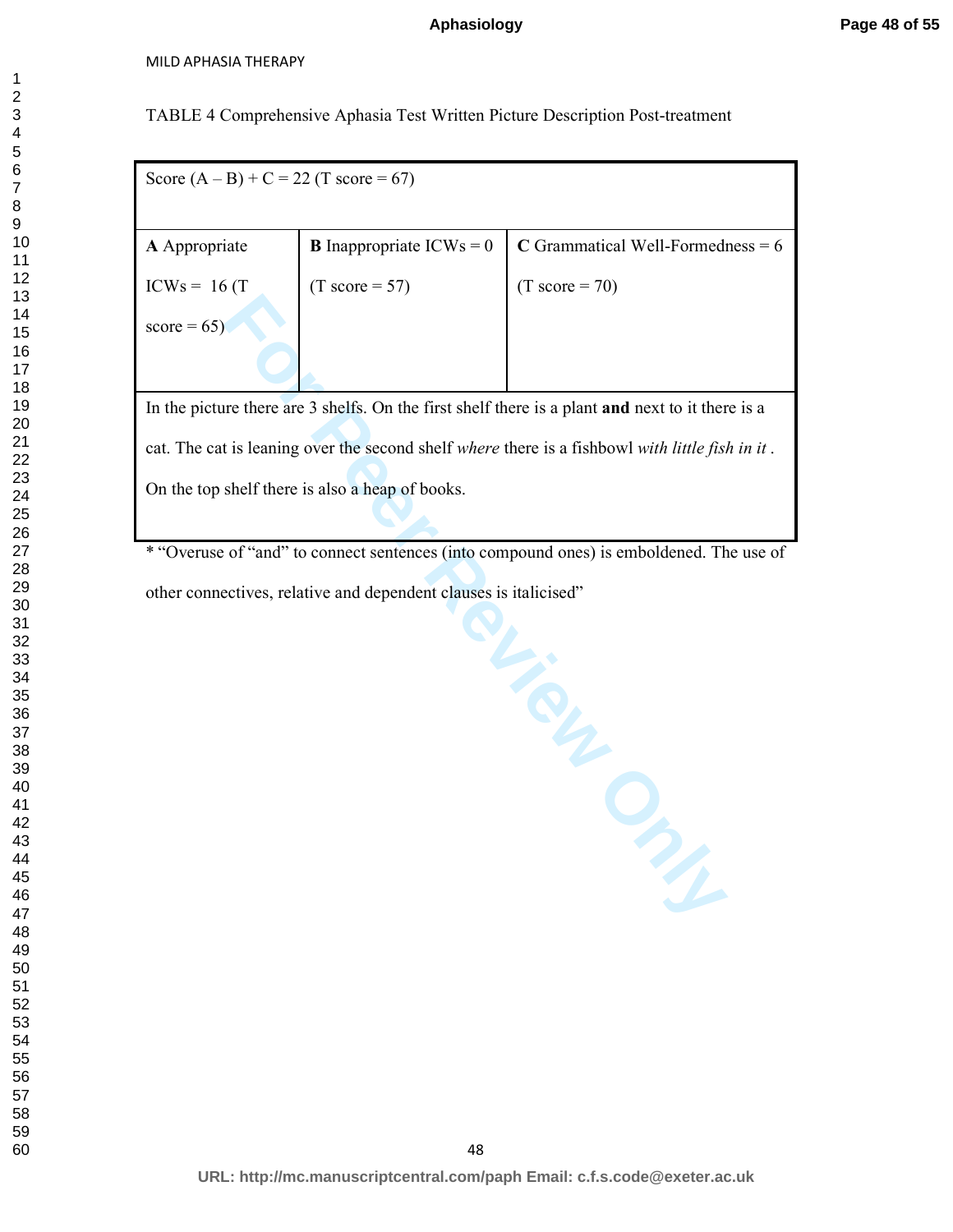TABLE 4 Comprehensive Aphasia Test Written Picture Description Post-treatment

| Score (A – B) + C = 22 (T score = 67) | | |
|---|---|---|
| **A** Appropriate ICWs = 16 (T score = 65) | **B** Inappropriate ICWs = 0 (T score = 57) | **C** Grammatical Well-Formedness = 6 (T score = 70) |
| In the picture there are 3 shelfs. On the first shelf there is a plant **and** next to it there is a cat. The cat is leaning over the second shelf *where* there is a fishbowl *with little fish in it* . On the top shelf there is also a heap of books. | | |

* "Overuse of "and" to connect sentences (into compound ones) is emboldened. The use of other connectives, relative and dependent clauses is italicised"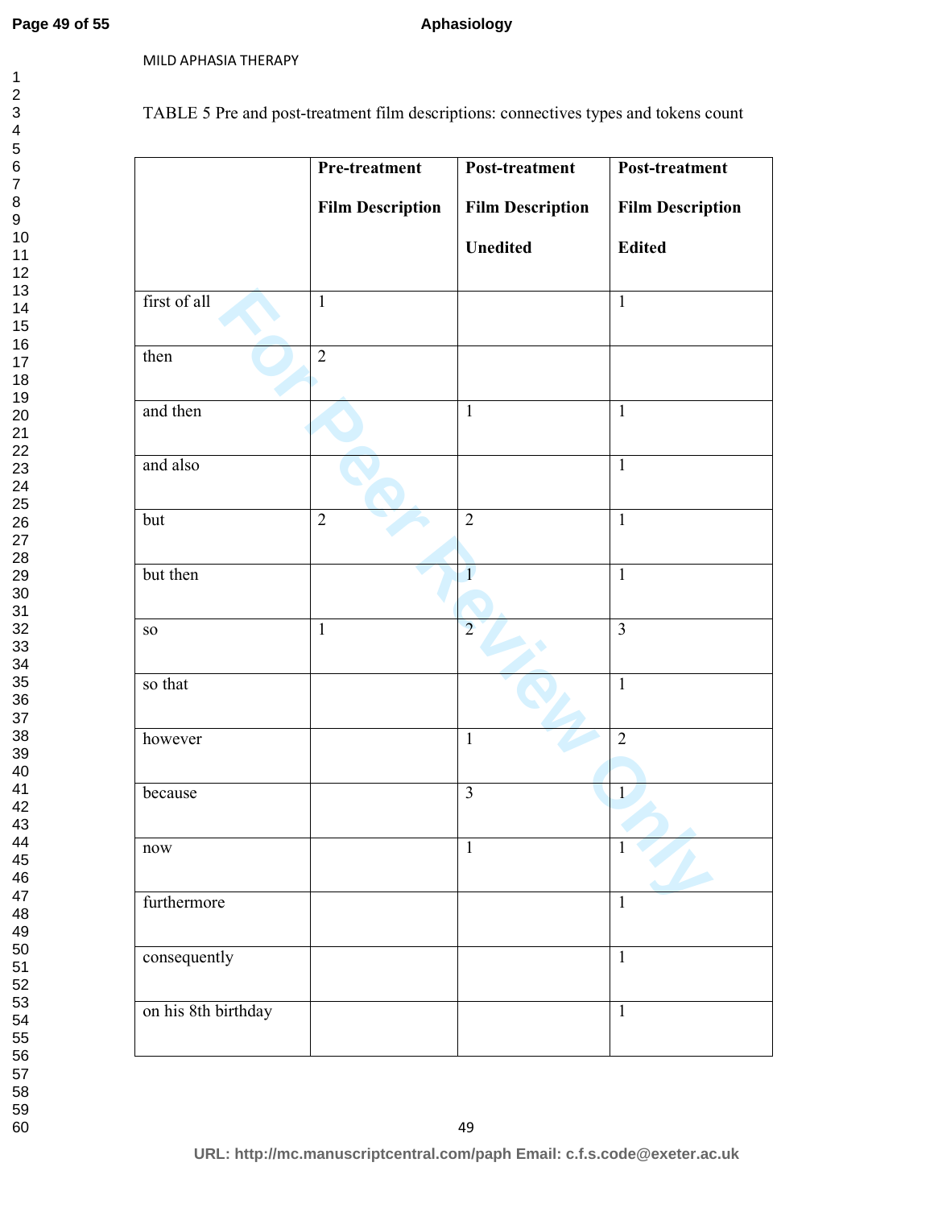TABLE 5 Pre and post-treatment film descriptions: connectives types and tokens count

| | Pre-treatment Film Description | Post-treatment Film Description Unedited | Post-treatment Film Description Edited |
|---|---|---|---|
| first of all | 1 | | 1 |
| then | 2 | | |
| and then | | 1 | 1 |
| and also | | | 1 |
| but | 2 | 2 | 1 |
| but then | | 1 | 1 |
| so | 1 | 2 | 3 |
| so that | | | 1 |
| however | | 1 | 2 |
| because | | 3 | 1 |
| now | | 1 | 1 |
| furthermore | | | 1 |
| consequently | | | 1 |
| on his 8th birthday | | | 1 |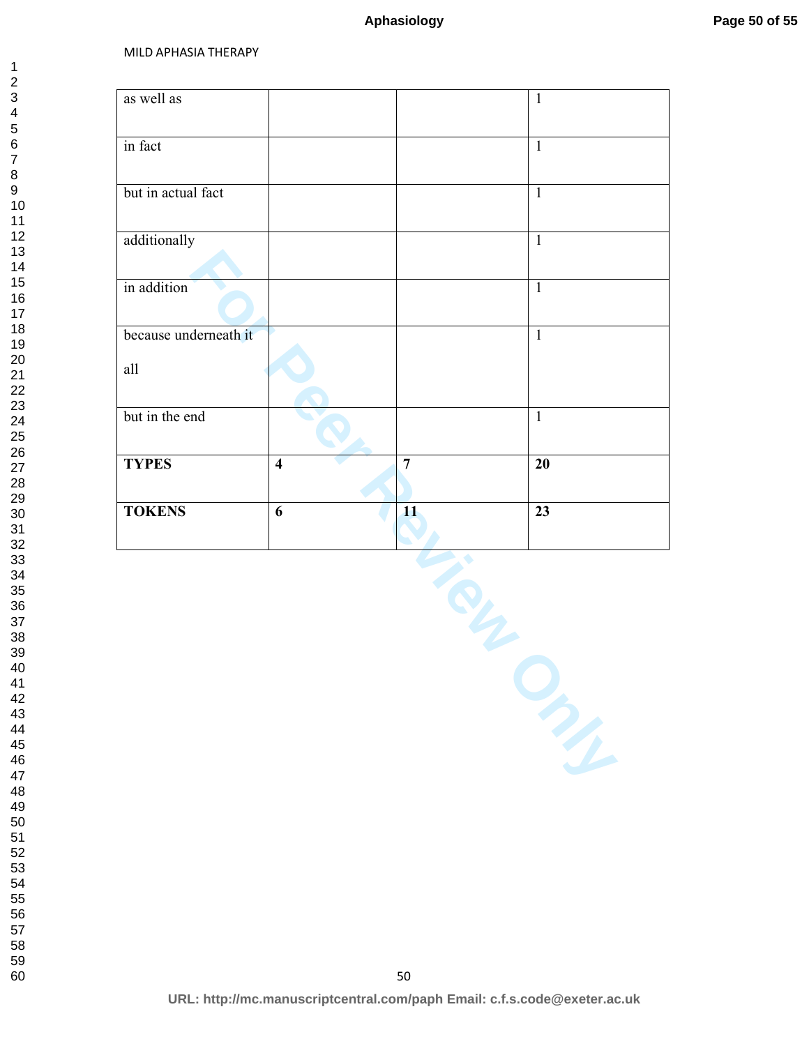| | | | |
|---|---|---|---|
| as well as | | | 1 |
| in fact | | | 1 |
| but in actual fact | | | 1 |
| additionally | | | 1 |
| in addition | | | 1 |
| because underneath it all | | | 1 |
| but in the end | | | 1 |
| **TYPES** | **4** | **7** | **20** |
| **TOKENS** | **6** | **11** | **23** |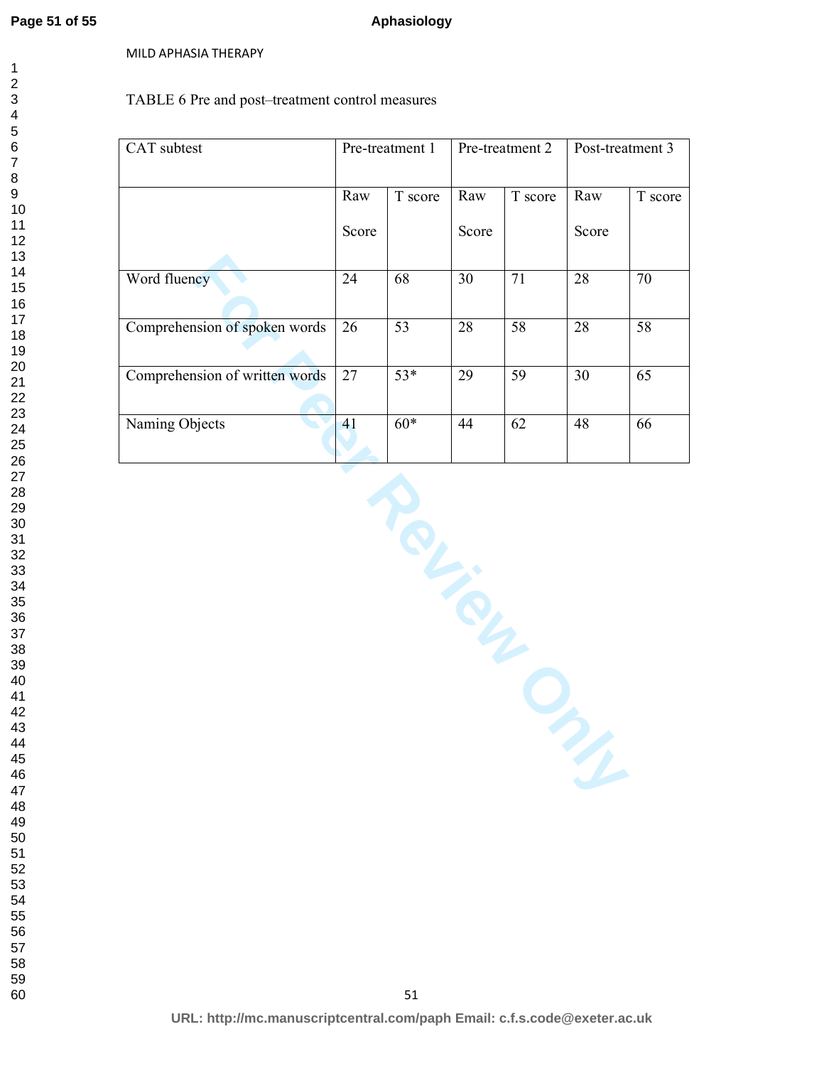TABLE 6 Pre and post–treatment control measures

| CAT subtest | Pre-treatment 1 | | Pre-treatment 2 | | Post-treatment 3 | |
|---|---|---|---|---|---|---|
| | Raw Score | T score | Raw Score | T score | Raw Score | T score |
| Word fluency | 24 | 68 | 30 | 71 | 28 | 70 |
| Comprehension of spoken words | 26 | 53 | 28 | 58 | 28 | 58 |
| Comprehension of written words | 27 | 53* | 29 | 59 | 30 | 65 |
| Naming Objects | 41 | 60* | 44 | 62 | 48 | 66 |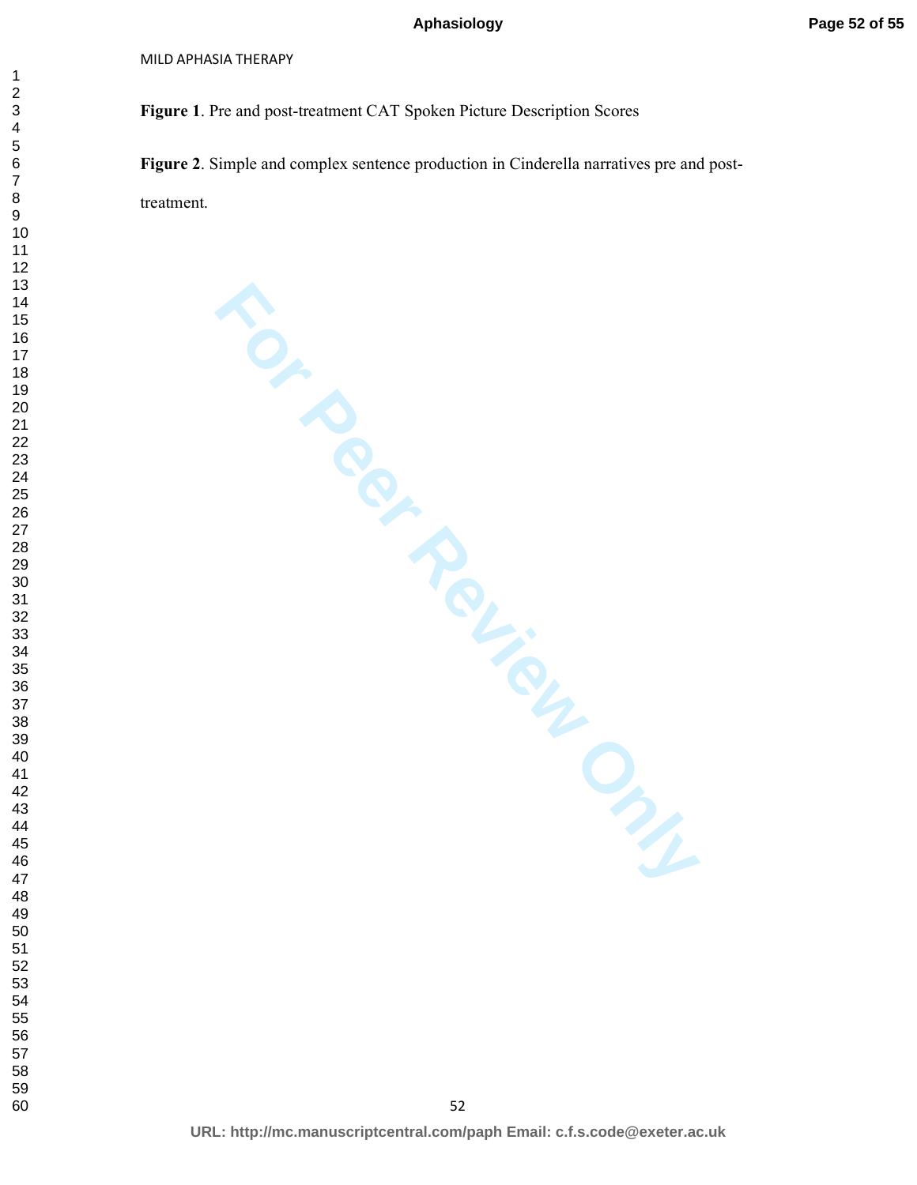**Figure 1**. Pre and post-treatment CAT Spoken Picture Description Scores

**Figure 2**. Simple and complex sentence production in Cinderella narratives pre and post-treatment.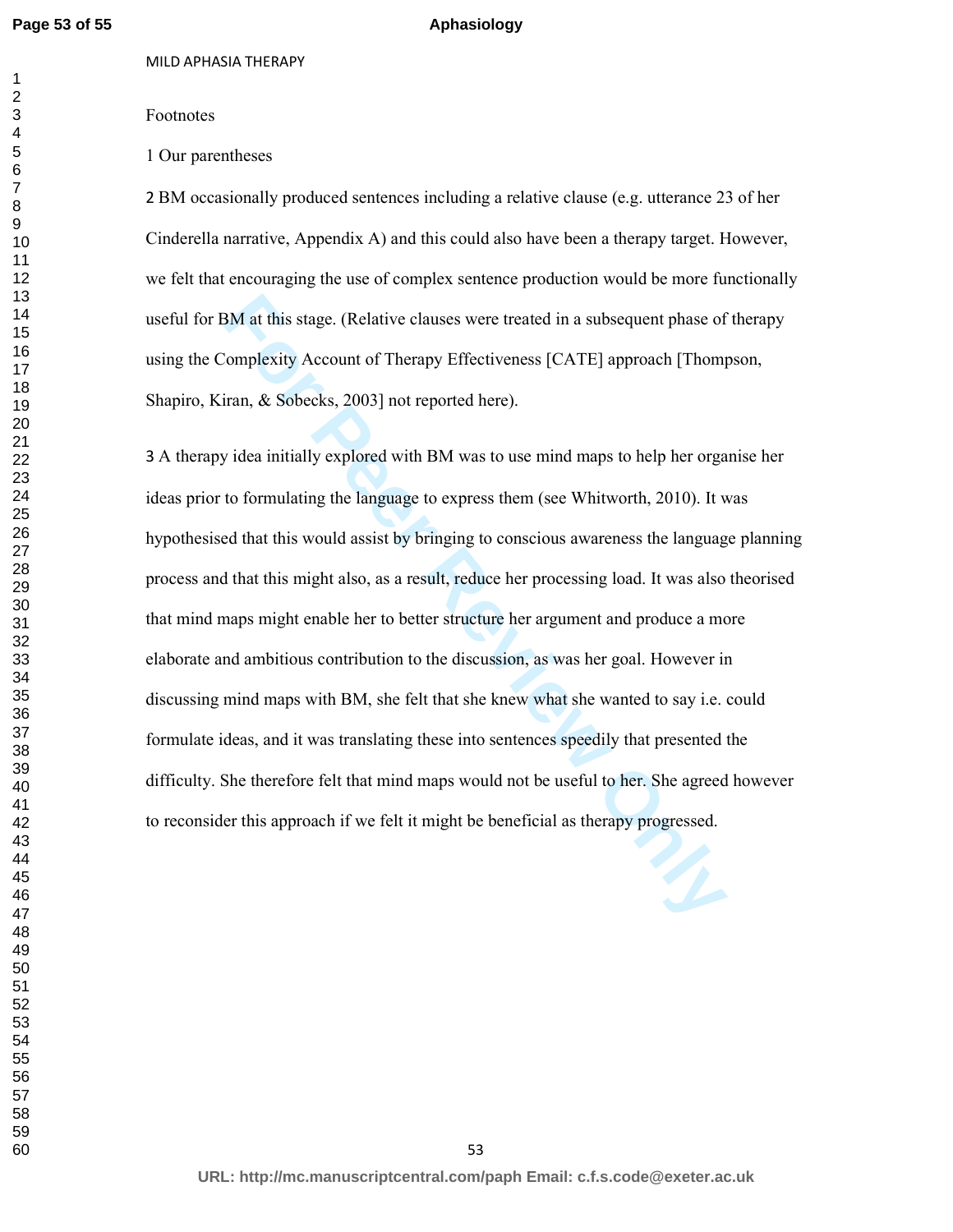Footnotes

1 Our parentheses

2 BM occasionally produced sentences including a relative clause (e.g. utterance 23 of her Cinderella narrative, Appendix A) and this could also have been a therapy target. However, we felt that encouraging the use of complex sentence production would be more functionally useful for BM at this stage. (Relative clauses were treated in a subsequent phase of therapy using the Complexity Account of Therapy Effectiveness [CATE] approach [Thompson, Shapiro, Kiran, & Sobecks, 2003] not reported here).

3 A therapy idea initially explored with BM was to use mind maps to help her organise her ideas prior to formulating the language to express them (see Whitworth, 2010). It was hypothesised that this would assist by bringing to conscious awareness the language planning process and that this might also, as a result, reduce her processing load. It was also theorised that mind maps might enable her to better structure her argument and produce a more elaborate and ambitious contribution to the discussion, as was her goal. However in discussing mind maps with BM, she felt that she knew what she wanted to say i.e. could formulate ideas, and it was translating these into sentences speedily that presented the difficulty. She therefore felt that mind maps would not be useful to her. She agreed however to reconsider this approach if we felt it might be beneficial as therapy progressed.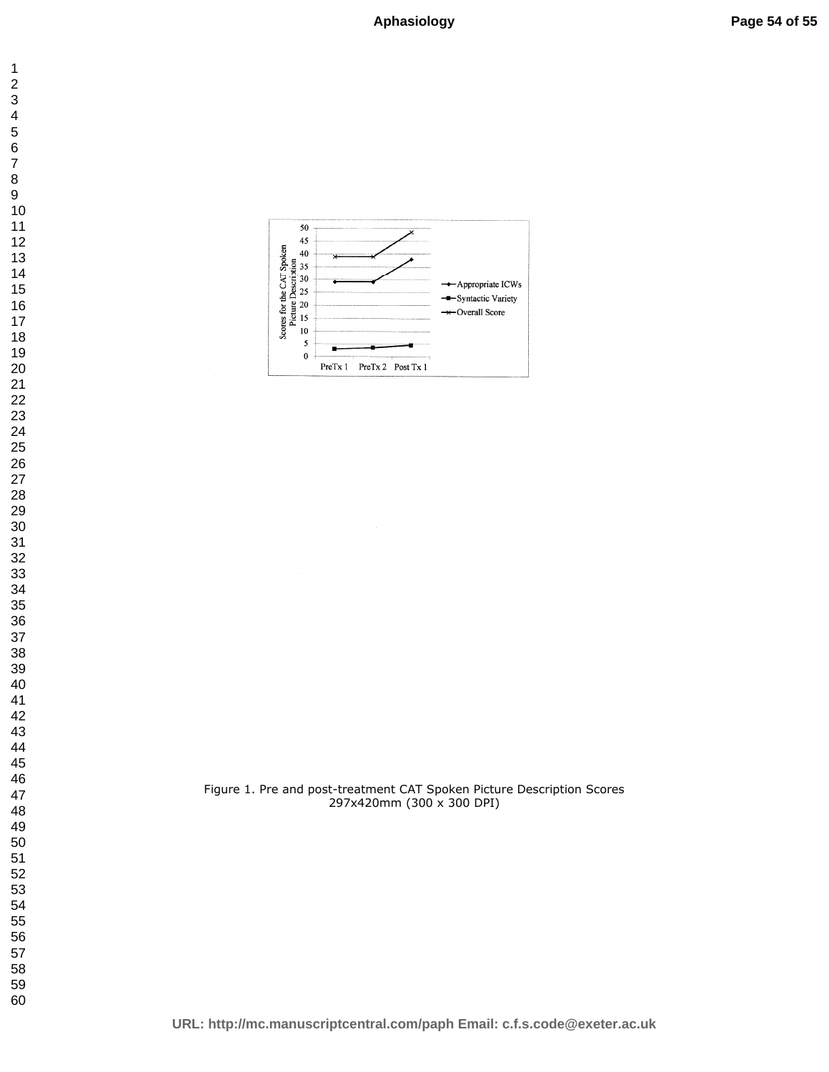Figure 1. Pre and post-treatment CAT Spoken Picture Description Scores
297x420mm (300 x 300 DPI)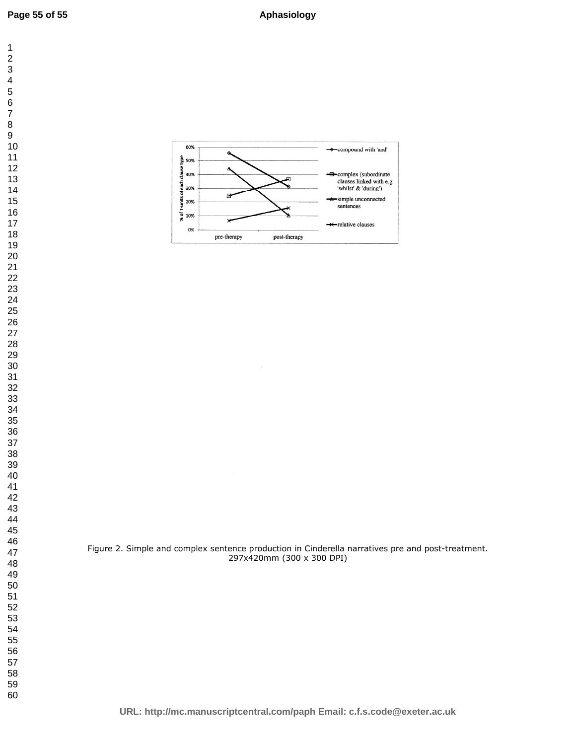60%
50%
40%
30%
20%
10%
0%

% of T-units of each clause type

pre-therapy
post-therapy

compound with 'and'
complex (subordinate clauses linked with e.g. 'whilst' & 'during')
simple unconnected sentences
relative clauses

Figure 2. Simple and complex sentence production in Cinderella narratives pre and post-treatment.
297x420mm (300 x 300 DPI)